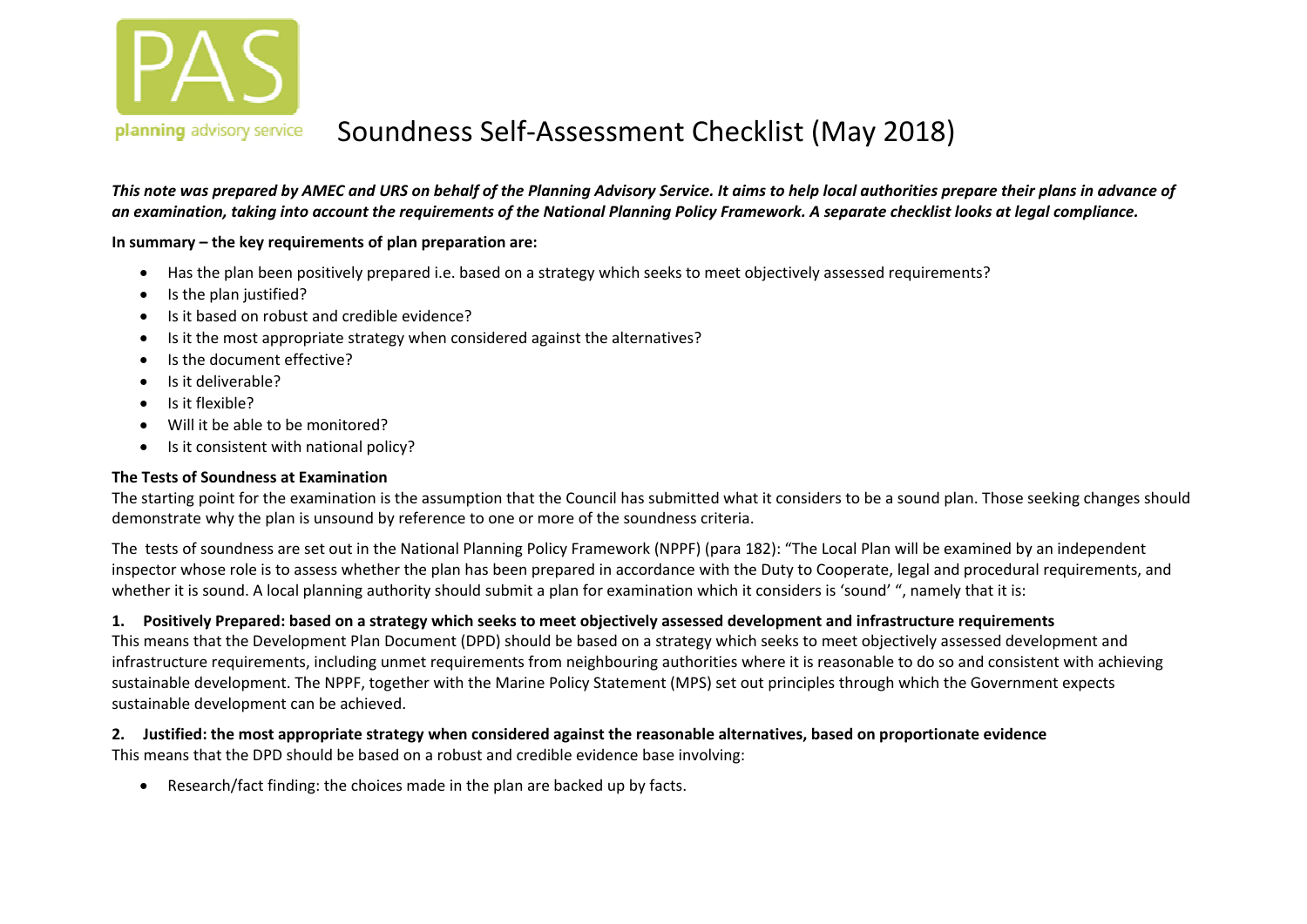# Soundness Self-Assessment Checklist (May 2018)

***This note was prepared by AMEC and URS on behalf of the Planning Advisory Service. It aims to help local authorities prepare their plans in advance of an examination, taking into account the requirements of the National Planning Policy Framework. A separate checklist looks at legal compliance.***

**In summary – the key requirements of plan preparation are:**

- Has the plan been positively prepared i.e. based on a strategy which seeks to meet objectively assessed requirements?
- Is the plan justified?
- Is it based on robust and credible evidence?
- Is it the most appropriate strategy when considered against the alternatives?
- Is the document effective?
- Is it deliverable?
- Is it flexible?
- Will it be able to be monitored?
- Is it consistent with national policy?

**The Tests of Soundness at Examination**

The starting point for the examination is the assumption that the Council has submitted what it considers to be a sound plan. Those seeking changes should demonstrate why the plan is unsound by reference to one or more of the soundness criteria.

The tests of soundness are set out in the National Planning Policy Framework (NPPF) (para 182): "The Local Plan will be examined by an independent inspector whose role is to assess whether the plan has been prepared in accordance with the Duty to Cooperate, legal and procedural requirements, and whether it is sound. A local planning authority should submit a plan for examination which it considers is 'sound' ", namely that it is:

**1. Positively Prepared: based on a strategy which seeks to meet objectively assessed development and infrastructure requirements**

This means that the Development Plan Document (DPD) should be based on a strategy which seeks to meet objectively assessed development and infrastructure requirements, including unmet requirements from neighbouring authorities where it is reasonable to do so and consistent with achieving sustainable development. The NPPF, together with the Marine Policy Statement (MPS) set out principles through which the Government expects sustainable development can be achieved.

**2. Justified: the most appropriate strategy when considered against the reasonable alternatives, based on proportionate evidence**

This means that the DPD should be based on a robust and credible evidence base involving:

- Research/fact finding: the choices made in the plan are backed up by facts.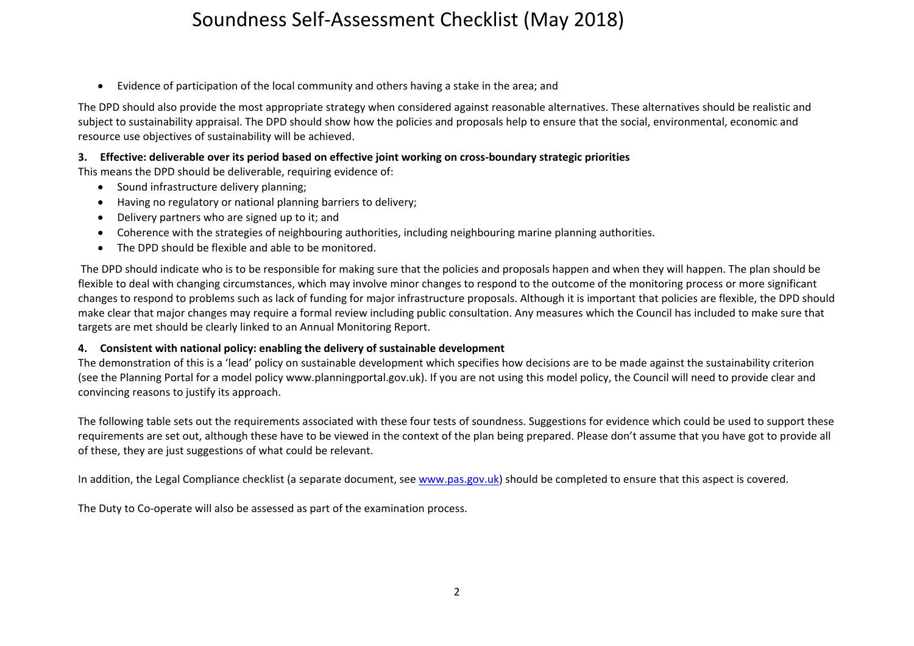- Evidence of participation of the local community and others having a stake in the area; and

The DPD should also provide the most appropriate strategy when considered against reasonable alternatives. These alternatives should be realistic and subject to sustainability appraisal. The DPD should show how the policies and proposals help to ensure that the social, environmental, economic and resource use objectives of sustainability will be achieved.

**3. Effective: deliverable over its period based on effective joint working on cross-boundary strategic priorities**

This means the DPD should be deliverable, requiring evidence of:

- Sound infrastructure delivery planning;
- Having no regulatory or national planning barriers to delivery;
- Delivery partners who are signed up to it; and
- Coherence with the strategies of neighbouring authorities, including neighbouring marine planning authorities.
- The DPD should be flexible and able to be monitored.

The DPD should indicate who is to be responsible for making sure that the policies and proposals happen and when they will happen. The plan should be flexible to deal with changing circumstances, which may involve minor changes to respond to the outcome of the monitoring process or more significant changes to respond to problems such as lack of funding for major infrastructure proposals. Although it is important that policies are flexible, the DPD should make clear that major changes may require a formal review including public consultation. Any measures which the Council has included to make sure that targets are met should be clearly linked to an Annual Monitoring Report.

**4. Consistent with national policy: enabling the delivery of sustainable development**

The demonstration of this is a 'lead' policy on sustainable development which specifies how decisions are to be made against the sustainability criterion (see the Planning Portal for a model policy www.planningportal.gov.uk). If you are not using this model policy, the Council will need to provide clear and convincing reasons to justify its approach.

The following table sets out the requirements associated with these four tests of soundness. Suggestions for evidence which could be used to support these requirements are set out, although these have to be viewed in the context of the plan being prepared. Please don't assume that you have got to provide all of these, they are just suggestions of what could be relevant.

In addition, the Legal Compliance checklist (a separate document, see www.pas.gov.uk) should be completed to ensure that this aspect is covered.

The Duty to Co-operate will also be assessed as part of the examination process.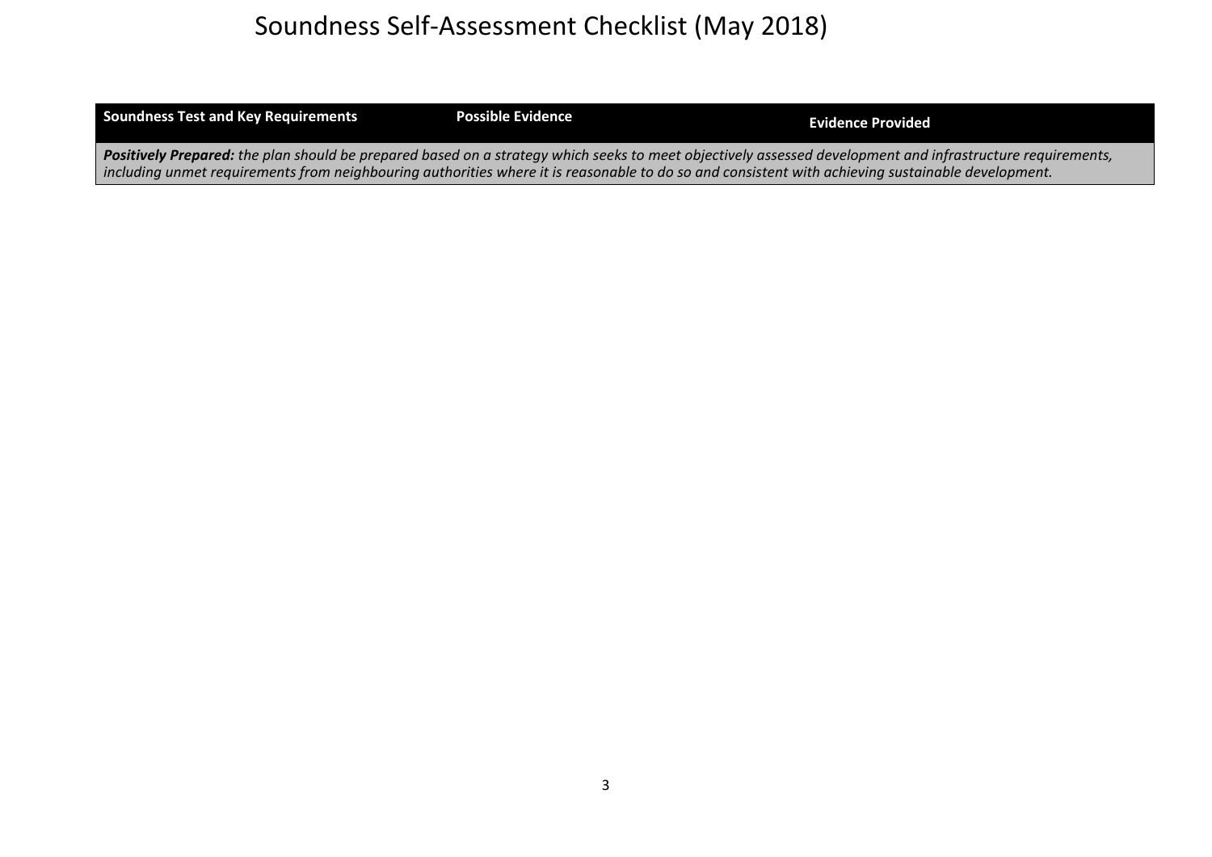# Soundness Self-Assessment Checklist (May 2018)

| Soundness Test and Key Requirements | Possible Evidence | Evidence Provided |
|---|---|---|
| ***Positively Prepared:*** *the plan should be prepared based on a strategy which seeks to meet objectively assessed development and infrastructure requirements, including unmet requirements from neighbouring authorities where it is reasonable to do so and consistent with achieving sustainable development.* | | |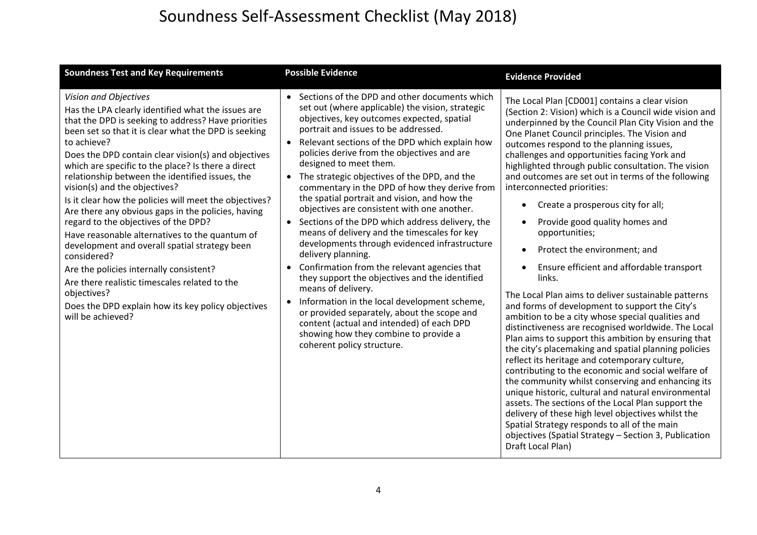# Soundness Self-Assessment Checklist (May 2018)

| Soundness Test and Key Requirements | Possible Evidence | Evidence Provided |
|---|---|---|
| *Vision and Objectives*<br>Has the LPA clearly identified what the issues are that the DPD is seeking to address? Have priorities been set so that it is clear what the DPD is seeking to achieve?<br>Does the DPD contain clear vision(s) and objectives which are specific to the place? Is there a direct relationship between the identified issues, the vision(s) and the objectives?<br>Is it clear how the policies will meet the objectives? Are there any obvious gaps in the policies, having regard to the objectives of the DPD?<br>Have reasonable alternatives to the quantum of development and overall spatial strategy been considered?<br>Are the policies internally consistent?<br>Are there realistic timescales related to the objectives?<br>Does the DPD explain how its key policy objectives will be achieved? | • Sections of the DPD and other documents which set out (where applicable) the vision, strategic objectives, key outcomes expected, spatial portrait and issues to be addressed.<br>• Relevant sections of the DPD which explain how policies derive from the objectives and are designed to meet them.<br>• The strategic objectives of the DPD, and the commentary in the DPD of how they derive from the spatial portrait and vision, and how the objectives are consistent with one another.<br>• Sections of the DPD which address delivery, the means of delivery and the timescales for key developments through evidenced infrastructure delivery planning.<br>• Confirmation from the relevant agencies that they support the objectives and the identified means of delivery.<br>• Information in the local development scheme, or provided separately, about the scope and content (actual and intended) of each DPD showing how they combine to provide a coherent policy structure. | The Local Plan [CD001] contains a clear vision (Section 2: Vision) which is a Council wide vision and underpinned by the Council Plan City Vision and the One Planet Council principles. The Vision and outcomes respond to the planning issues, challenges and opportunities facing York and highlighted through public consultation. The vision and outcomes are set out in terms of the following interconnected priorities:<br>• Create a prosperous city for all;<br>• Provide good quality homes and opportunities;<br>• Protect the environment; and<br>• Ensure efficient and affordable transport links.<br>The Local Plan aims to deliver sustainable patterns and forms of development to support the City's ambition to be a city whose special qualities and distinctiveness are recognised worldwide. The Local Plan aims to support this ambition by ensuring that the city's placemaking and spatial planning policies reflect its heritage and cotemporary culture, contributing to the economic and social welfare of the community whilst conserving and enhancing its unique historic, cultural and natural environmental assets. The sections of the Local Plan support the delivery of these high level objectives whilst the Spatial Strategy responds to all of the main objectives (Spatial Strategy – Section 3, Publication Draft Local Plan) |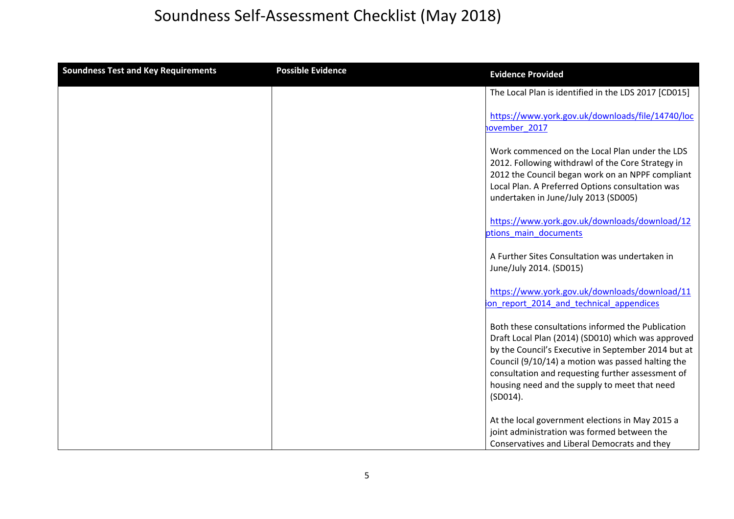# Soundness Self-Assessment Checklist (May 2018)

| Soundness Test and Key Requirements | Possible Evidence | Evidence Provided |
|---|---|---|
| | | The Local Plan is identified in the LDS 2017 [CD015]<br><br>https://www.york.gov.uk/downloads/file/14740/loc novembe_2017<br><br>Work commenced on the Local Plan under the LDS 2012. Following withdrawl of the Core Strategy in 2012 the Council began work on an NPPF compliant Local Plan. A Preferred Options consultation was undertaken in June/July 2013 (SD005)<br><br>https://www.york.gov.uk/downloads/download/12 ptions_main_documents<br><br>A Further Sites Consultation was undertaken in June/July 2014. (SD015)<br><br>https://www.york.gov.uk/downloads/download/11 ion_report_2014_and_technical_appendices<br><br>Both these consultations informed the Publication Draft Local Plan (2014) (SD010) which was approved by the Council's Executive in September 2014 but at Council (9/10/14) a motion was passed halting the consultation and requesting further assessment of housing need and the supply to meet that need (SD014).<br><br>At the local government elections in May 2015 a joint administration was formed between the Conservatives and Liberal Democrats and they |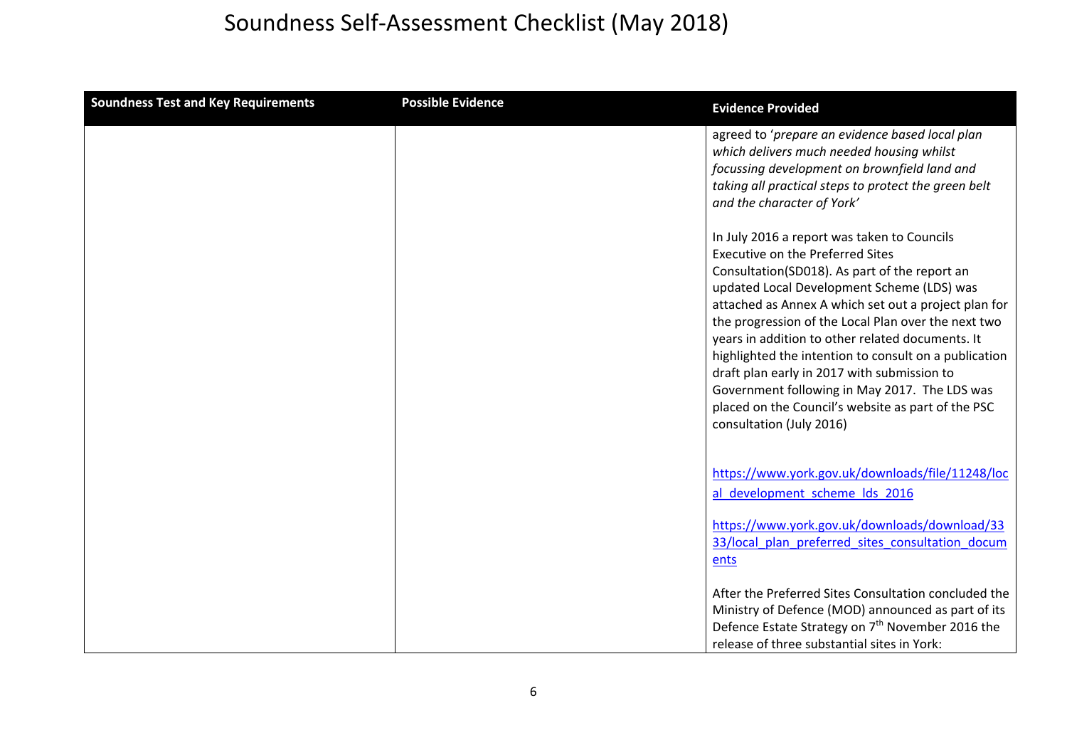# Soundness Self-Assessment Checklist (May 2018)

| Soundness Test and Key Requirements | Possible Evidence | Evidence Provided |
|---|---|---|
| | | agreed to '*prepare an evidence based local plan which delivers much needed housing whilst focussing development on brownfield land and taking all practical steps to protect the green belt and the character of York*'<br><br>In July 2016 a report was taken to Councils Executive on the Preferred Sites Consultation(SD018). As part of the report an updated Local Development Scheme (LDS) was attached as Annex A which set out a project plan for the progression of the Local Plan over the next two years in addition to other related documents. It highlighted the intention to consult on a publication draft plan early in 2017 with submission to Government following in May 2017. The LDS was placed on the Council's website as part of the PSC consultation (July 2016)<br><br>https://www.york.gov.uk/downloads/file/11248/local_development_scheme_lds_2016<br><br>https://www.york.gov.uk/downloads/download/3333/local_plan_preferred_sites_consultation_documents<br><br>After the Preferred Sites Consultation concluded the Ministry of Defence (MOD) announced as part of its Defence Estate Strategy on 7th November 2016 the release of three substantial sites in York: |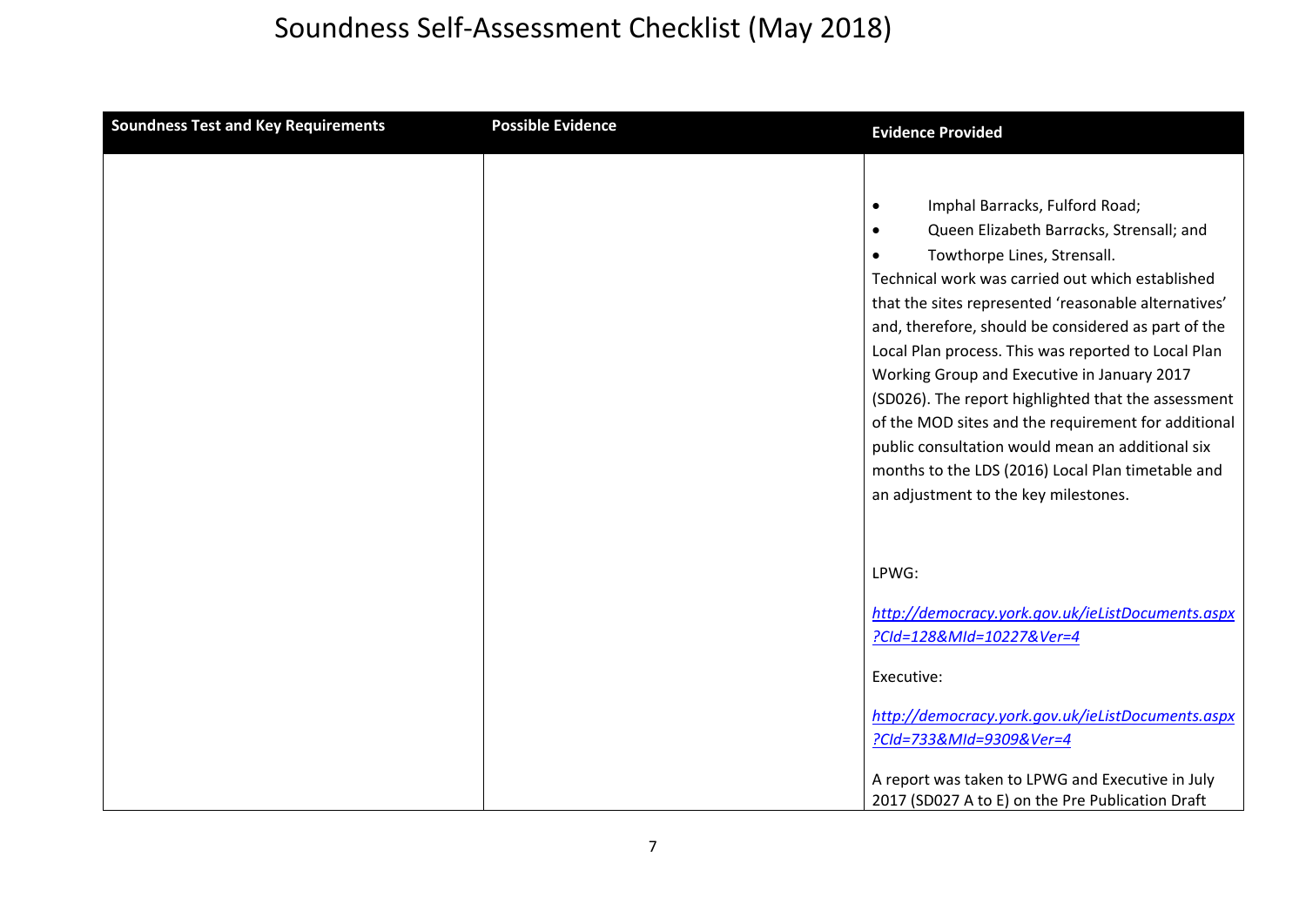# Soundness Self-Assessment Checklist (May 2018)

| Soundness Test and Key Requirements | Possible Evidence | Evidence Provided |
|---|---|---|
| | | • Imphal Barracks, Fulford Road;<br>• Queen Elizabeth Barracks, Strensall; and<br>• Towthorpe Lines, Strensall.<br>Technical work was carried out which established that the sites represented 'reasonable alternatives' and, therefore, should be considered as part of the Local Plan process. This was reported to Local Plan Working Group and Executive in January 2017 (SD026). The report highlighted that the assessment of the MOD sites and the requirement for additional public consultation would mean an additional six months to the LDS (2016) Local Plan timetable and an adjustment to the key milestones.<br><br>LPWG:<br>*http://democracy.york.gov.uk/ieListDocuments.aspx?CId=128&MId=10227&Ver=4*<br><br>Executive:<br>*http://democracy.york.gov.uk/ieListDocuments.aspx?CId=733&MId=9309&Ver=4*<br><br>A report was taken to LPWG and Executive in July 2017 (SD027 A to E) on the Pre Publication Draft |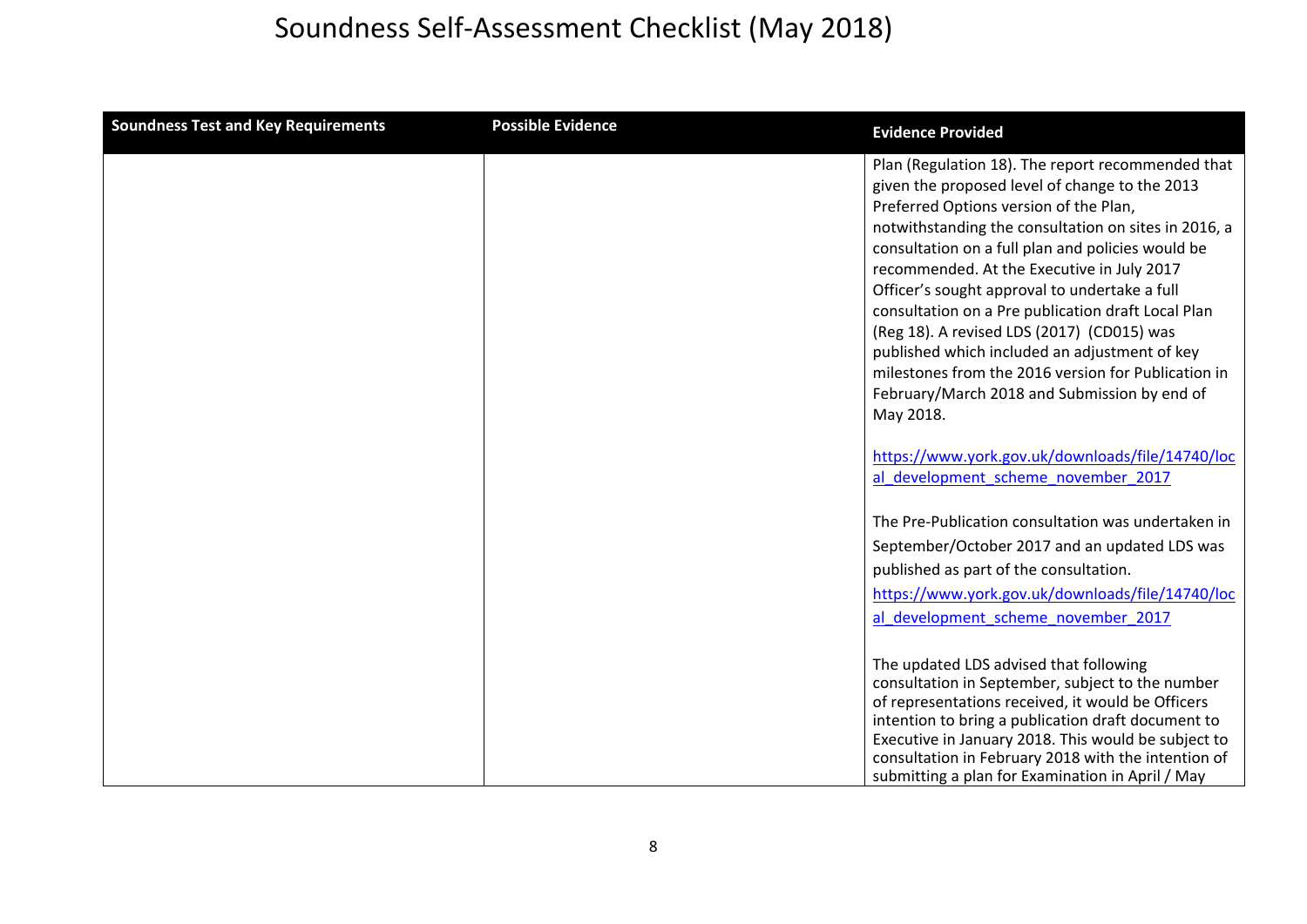# Soundness Self-Assessment Checklist (May 2018)

| Soundness Test and Key Requirements | Possible Evidence | Evidence Provided |
|---|---|---|
| | | Plan (Regulation 18). The report recommended that given the proposed level of change to the 2013 Preferred Options version of the Plan, notwithstanding the consultation on sites in 2016, a consultation on a full plan and policies would be recommended. At the Executive in July 2017 Officer's sought approval to undertake a full consultation on a Pre publication draft Local Plan (Reg 18). A revised LDS (2017) (CD015) was published which included an adjustment of key milestones from the 2016 version for Publication in February/March 2018 and Submission by end of May 2018.<br><br>https://www.york.gov.uk/downloads/file/14740/local_development_scheme_november_2017<br><br>The Pre-Publication consultation was undertaken in September/October 2017 and an updated LDS was published as part of the consultation.<br>https://www.york.gov.uk/downloads/file/14740/local_development_scheme_november_2017<br><br>The updated LDS advised that following consultation in September, subject to the number of representations received, it would be Officers intention to bring a publication draft document to Executive in January 2018. This would be subject to consultation in February 2018 with the intention of submitting a plan for Examination in April / May |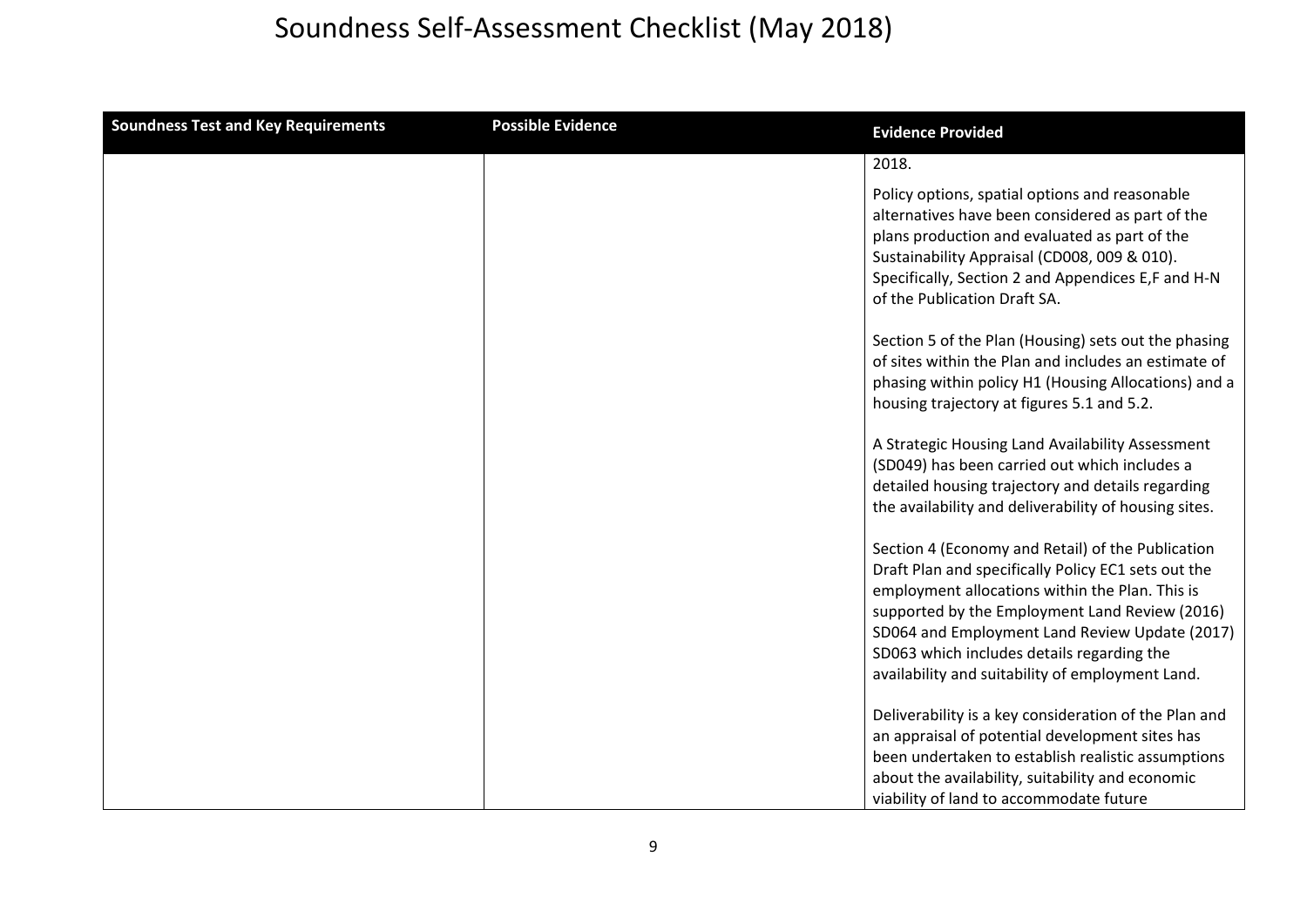# Soundness Self-Assessment Checklist (May 2018)

| Soundness Test and Key Requirements | Possible Evidence | Evidence Provided |
|---|---|---|
| | | 2018.<br><br>Policy options, spatial options and reasonable alternatives have been considered as part of the plans production and evaluated as part of the Sustainability Appraisal (CD008, 009 & 010). Specifically, Section 2 and Appendices E,F and H-N of the Publication Draft SA.<br><br>Section 5 of the Plan (Housing) sets out the phasing of sites within the Plan and includes an estimate of phasing within policy H1 (Housing Allocations) and a housing trajectory at figures 5.1 and 5.2.<br><br>A Strategic Housing Land Availability Assessment (SD049) has been carried out which includes a detailed housing trajectory and details regarding the availability and deliverability of housing sites.<br><br>Section 4 (Economy and Retail) of the Publication Draft Plan and specifically Policy EC1 sets out the employment allocations within the Plan. This is supported by the Employment Land Review (2016) SD064 and Employment Land Review Update (2017) SD063 which includes details regarding the availability and suitability of employment Land.<br><br>Deliverability is a key consideration of the Plan and an appraisal of potential development sites has been undertaken to establish realistic assumptions about the availability, suitability and economic viability of land to accommodate future |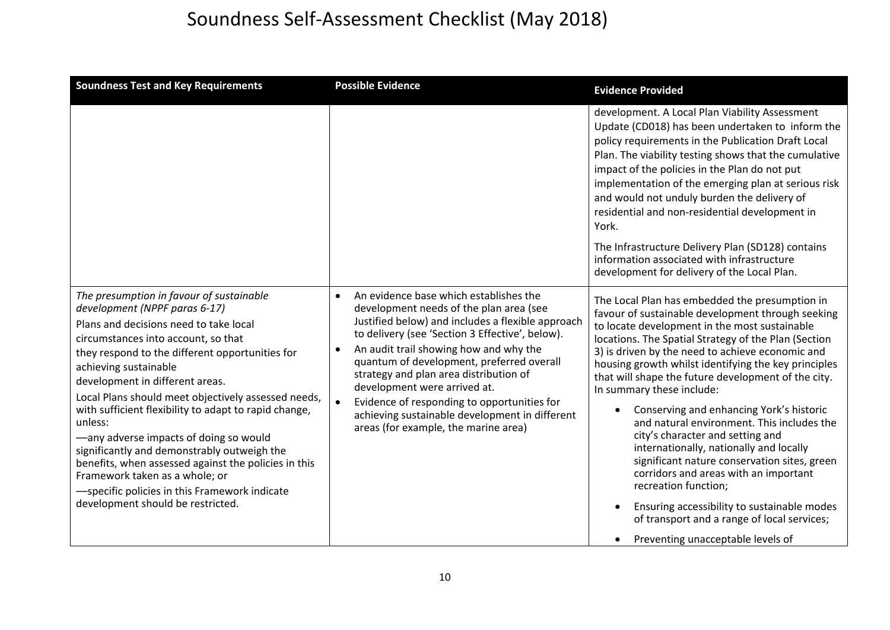# Soundness Self-Assessment Checklist (May 2018)

| Soundness Test and Key Requirements | Possible Evidence | Evidence Provided |
| --- | --- | --- |
| | | development. A Local Plan Viability Assessment Update (CD018) has been undertaken to inform the policy requirements in the Publication Draft Local Plan. The viability testing shows that the cumulative impact of the policies in the Plan do not put implementation of the emerging plan at serious risk and would not unduly burden the delivery of residential and non-residential development in York.<br><br>The Infrastructure Delivery Plan (SD128) contains information associated with infrastructure development for delivery of the Local Plan. |
| *The presumption in favour of sustainable development (NPPF paras 6-17)*<br><br>Plans and decisions need to take local circumstances into account, so that they respond to the different opportunities for achieving sustainable development in different areas.<br><br>Local Plans should meet objectively assessed needs, with sufficient flexibility to adapt to rapid change, unless:<br><br>—any adverse impacts of doing so would significantly and demonstrably outweigh the benefits, when assessed against the policies in this Framework taken as a whole; or<br><br>—specific policies in this Framework indicate development should be restricted. | • An evidence base which establishes the development needs of the plan area (see Justified below) and includes a flexible approach to delivery (see 'Section 3 Effective', below).<br>• An audit trail showing how and why the quantum of development, preferred overall strategy and plan area distribution of development were arrived at.<br>• Evidence of responding to opportunities for achieving sustainable development in different areas (for example, the marine area) | The Local Plan has embedded the presumption in favour of sustainable development through seeking to locate development in the most sustainable locations. The Spatial Strategy of the Plan (Section 3) is driven by the need to achieve economic and housing growth whilst identifying the key principles that will shape the future development of the city. In summary these include:<br><br>• Conserving and enhancing York's historic and natural environment. This includes the city's character and setting and internationally, nationally and locally significant nature conservation sites, green corridors and areas with an important recreation function;<br>• Ensuring accessibility to sustainable modes of transport and a range of local services;<br>• Preventing unacceptable levels of |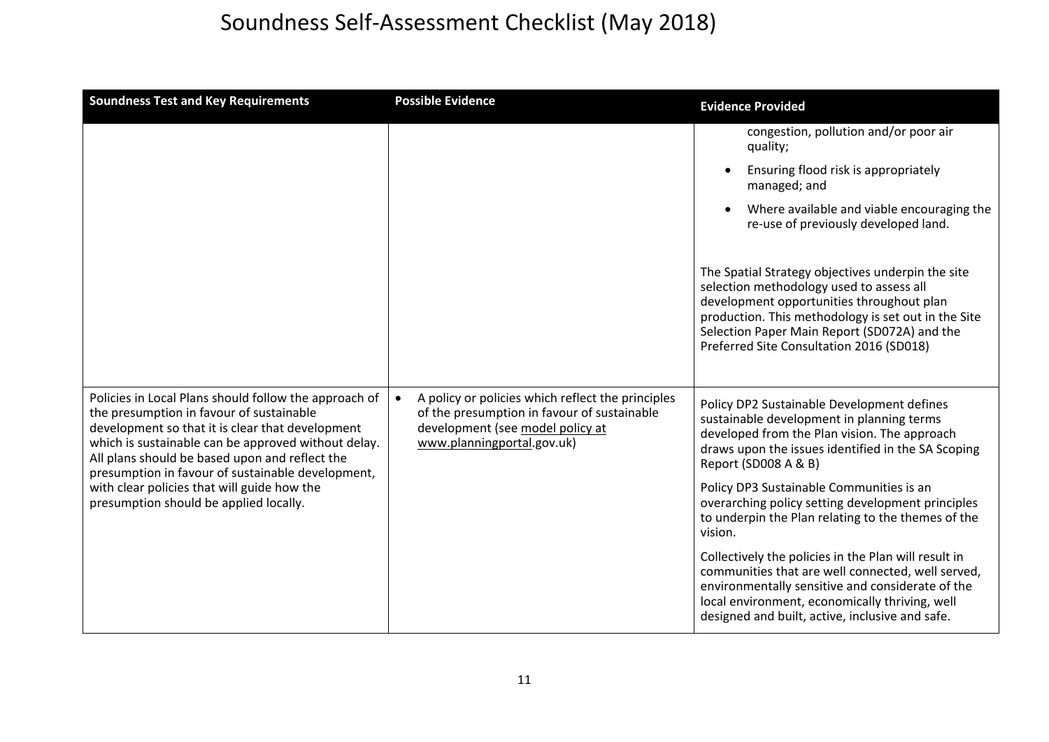# Soundness Self-Assessment Checklist (May 2018)

| Soundness Test and Key Requirements | Possible Evidence | Evidence Provided |
| --- | --- | --- |
| | | congestion, pollution and/or poor air quality;<br>• Ensuring flood risk is appropriately managed; and<br>• Where available and viable encouraging the re-use of previously developed land.<br><br>The Spatial Strategy objectives underpin the site selection methodology used to assess all development opportunities throughout plan production. This methodology is set out in the Site Selection Paper Main Report (SD072A) and the Preferred Site Consultation 2016 (SD018) |
| Policies in Local Plans should follow the approach of the presumption in favour of sustainable development so that it is clear that development which is sustainable can be approved without delay. All plans should be based upon and reflect the presumption in favour of sustainable development, with clear policies that will guide how the presumption should be applied locally. | • A policy or policies which reflect the principles of the presumption in favour of sustainable development (see model policy at www.planningportal.gov.uk) | Policy DP2 Sustainable Development defines sustainable development in planning terms developed from the Plan vision. The approach draws upon the issues identified in the SA Scoping Report (SD008 A & B)<br><br>Policy DP3 Sustainable Communities is an overarching policy setting development principles to underpin the Plan relating to the themes of the vision.<br><br>Collectively the policies in the Plan will result in communities that are well connected, well served, environmentally sensitive and considerate of the local environment, economically thriving, well designed and built, active, inclusive and safe. |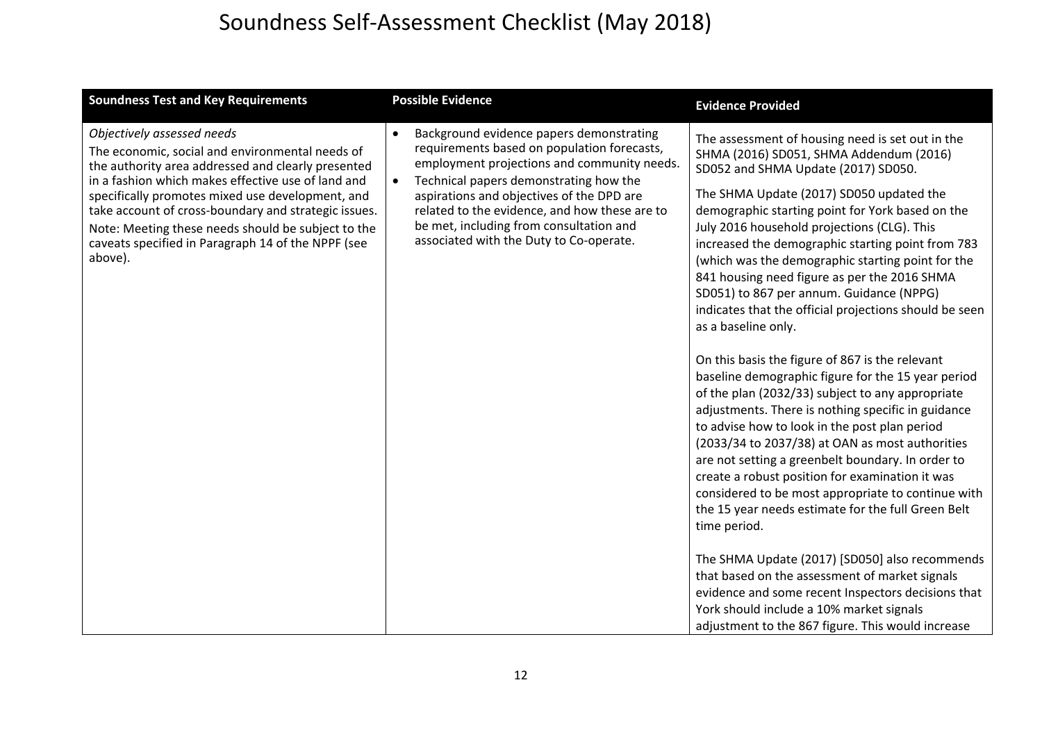# Soundness Self-Assessment Checklist (May 2018)

| Soundness Test and Key Requirements | Possible Evidence | Evidence Provided |
|---|---|---|
| *Objectively assessed needs*<br>The economic, social and environmental needs of the authority area addressed and clearly presented in a fashion which makes effective use of land and specifically promotes mixed use development, and take account of cross-boundary and strategic issues.<br>Note: Meeting these needs should be subject to the caveats specified in Paragraph 14 of the NPPF (see above). | • Background evidence papers demonstrating requirements based on population forecasts, employment projections and community needs.<br>• Technical papers demonstrating how the aspirations and objectives of the DPD are related to the evidence, and how these are to be met, including from consultation and associated with the Duty to Co-operate. | The assessment of housing need is set out in the SHMA (2016) SD051, SHMA Addendum (2016) SD052 and SHMA Update (2017) SD050.<br><br>The SHMA Update (2017) SD050 updated the demographic starting point for York based on the July 2016 household projections (CLG). This increased the demographic starting point from 783 (which was the demographic starting point for the 841 housing need figure as per the 2016 SHMA SD051) to 867 per annum. Guidance (NPPG) indicates that the official projections should be seen as a baseline only.<br><br>On this basis the figure of 867 is the relevant baseline demographic figure for the 15 year period of the plan (2032/33) subject to any appropriate adjustments. There is nothing specific in guidance to advise how to look in the post plan period (2033/34 to 2037/38) at OAN as most authorities are not setting a greenbelt boundary. In order to create a robust position for examination it was considered to be most appropriate to continue with the 15 year needs estimate for the full Green Belt time period.<br><br>The SHMA Update (2017) [SD050] also recommends that based on the assessment of market signals evidence and some recent Inspectors decisions that York should include a 10% market signals adjustment to the 867 figure. This would increase |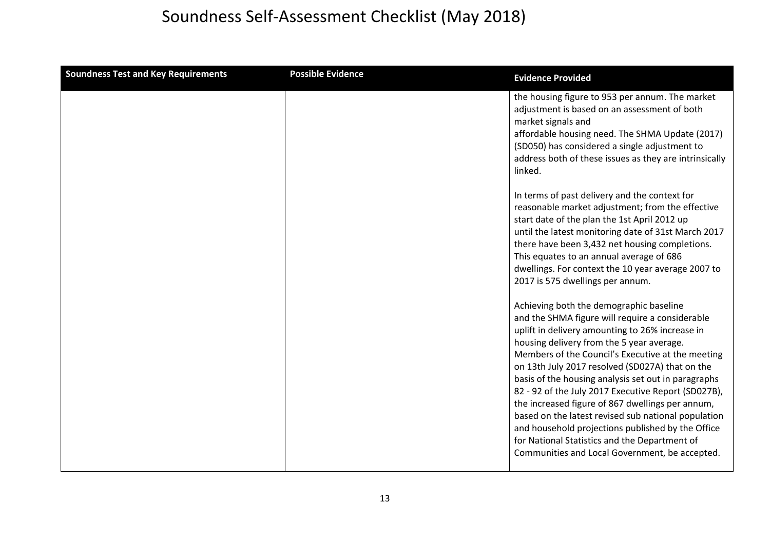# Soundness Self-Assessment Checklist (May 2018)

| Soundness Test and Key Requirements | Possible Evidence | Evidence Provided |
|---|---|---|
| | | the housing figure to 953 per annum. The market adjustment is based on an assessment of both market signals and affordable housing need. The SHMA Update (2017) (SD050) has considered a single adjustment to address both of these issues as they are intrinsically linked.<br><br>In terms of past delivery and the context for reasonable market adjustment; from the effective start date of the plan the 1st April 2012 up until the latest monitoring date of 31st March 2017 there have been 3,432 net housing completions. This equates to an annual average of 686 dwellings. For context the 10 year average 2007 to 2017 is 575 dwellings per annum.<br><br>Achieving both the demographic baseline and the SHMA figure will require a considerable uplift in delivery amounting to 26% increase in housing delivery from the 5 year average. Members of the Council's Executive at the meeting on 13th July 2017 resolved (SD027A) that on the basis of the housing analysis set out in paragraphs 82 - 92 of the July 2017 Executive Report (SD027B), the increased figure of 867 dwellings per annum, based on the latest revised sub national population and household projections published by the Office for National Statistics and the Department of Communities and Local Government, be accepted. |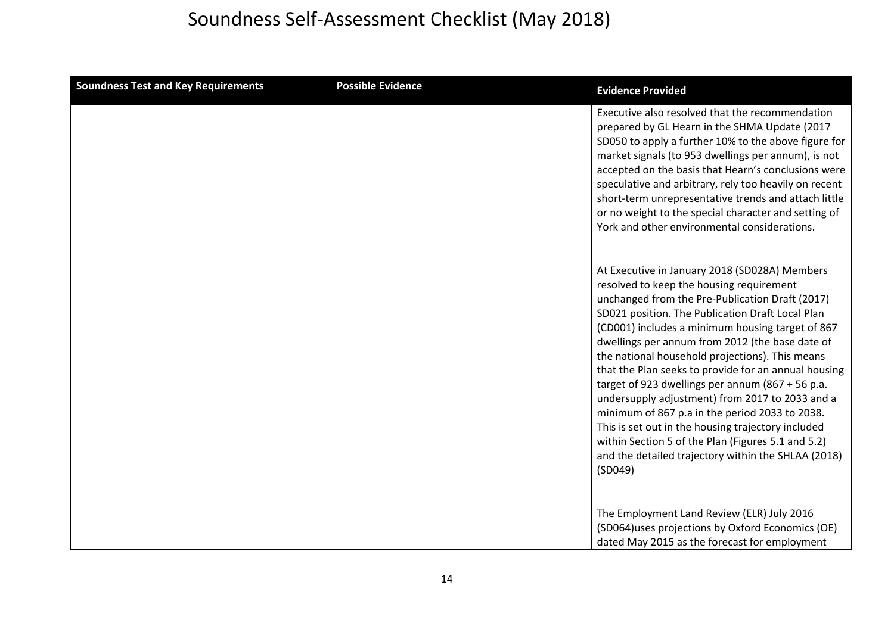| Soundness Test and Key Requirements | Possible Evidence | Evidence Provided |
|---|---|---|
| | | Executive also resolved that the recommendation prepared by GL Hearn in the SHMA Update (2017 SD050 to apply a further 10% to the above figure for market signals (to 953 dwellings per annum), is not accepted on the basis that Hearn's conclusions were speculative and arbitrary, rely too heavily on recent short-term unrepresentative trends and attach little or no weight to the special character and setting of York and other environmental considerations.<br><br>At Executive in January 2018 (SD028A) Members resolved to keep the housing requirement unchanged from the Pre-Publication Draft (2017) SD021 position. The Publication Draft Local Plan (CD001) includes a minimum housing target of 867 dwellings per annum from 2012 (the base date of the national household projections). This means that the Plan seeks to provide for an annual housing target of 923 dwellings per annum (867 + 56 p.a. undersupply adjustment) from 2017 to 2033 and a minimum of 867 p.a in the period 2033 to 2038. This is set out in the housing trajectory included within Section 5 of the Plan (Figures 5.1 and 5.2) and the detailed trajectory within the SHLAA (2018) (SD049)<br><br>The Employment Land Review (ELR) July 2016 (SD064)uses projections by Oxford Economics (OE) dated May 2015 as the forecast for employment |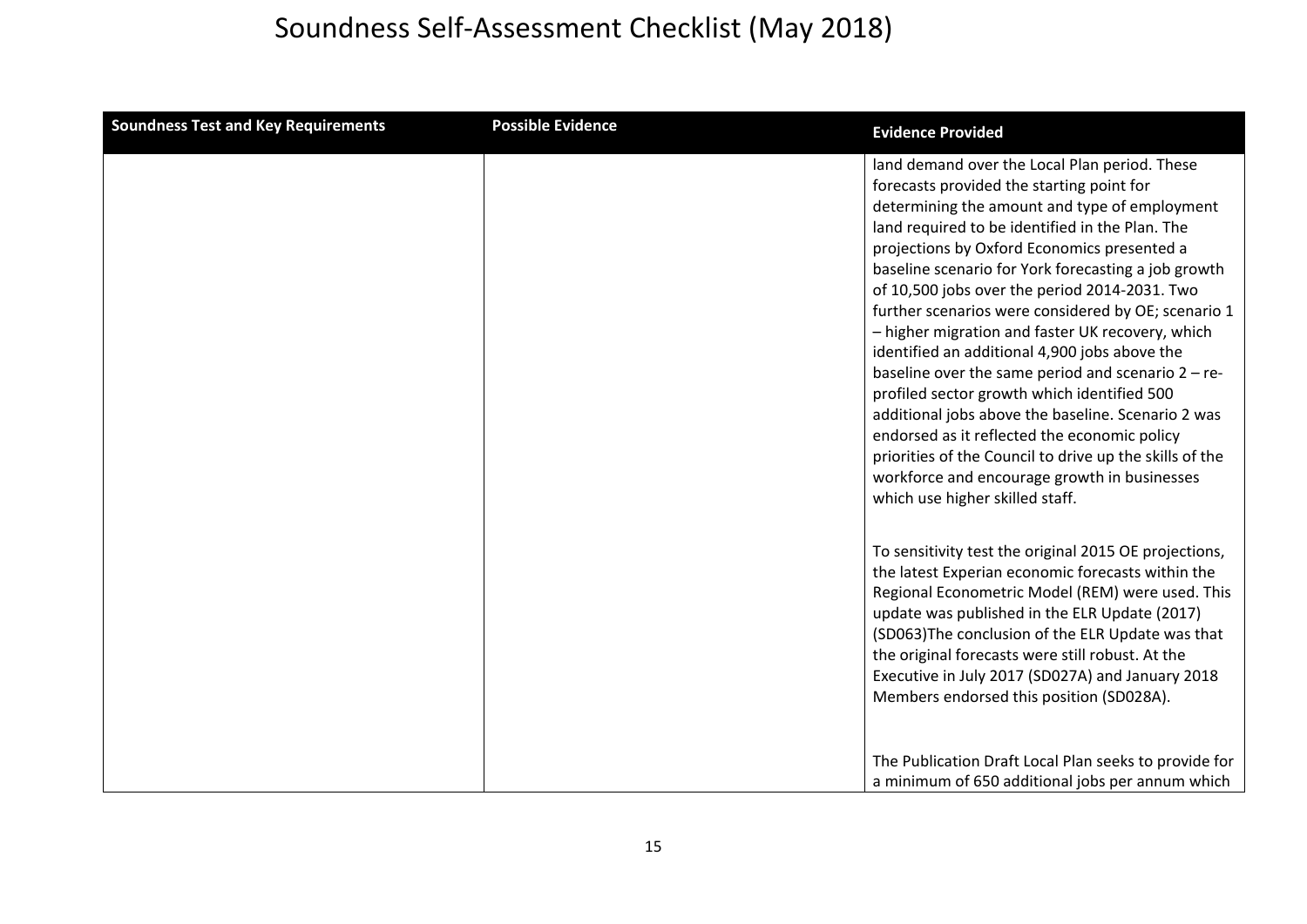# Soundness Self-Assessment Checklist (May 2018)

| Soundness Test and Key Requirements | Possible Evidence | Evidence Provided |
|---|---|---|
| | | land demand over the Local Plan period. These forecasts provided the starting point for determining the amount and type of employment land required to be identified in the Plan. The projections by Oxford Economics presented a baseline scenario for York forecasting a job growth of 10,500 jobs over the period 2014-2031. Two further scenarios were considered by OE; scenario 1 – higher migration and faster UK recovery, which identified an additional 4,900 jobs above the baseline over the same period and scenario 2 – re-profiled sector growth which identified 500 additional jobs above the baseline. Scenario 2 was endorsed as it reflected the economic policy priorities of the Council to drive up the skills of the workforce and encourage growth in businesses which use higher skilled staff.<br><br>To sensitivity test the original 2015 OE projections, the latest Experian economic forecasts within the Regional Econometric Model (REM) were used. This update was published in the ELR Update (2017) (SD063)The conclusion of the ELR Update was that the original forecasts were still robust. At the Executive in July 2017 (SD027A) and January 2018 Members endorsed this position (SD028A).<br><br>The Publication Draft Local Plan seeks to provide for a minimum of 650 additional jobs per annum which |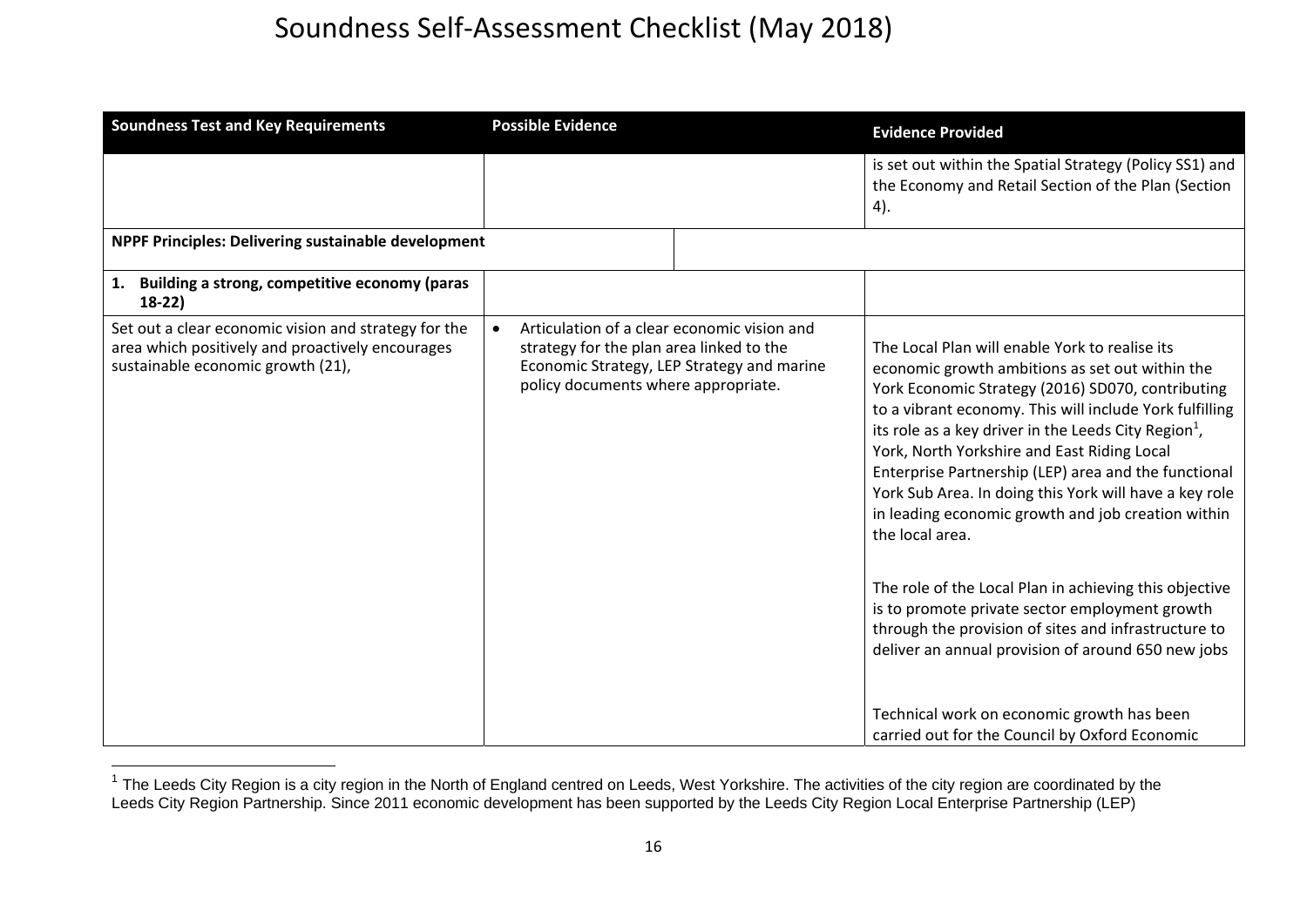# Soundness Self-Assessment Checklist (May 2018)

| Soundness Test and Key Requirements | Possible Evidence | Evidence Provided |
|---|---|---|
| | | is set out within the Spatial Strategy (Policy SS1) and the Economy and Retail Section of the Plan (Section 4). |
| **NPPF Principles: Delivering sustainable development** | | |
| **1. Building a strong, competitive economy (paras 18-22)** | | |
| Set out a clear economic vision and strategy for the area which positively and proactively encourages sustainable economic growth (21), | • Articulation of a clear economic vision and strategy for the plan area linked to the Economic Strategy, LEP Strategy and marine policy documents where appropriate. | The Local Plan will enable York to realise its economic growth ambitions as set out within the York Economic Strategy (2016) SD070, contributing to a vibrant economy. This will include York fulfilling its role as a key driver in the Leeds City Region[1], York, North Yorkshire and East Riding Local Enterprise Partnership (LEP) area and the functional York Sub Area. In doing this York will have a key role in leading economic growth and job creation within the local area.<br><br>The role of the Local Plan in achieving this objective is to promote private sector employment growth through the provision of sites and infrastructure to deliver an annual provision of around 650 new jobs<br><br>Technical work on economic growth has been carried out for the Council by Oxford Economic |

[1] The Leeds City Region is a city region in the North of England centred on Leeds, West Yorkshire. The activities of the city region are coordinated by the Leeds City Region Partnership. Since 2011 economic development has been supported by the Leeds City Region Local Enterprise Partnership (LEP)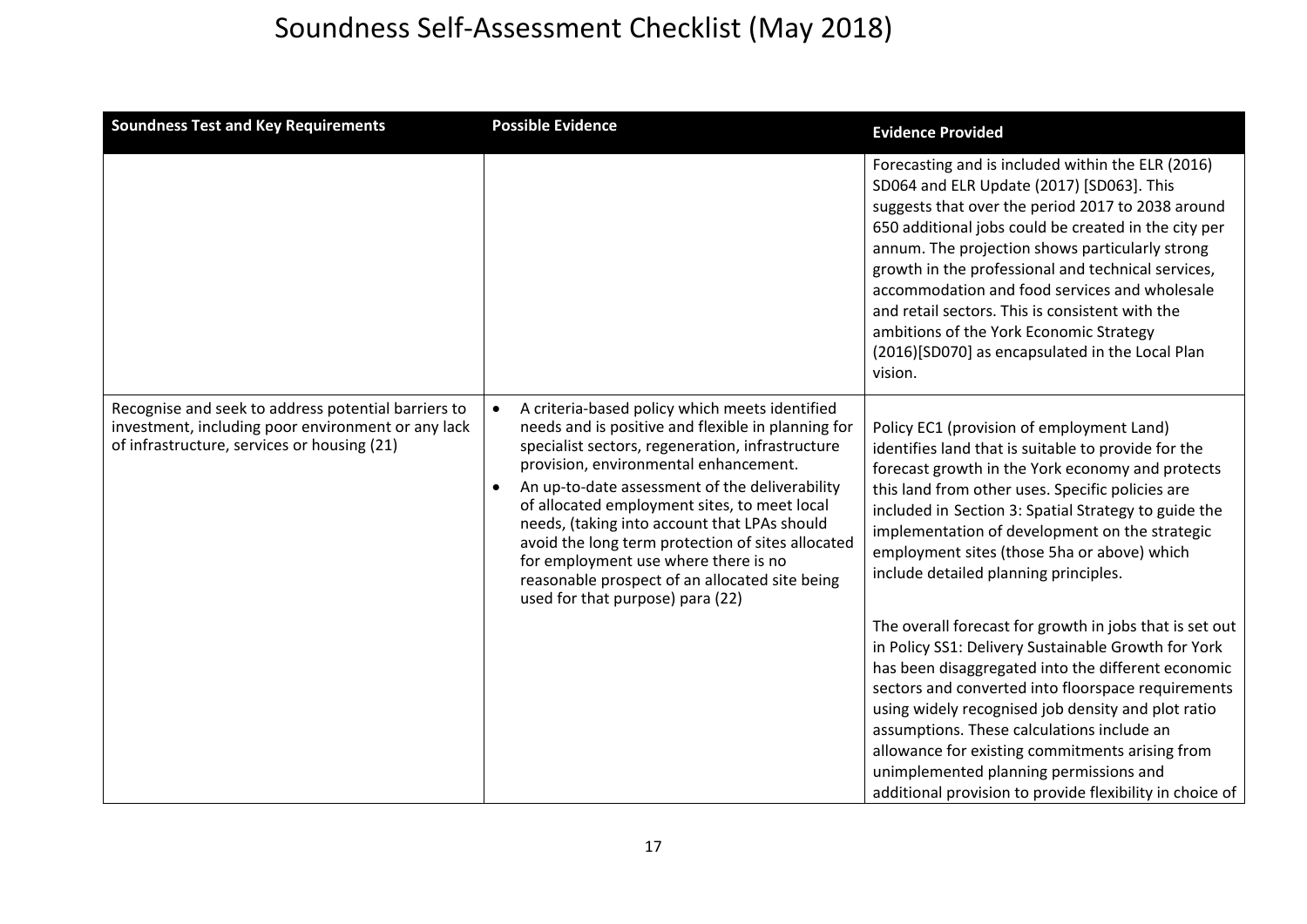# Soundness Self-Assessment Checklist (May 2018)

| Soundness Test and Key Requirements | Possible Evidence | Evidence Provided |
|---|---|---|
| | | Forecasting and is included within the ELR (2016) SD064 and ELR Update (2017) [SD063]. This suggests that over the period 2017 to 2038 around 650 additional jobs could be created in the city per annum. The projection shows particularly strong growth in the professional and technical services, accommodation and food services and wholesale and retail sectors. This is consistent with the ambitions of the York Economic Strategy (2016)[SD070] as encapsulated in the Local Plan vision. |
| Recognise and seek to address potential barriers to investment, including poor environment or any lack of infrastructure, services or housing (21) | • A criteria-based policy which meets identified needs and is positive and flexible in planning for specialist sectors, regeneration, infrastructure provision, environmental enhancement.<br>• An up-to-date assessment of the deliverability of allocated employment sites, to meet local needs, (taking into account that LPAs should avoid the long term protection of sites allocated for employment use where there is no reasonable prospect of an allocated site being used for that purpose) para (22) | Policy EC1 (provision of employment Land) identifies land that is suitable to provide for the forecast growth in the York economy and protects this land from other uses. Specific policies are included in Section 3: Spatial Strategy to guide the implementation of development on the strategic employment sites (those 5ha or above) which include detailed planning principles.<br><br>The overall forecast for growth in jobs that is set out in Policy SS1: Delivery Sustainable Growth for York has been disaggregated into the different economic sectors and converted into floorspace requirements using widely recognised job density and plot ratio assumptions. These calculations include an allowance for existing commitments arising from unimplemented planning permissions and additional provision to provide flexibility in choice of |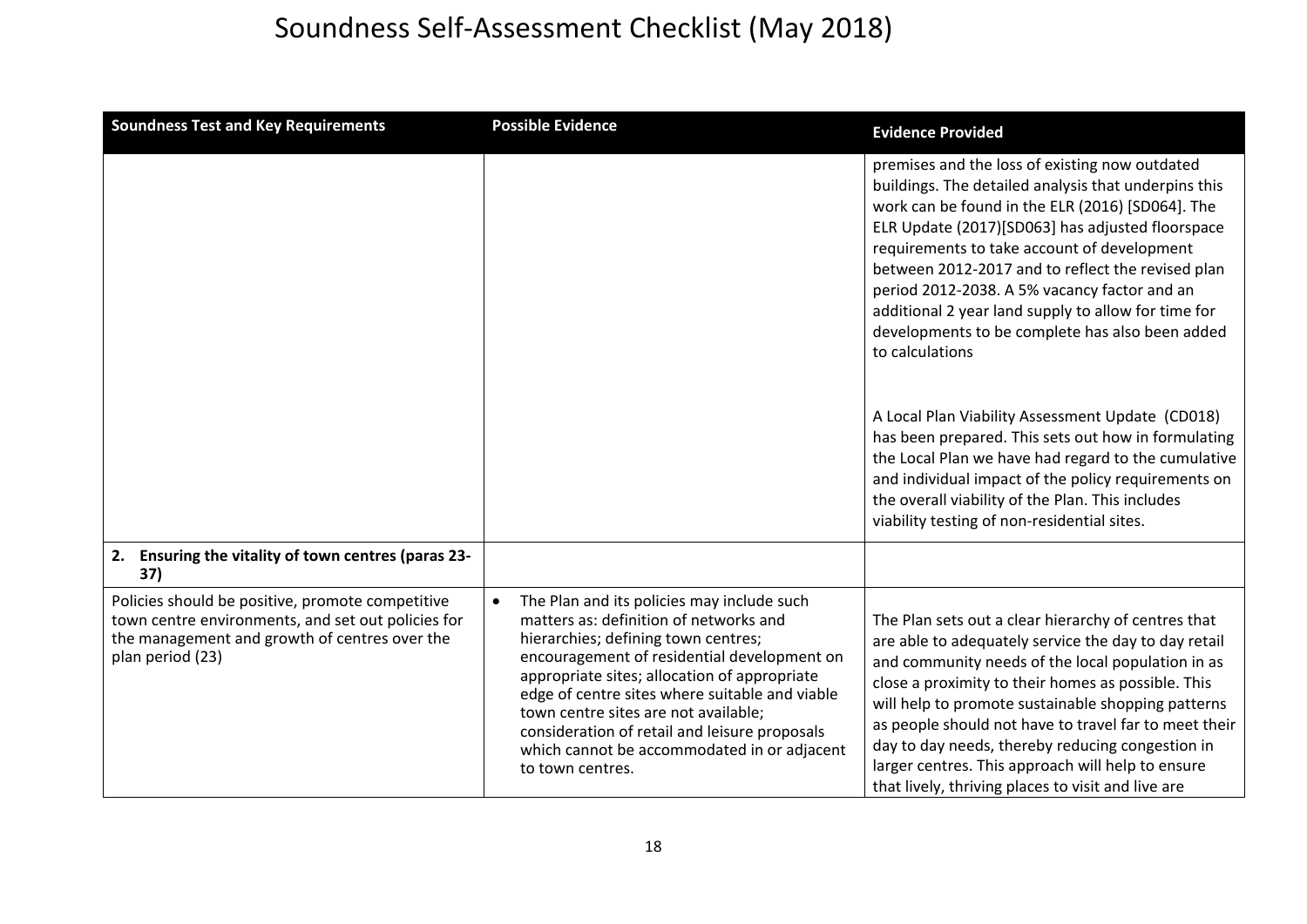# Soundness Self-Assessment Checklist (May 2018)

| Soundness Test and Key Requirements | Possible Evidence | Evidence Provided |
|---|---|---|
| | | premises and the loss of existing now outdated buildings. The detailed analysis that underpins this work can be found in the ELR (2016) [SD064]. The ELR Update (2017)[SD063] has adjusted floorspace requirements to take account of development between 2012-2017 and to reflect the revised plan period 2012-2038. A 5% vacancy factor and an additional 2 year land supply to allow for time for developments to be complete has also been added to calculations<br><br>A Local Plan Viability Assessment Update (CD018) has been prepared. This sets out how in formulating the Local Plan we have had regard to the cumulative and individual impact of the policy requirements on the overall viability of the Plan. This includes viability testing of non-residential sites. |
| **2. Ensuring the vitality of town centres (paras 23-37)** | | |
| Policies should be positive, promote competitive town centre environments, and set out policies for the management and growth of centres over the plan period (23) | • The Plan and its policies may include such matters as: definition of networks and hierarchies; defining town centres; encouragement of residential development on appropriate sites; allocation of appropriate edge of centre sites where suitable and viable town centre sites are not available; consideration of retail and leisure proposals which cannot be accommodated in or adjacent to town centres. | The Plan sets out a clear hierarchy of centres that are able to adequately service the day to day retail and community needs of the local population in as close a proximity to their homes as possible. This will help to promote sustainable shopping patterns as people should not have to travel far to meet their day to day needs, thereby reducing congestion in larger centres. This approach will help to ensure that lively, thriving places to visit and live are |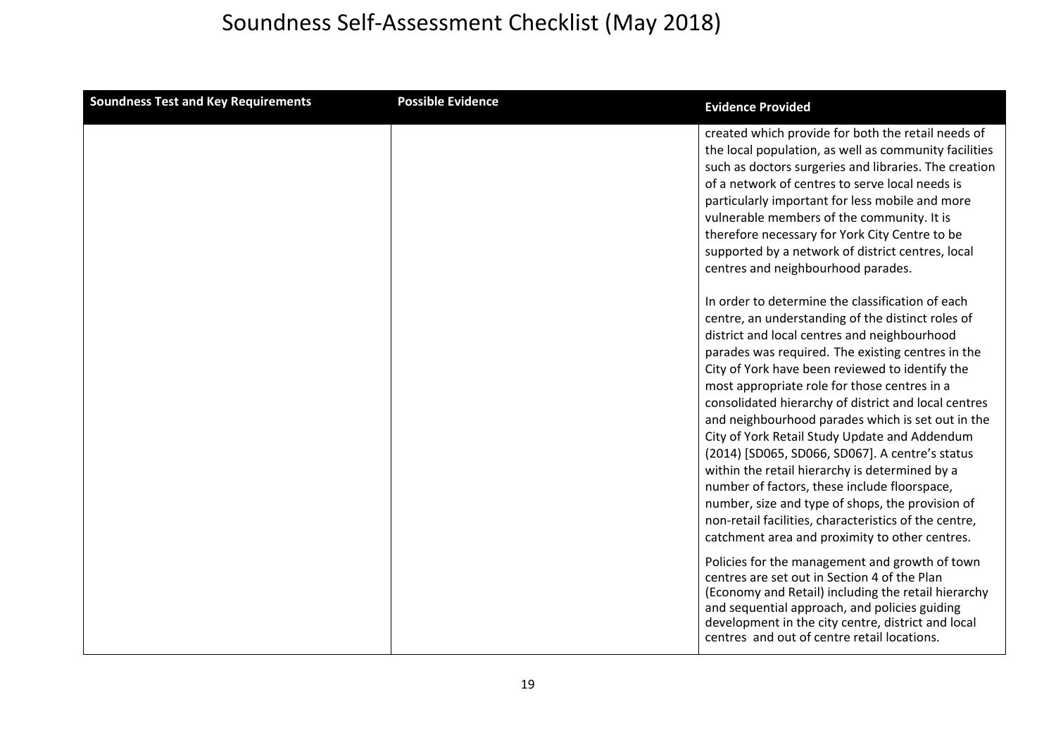# Soundness Self-Assessment Checklist (May 2018)

| Soundness Test and Key Requirements | Possible Evidence | Evidence Provided |
|---|---|---|
| | | created which provide for both the retail needs of the local population, as well as community facilities such as doctors surgeries and libraries. The creation of a network of centres to serve local needs is particularly important for less mobile and more vulnerable members of the community. It is therefore necessary for York City Centre to be supported by a network of district centres, local centres and neighbourhood parades.<br><br>In order to determine the classification of each centre, an understanding of the distinct roles of district and local centres and neighbourhood parades was required. The existing centres in the City of York have been reviewed to identify the most appropriate role for those centres in a consolidated hierarchy of district and local centres and neighbourhood parades which is set out in the City of York Retail Study Update and Addendum (2014) [SD065, SD066, SD067]. A centre's status within the retail hierarchy is determined by a number of factors, these include floorspace, number, size and type of shops, the provision of non-retail facilities, characteristics of the centre, catchment area and proximity to other centres.<br><br>Policies for the management and growth of town centres are set out in Section 4 of the Plan (Economy and Retail) including the retail hierarchy and sequential approach, and policies guiding development in the city centre, district and local centres and out of centre retail locations. |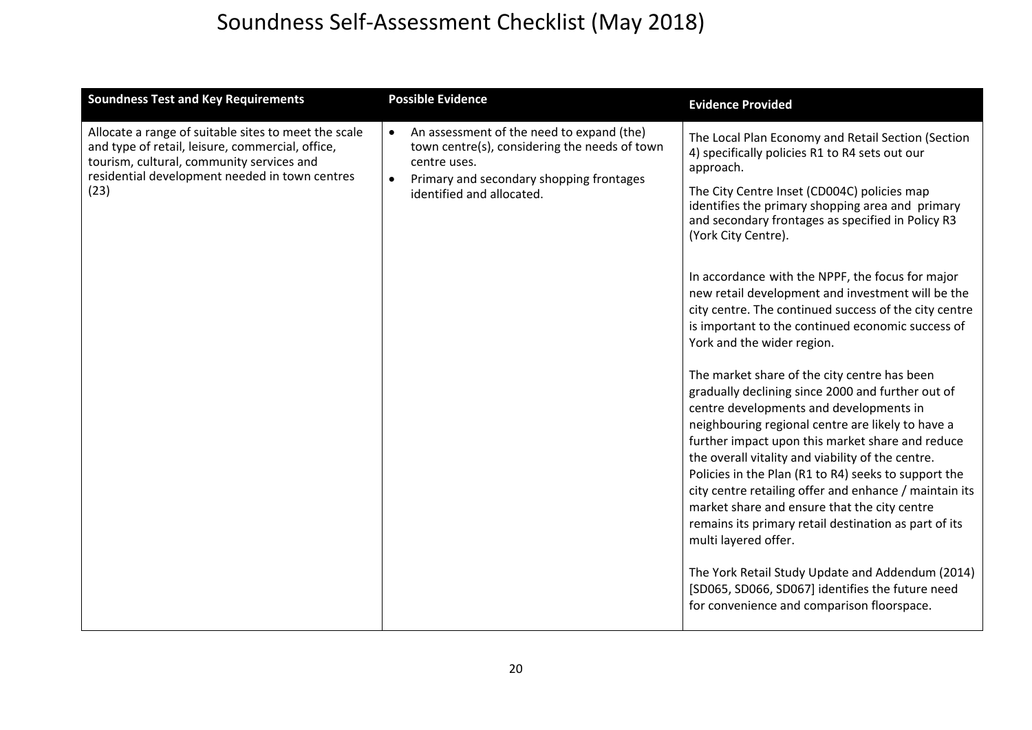# Soundness Self-Assessment Checklist (May 2018)

| Soundness Test and Key Requirements | Possible Evidence | Evidence Provided |
| --- | --- | --- |
| Allocate a range of suitable sites to meet the scale and type of retail, leisure, commercial, office, tourism, cultural, community services and residential development needed in town centres (23) | • An assessment of the need to expand (the) town centre(s), considering the needs of town centre uses.<br>• Primary and secondary shopping frontages identified and allocated. | The Local Plan Economy and Retail Section (Section 4) specifically policies R1 to R4 sets out our approach.<br><br>The City Centre Inset (CD004C) policies map identifies the primary shopping area and primary and secondary frontages as specified in Policy R3 (York City Centre).<br><br>In accordance with the NPPF, the focus for major new retail development and investment will be the city centre. The continued success of the city centre is important to the continued economic success of York and the wider region.<br><br>The market share of the city centre has been gradually declining since 2000 and further out of centre developments and developments in neighbouring regional centre are likely to have a further impact upon this market share and reduce the overall vitality and viability of the centre. Policies in the Plan (R1 to R4) seeks to support the city centre retailing offer and enhance / maintain its market share and ensure that the city centre remains its primary retail destination as part of its multi layered offer.<br><br>The York Retail Study Update and Addendum (2014) [SD065, SD066, SD067] identifies the future need for convenience and comparison floorspace. |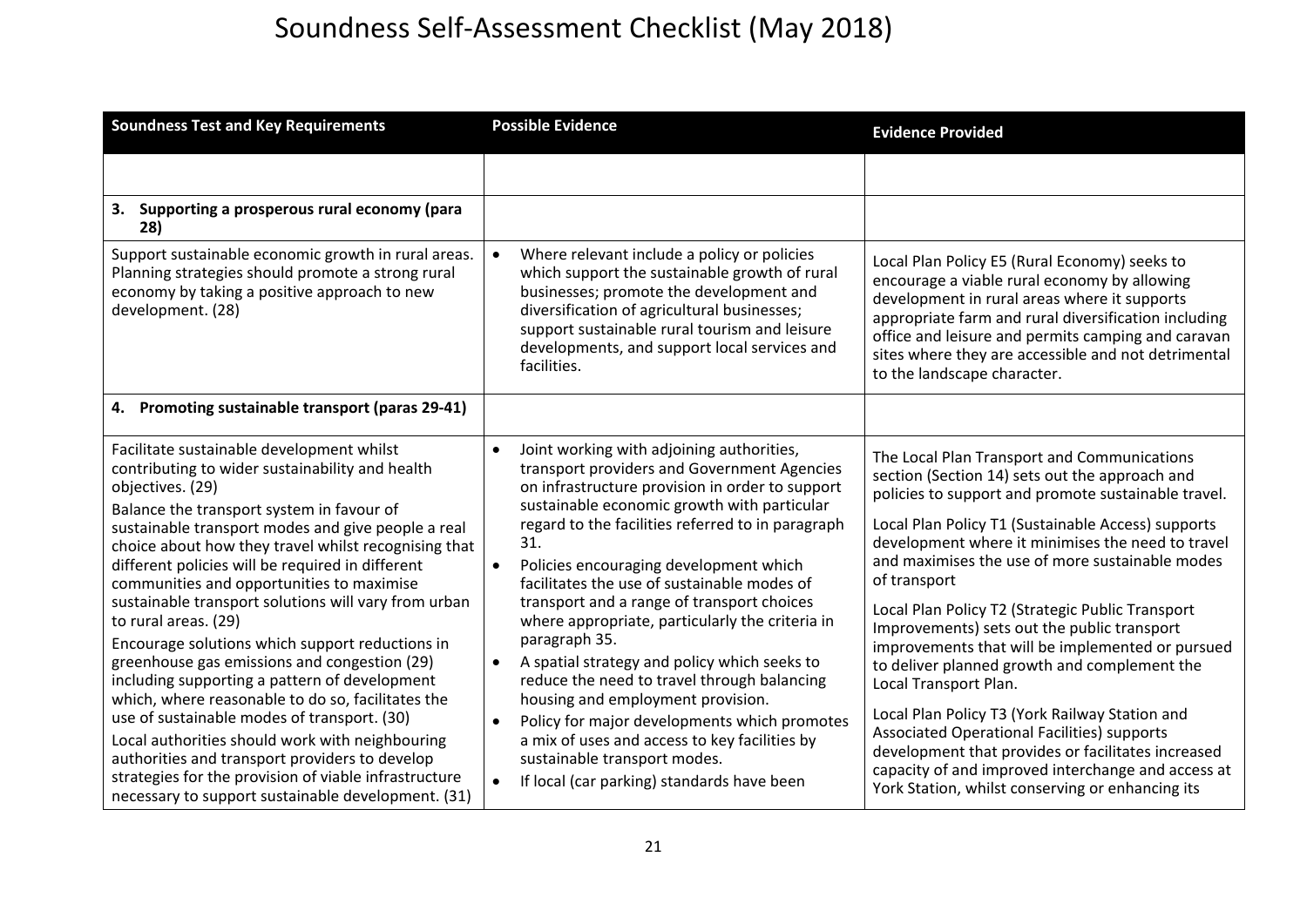# Soundness Self-Assessment Checklist (May 2018)

| Soundness Test and Key Requirements | Possible Evidence | Evidence Provided |
|---|---|---|
| | | |
| **3. Supporting a prosperous rural economy (para 28)** | | |
| Support sustainable economic growth in rural areas. Planning strategies should promote a strong rural economy by taking a positive approach to new development. (28) | • Where relevant include a policy or policies which support the sustainable growth of rural businesses; promote the development and diversification of agricultural businesses; support sustainable rural tourism and leisure developments, and support local services and facilities. | Local Plan Policy E5 (Rural Economy) seeks to encourage a viable rural economy by allowing development in rural areas where it supports appropriate farm and rural diversification including office and leisure and permits camping and caravan sites where they are accessible and not detrimental to the landscape character. |
| **4. Promoting sustainable transport (paras 29-41)** | | |
| Facilitate sustainable development whilst contributing to wider sustainability and health objectives. (29)<br><br>Balance the transport system in favour of sustainable transport modes and give people a real choice about how they travel whilst recognising that different policies will be required in different communities and opportunities to maximise sustainable transport solutions will vary from urban to rural areas. (29)<br><br>Encourage solutions which support reductions in greenhouse gas emissions and congestion (29) including supporting a pattern of development which, where reasonable to do so, facilitates the use of sustainable modes of transport. (30)<br><br>Local authorities should work with neighbouring authorities and transport providers to develop strategies for the provision of viable infrastructure necessary to support sustainable development. (31) | • Joint working with adjoining authorities, transport providers and Government Agencies on infrastructure provision in order to support sustainable economic growth with particular regard to the facilities referred to in paragraph 31.<br>• Policies encouraging development which facilitates the use of sustainable modes of transport and a range of transport choices where appropriate, particularly the criteria in paragraph 35.<br>• A spatial strategy and policy which seeks to reduce the need to travel through balancing housing and employment provision.<br>• Policy for major developments which promotes a mix of uses and access to key facilities by sustainable transport modes.<br>• If local (car parking) standards have been | The Local Plan Transport and Communications section (Section 14) sets out the approach and policies to support and promote sustainable travel.<br><br>Local Plan Policy T1 (Sustainable Access) supports development where it minimises the need to travel and maximises the use of more sustainable modes of transport<br><br>Local Plan Policy T2 (Strategic Public Transport Improvements) sets out the public transport improvements that will be implemented or pursued to deliver planned growth and complement the Local Transport Plan.<br><br>Local Plan Policy T3 (York Railway Station and Associated Operational Facilities) supports development that provides or facilitates increased capacity of and improved interchange and access at York Station, whilst conserving or enhancing its |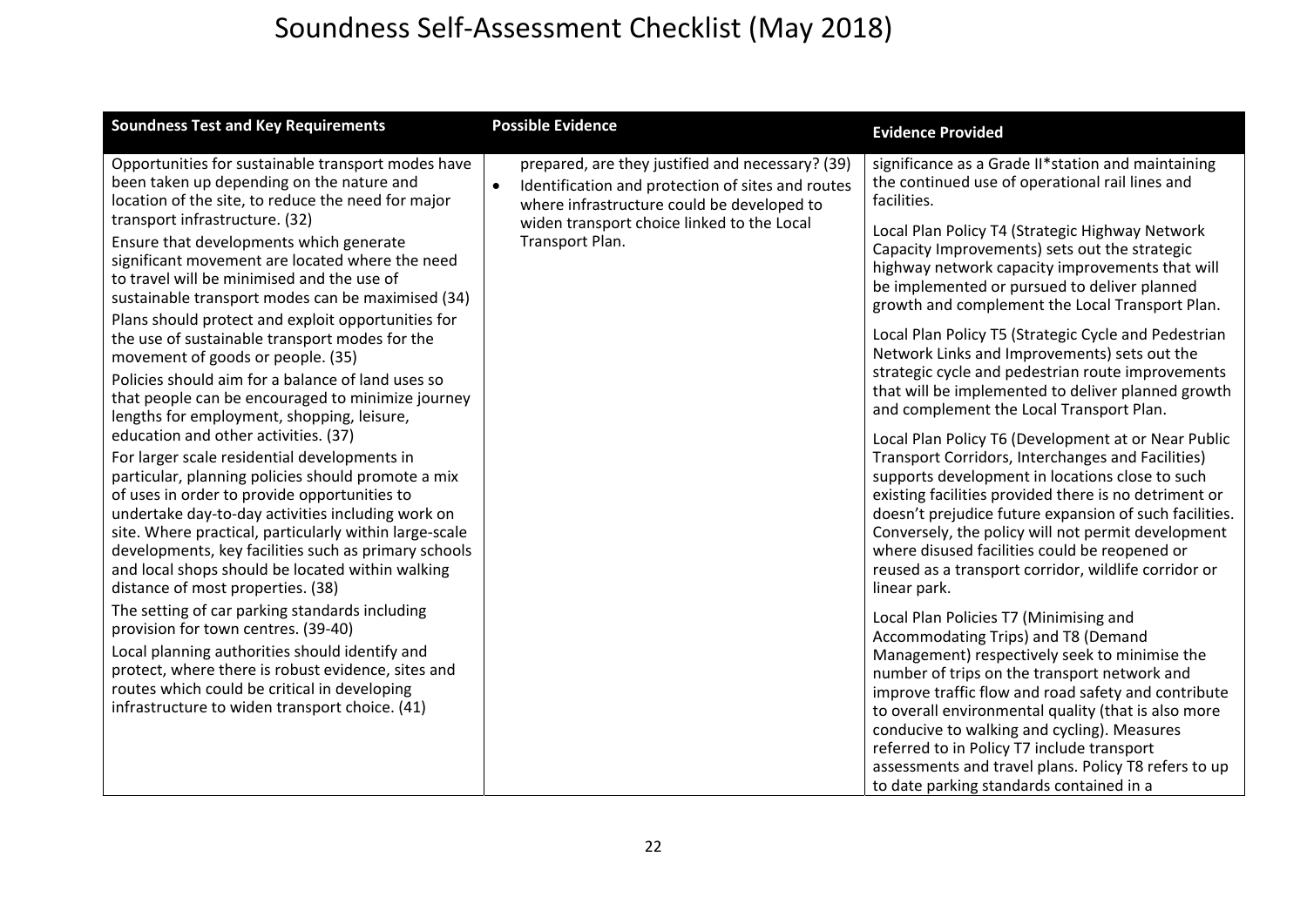# Soundness Self-Assessment Checklist (May 2018)

| Soundness Test and Key Requirements | Possible Evidence | Evidence Provided |
|---|---|---|
| Opportunities for sustainable transport modes have been taken up depending on the nature and location of the site, to reduce the need for major transport infrastructure. (32)<br><br>Ensure that developments which generate significant movement are located where the need to travel will be minimised and the use of sustainable transport modes can be maximised (34)<br><br>Plans should protect and exploit opportunities for the use of sustainable transport modes for the movement of goods or people. (35)<br><br>Policies should aim for a balance of land uses so that people can be encouraged to minimize journey lengths for employment, shopping, leisure, education and other activities. (37)<br><br>For larger scale residential developments in particular, planning policies should promote a mix of uses in order to provide opportunities to undertake day-to-day activities including work on site. Where practical, particularly within large-scale developments, key facilities such as primary schools and local shops should be located within walking distance of most properties. (38)<br><br>The setting of car parking standards including provision for town centres. (39-40)<br><br>Local planning authorities should identify and protect, where there is robust evidence, sites and routes which could be critical in developing infrastructure to widen transport choice. (41) | prepared, are they justified and necessary? (39)<br><br>• Identification and protection of sites and routes where infrastructure could be developed to widen transport choice linked to the Local Transport Plan. | significance as a Grade II*station and maintaining the continued use of operational rail lines and facilities.<br><br>Local Plan Policy T4 (Strategic Highway Network Capacity Improvements) sets out the strategic highway network capacity improvements that will be implemented or pursued to deliver planned growth and complement the Local Transport Plan.<br><br>Local Plan Policy T5 (Strategic Cycle and Pedestrian Network Links and Improvements) sets out the strategic cycle and pedestrian route improvements that will be implemented to deliver planned growth and complement the Local Transport Plan.<br><br>Local Plan Policy T6 (Development at or Near Public Transport Corridors, Interchanges and Facilities) supports development in locations close to such existing facilities provided there is no detriment or doesn't prejudice future expansion of such facilities. Conversely, the policy will not permit development where disused facilities could be reopened or reused as a transport corridor, wildlife corridor or linear park.<br><br>Local Plan Policies T7 (Minimising and Accommodating Trips) and T8 (Demand Management) respectively seek to minimise the number of trips on the transport network and improve traffic flow and road safety and contribute to overall environmental quality (that is also more conducive to walking and cycling). Measures referred to in Policy T7 include transport assessments and travel plans. Policy T8 refers to up to date parking standards contained in a |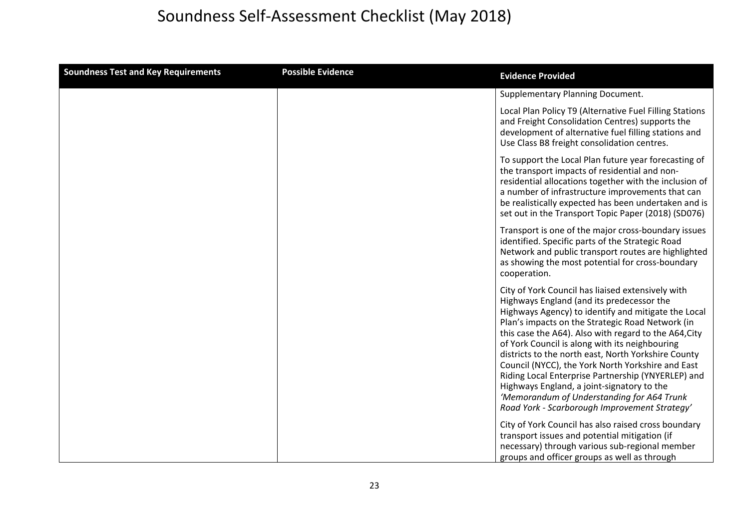| Soundness Test and Key Requirements | Possible Evidence | Evidence Provided |
|---|---|---|
| | | Supplementary Planning Document.<br><br>Local Plan Policy T9 (Alternative Fuel Filling Stations and Freight Consolidation Centres) supports the development of alternative fuel filling stations and Use Class B8 freight consolidation centres.<br><br>To support the Local Plan future year forecasting of the transport impacts of residential and non-residential allocations together with the inclusion of a number of infrastructure improvements that can be realistically expected has been undertaken and is set out in the Transport Topic Paper (2018) (SD076)<br><br>Transport is one of the major cross-boundary issues identified. Specific parts of the Strategic Road Network and public transport routes are highlighted as showing the most potential for cross-boundary cooperation.<br><br>City of York Council has liaised extensively with Highways England (and its predecessor the Highways Agency) to identify and mitigate the Local Plan's impacts on the Strategic Road Network (in this case the A64). Also with regard to the A64,City of York Council is along with its neighbouring districts to the north east, North Yorkshire County Council (NYCC), the York North Yorkshire and East Riding Local Enterprise Partnership (YNYERLEP) and Highways England, a joint-signatory to the *'Memorandum of Understanding for A64 Trunk Road York - Scarborough Improvement Strategy'*<br><br>City of York Council has also raised cross boundary transport issues and potential mitigation (if necessary) through various sub-regional member groups and officer groups as well as through |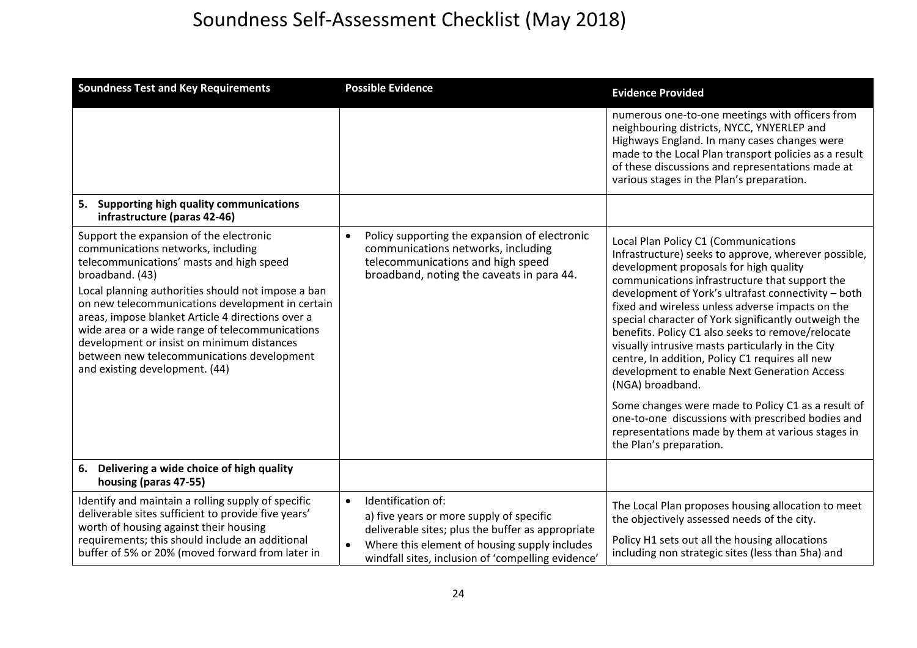# Soundness Self-Assessment Checklist (May 2018)

| Soundness Test and Key Requirements | Possible Evidence | Evidence Provided |
|---|---|---|
| | | numerous one-to-one meetings with officers from neighbouring districts, NYCC, YNYERLEP and Highways England. In many cases changes were made to the Local Plan transport policies as a result of these discussions and representations made at various stages in the Plan's preparation. |
| **5. Supporting high quality communications infrastructure (paras 42-46)** | | |
| Support the expansion of the electronic communications networks, including telecommunications' masts and high speed broadband. (43)<br><br>Local planning authorities should not impose a ban on new telecommunications development in certain areas, impose blanket Article 4 directions over a wide area or a wide range of telecommunications development or insist on minimum distances between new telecommunications development and existing development. (44) | • Policy supporting the expansion of electronic communications networks, including telecommunications and high speed broadband, noting the caveats in para 44. | Local Plan Policy C1 (Communications Infrastructure) seeks to approve, wherever possible, development proposals for high quality communications infrastructure that support the development of York's ultrafast connectivity – both fixed and wireless unless adverse impacts on the special character of York significantly outweigh the benefits. Policy C1 also seeks to remove/relocate visually intrusive masts particularly in the City centre, In addition, Policy C1 requires all new development to enable Next Generation Access (NGA) broadband.<br><br>Some changes were made to Policy C1 as a result of one-to-one discussions with prescribed bodies and representations made by them at various stages in the Plan's preparation. |
| **6. Delivering a wide choice of high quality housing (paras 47-55)** | | |
| Identify and maintain a rolling supply of specific deliverable sites sufficient to provide five years' worth of housing against their housing requirements; this should include an additional buffer of 5% or 20% (moved forward from later in | • Identification of:<br>a) five years or more supply of specific deliverable sites; plus the buffer as appropriate<br>• Where this element of housing supply includes windfall sites, inclusion of 'compelling evidence' | The Local Plan proposes housing allocation to meet the objectively assessed needs of the city.<br><br>Policy H1 sets out all the housing allocations including non strategic sites (less than 5ha) and |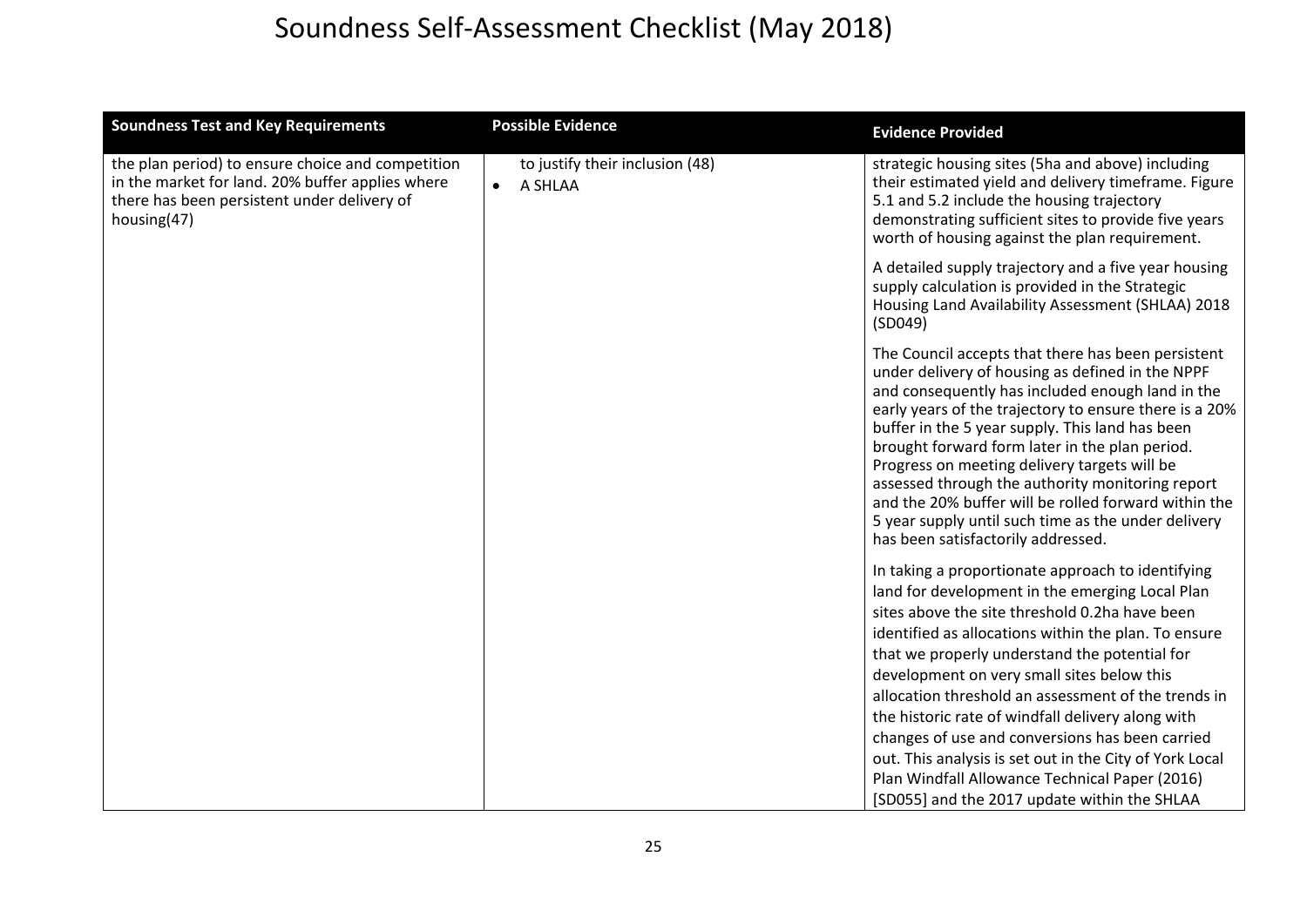# Soundness Self-Assessment Checklist (May 2018)

| Soundness Test and Key Requirements | Possible Evidence | Evidence Provided |
|---|---|---|
| the plan period) to ensure choice and competition in the market for land. 20% buffer applies where there has been persistent under delivery of housing(47) | to justify their inclusion (48)<br>• A SHLAA | strategic housing sites (5ha and above) including their estimated yield and delivery timeframe. Figure 5.1 and 5.2 include the housing trajectory demonstrating sufficient sites to provide five years worth of housing against the plan requirement.<br><br>A detailed supply trajectory and a five year housing supply calculation is provided in the Strategic Housing Land Availability Assessment (SHLAA) 2018 (SD049)<br><br>The Council accepts that there has been persistent under delivery of housing as defined in the NPPF and consequently has included enough land in the early years of the trajectory to ensure there is a 20% buffer in the 5 year supply. This land has been brought forward form later in the plan period. Progress on meeting delivery targets will be assessed through the authority monitoring report and the 20% buffer will be rolled forward within the 5 year supply until such time as the under delivery has been satisfactorily addressed.<br><br>In taking a proportionate approach to identifying land for development in the emerging Local Plan sites above the site threshold 0.2ha have been identified as allocations within the plan. To ensure that we properly understand the potential for development on very small sites below this allocation threshold an assessment of the trends in the historic rate of windfall delivery along with changes of use and conversions has been carried out. This analysis is set out in the City of York Local Plan Windfall Allowance Technical Paper (2016) [SD055] and the 2017 update within the SHLAA |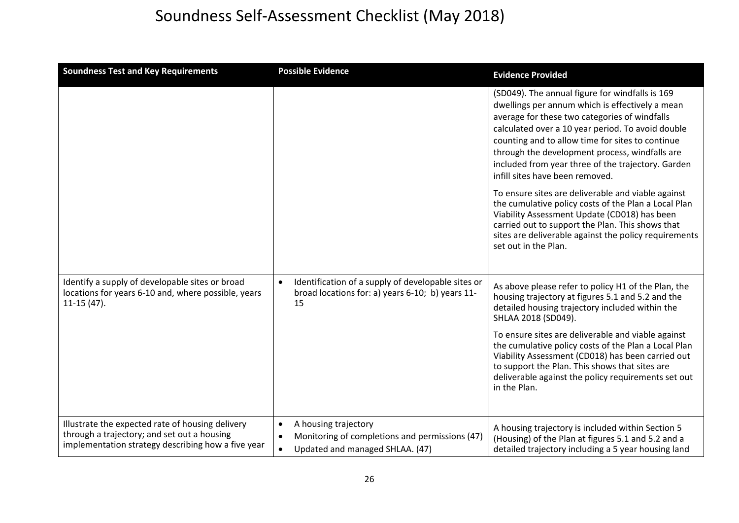# Soundness Self-Assessment Checklist (May 2018)

| Soundness Test and Key Requirements | Possible Evidence | Evidence Provided |
|---|---|---|
| | | (SD049). The annual figure for windfalls is 169 dwellings per annum which is effectively a mean average for these two categories of windfalls calculated over a 10 year period. To avoid double counting and to allow time for sites to continue through the development process, windfalls are included from year three of the trajectory. Garden infill sites have been removed.<br><br>To ensure sites are deliverable and viable against the cumulative policy costs of the Plan a Local Plan Viability Assessment Update (CD018) has been carried out to support the Plan. This shows that sites are deliverable against the policy requirements set out in the Plan. |
| Identify a supply of developable sites or broad locations for years 6-10 and, where possible, years 11-15 (47). | • Identification of a supply of developable sites or broad locations for: a) years 6-10; b) years 11-15 | As above please refer to policy H1 of the Plan, the housing trajectory at figures 5.1 and 5.2 and the detailed housing trajectory included within the SHLAA 2018 (SD049).<br><br>To ensure sites are deliverable and viable against the cumulative policy costs of the Plan a Local Plan Viability Assessment (CD018) has been carried out to support the Plan. This shows that sites are deliverable against the policy requirements set out in the Plan. |
| Illustrate the expected rate of housing delivery through a trajectory; and set out a housing implementation strategy describing how a five year | • A housing trajectory<br>• Monitoring of completions and permissions (47)<br>• Updated and managed SHLAA. (47) | A housing trajectory is included within Section 5 (Housing) of the Plan at figures 5.1 and 5.2 and a detailed trajectory including a 5 year housing land |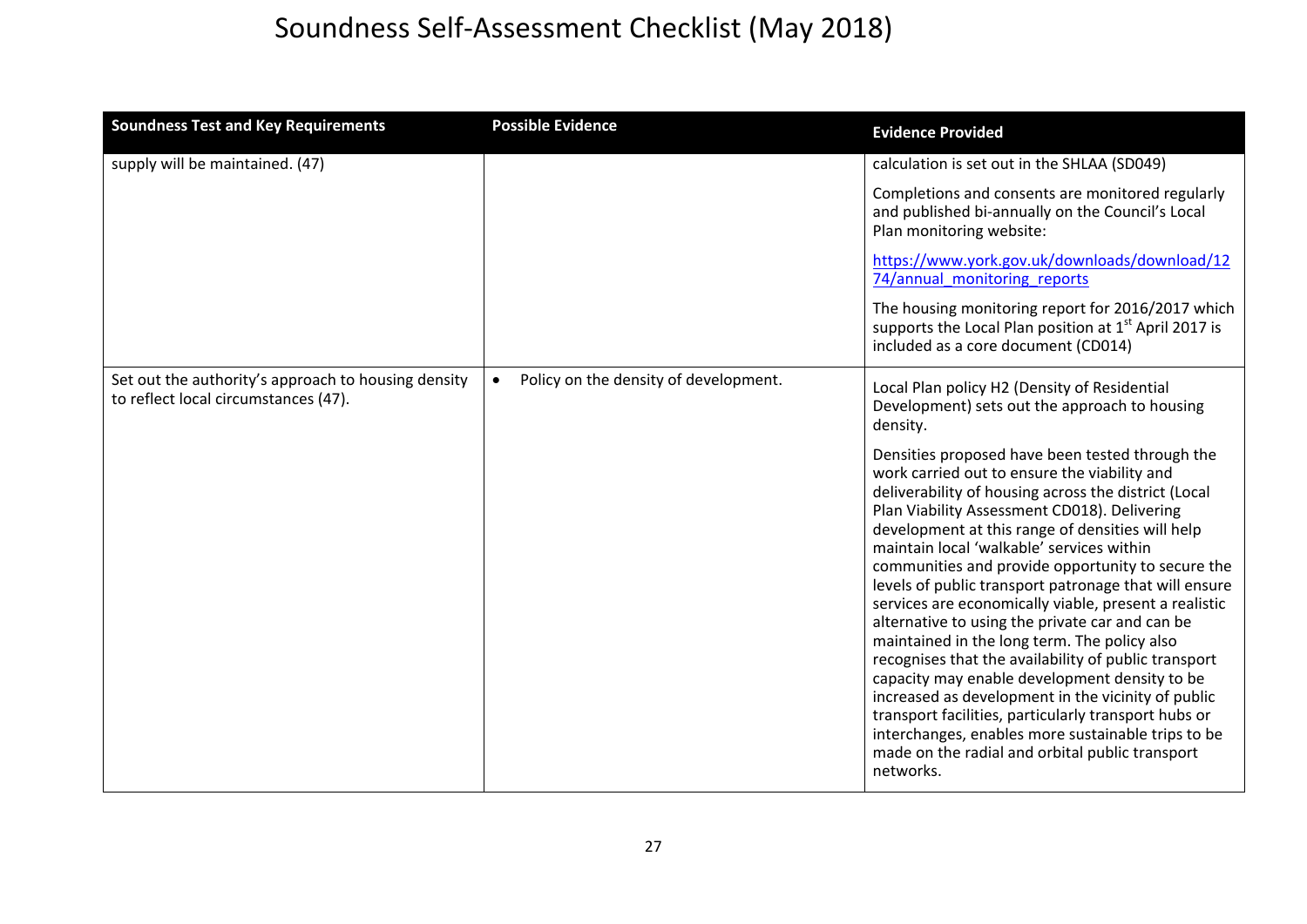# Soundness Self-Assessment Checklist (May 2018)

| Soundness Test and Key Requirements | Possible Evidence | Evidence Provided |
|---|---|---|
| supply will be maintained. (47) | | calculation is set out in the SHLAA (SD049)<br><br>Completions and consents are monitored regularly and published bi-annually on the Council's Local Plan monitoring website:<br><br>https://www.york.gov.uk/downloads/download/1274/annual_monitoring_reports<br><br>The housing monitoring report for 2016/2017 which supports the Local Plan position at 1st April 2017 is included as a core document (CD014) |
| Set out the authority's approach to housing density to reflect local circumstances (47). | • Policy on the density of development. | Local Plan policy H2 (Density of Residential Development) sets out the approach to housing density.<br><br>Densities proposed have been tested through the work carried out to ensure the viability and deliverability of housing across the district (Local Plan Viability Assessment CD018). Delivering development at this range of densities will help maintain local 'walkable' services within communities and provide opportunity to secure the levels of public transport patronage that will ensure services are economically viable, present a realistic alternative to using the private car and can be maintained in the long term. The policy also recognises that the availability of public transport capacity may enable development density to be increased as development in the vicinity of public transport facilities, particularly transport hubs or interchanges, enables more sustainable trips to be made on the radial and orbital public transport networks. |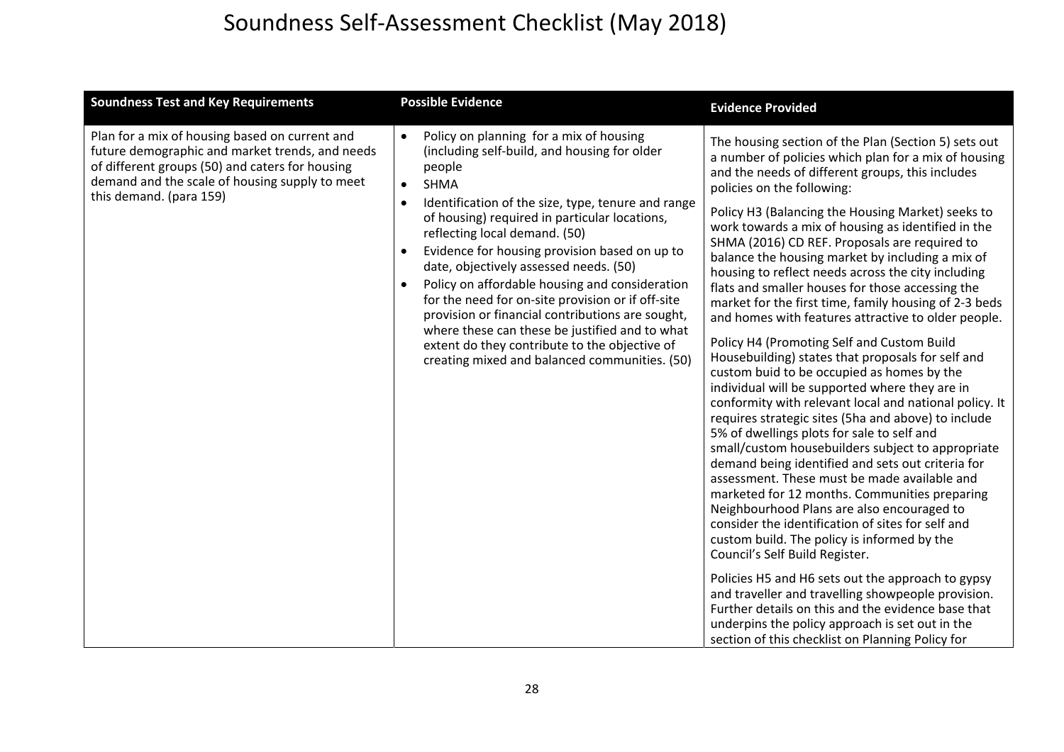# Soundness Self-Assessment Checklist (May 2018)

| Soundness Test and Key Requirements | Possible Evidence | Evidence Provided |
|---|---|---|
| Plan for a mix of housing based on current and future demographic and market trends, and needs of different groups (50) and caters for housing demand and the scale of housing supply to meet this demand. (para 159) | • Policy on planning for a mix of housing (including self-build, and housing for older people<br>• SHMA<br>• Identification of the size, type, tenure and range of housing) required in particular locations, reflecting local demand. (50)<br>• Evidence for housing provision based on up to date, objectively assessed needs. (50)<br>• Policy on affordable housing and consideration for the need for on-site provision or if off-site provision or financial contributions are sought, where these can these be justified and to what extent do they contribute to the objective of creating mixed and balanced communities. (50) | The housing section of the Plan (Section 5) sets out a number of policies which plan for a mix of housing and the needs of different groups, this includes policies on the following:<br><br>Policy H3 (Balancing the Housing Market) seeks to work towards a mix of housing as identified in the SHMA (2016) CD REF. Proposals are required to balance the housing market by including a mix of housing to reflect needs across the city including flats and smaller houses for those accessing the market for the first time, family housing of 2-3 beds and homes with features attractive to older people.<br><br>Policy H4 (Promoting Self and Custom Build Housebuilding) states that proposals for self and custom buid to be occupied as homes by the individual will be supported where they are in conformity with relevant local and national policy. It requires strategic sites (5ha and above) to include 5% of dwellings plots for sale to self and small/custom housebuilders subject to appropriate demand being identified and sets out criteria for assessment. These must be made available and marketed for 12 months. Communities preparing Neighbourhood Plans are also encouraged to consider the identification of sites for self and custom build. The policy is informed by the Council's Self Build Register.<br><br>Policies H5 and H6 sets out the approach to gypsy and traveller and travelling showpeople provision. Further details on this and the evidence base that underpins the policy approach is set out in the section of this checklist on Planning Policy for |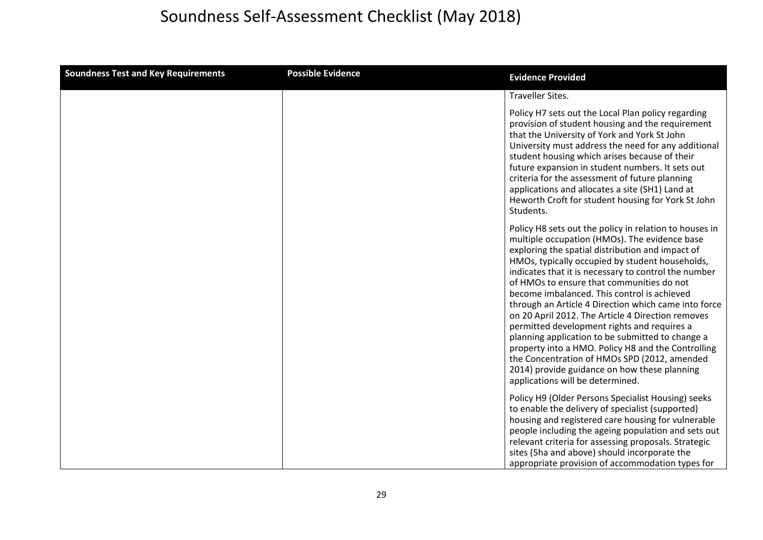# Soundness Self-Assessment Checklist (May 2018)

| Soundness Test and Key Requirements | Possible Evidence | Evidence Provided |
|---|---|---|
| | | Traveller Sites.<br><br>Policy H7 sets out the Local Plan policy regarding provision of student housing and the requirement that the University of York and York St John University must address the need for any additional student housing which arises because of their future expansion in student numbers. It sets out criteria for the assessment of future planning applications and allocates a site (SH1) Land at Heworth Croft for student housing for York St John Students.<br><br>Policy H8 sets out the policy in relation to houses in multiple occupation (HMOs). The evidence base exploring the spatial distribution and impact of HMOs, typically occupied by student households, indicates that it is necessary to control the number of HMOs to ensure that communities do not become imbalanced. This control is achieved through an Article 4 Direction which came into force on 20 April 2012. The Article 4 Direction removes permitted development rights and requires a planning application to be submitted to change a property into a HMO. Policy H8 and the Controlling the Concentration of HMOs SPD (2012, amended 2014) provide guidance on how these planning applications will be determined.<br><br>Policy H9 (Older Persons Specialist Housing) seeks to enable the delivery of specialist (supported) housing and registered care housing for vulnerable people including the ageing population and sets out relevant criteria for assessing proposals. Strategic sites (5ha and above) should incorporate the appropriate provision of accommodation types for |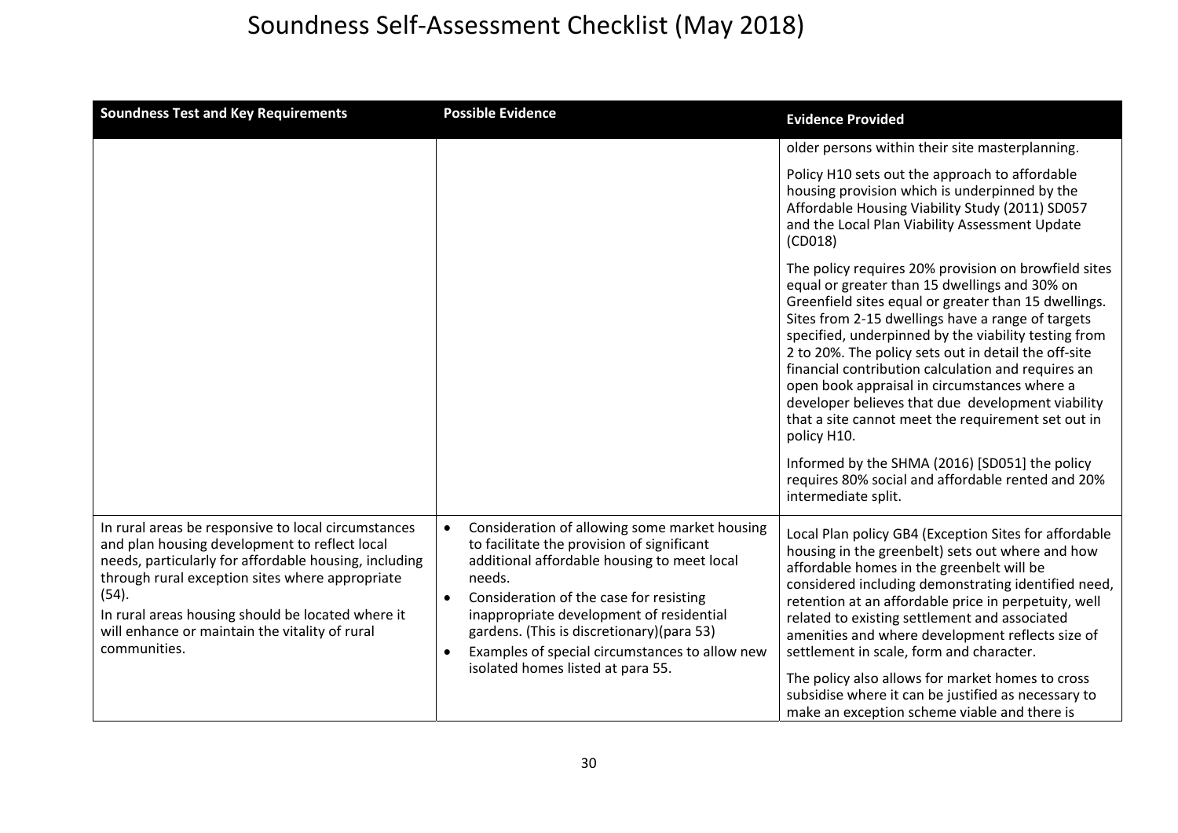# Soundness Self-Assessment Checklist (May 2018)

| Soundness Test and Key Requirements | Possible Evidence | Evidence Provided |
|---|---|---|
| | | older persons within their site masterplanning.<br><br>Policy H10 sets out the approach to affordable housing provision which is underpinned by the Affordable Housing Viability Study (2011) SD057 and the Local Plan Viability Assessment Update (CD018)<br><br>The policy requires 20% provision on browfield sites equal or greater than 15 dwellings and 30% on Greenfield sites equal or greater than 15 dwellings. Sites from 2-15 dwellings have a range of targets specified, underpinned by the viability testing from 2 to 20%. The policy sets out in detail the off-site financial contribution calculation and requires an open book appraisal in circumstances where a developer believes that due development viability that a site cannot meet the requirement set out in policy H10.<br><br>Informed by the SHMA (2016) [SD051] the policy requires 80% social and affordable rented and 20% intermediate split. |
| In rural areas be responsive to local circumstances and plan housing development to reflect local needs, particularly for affordable housing, including through rural exception sites where appropriate (54).<br><br>In rural areas housing should be located where it will enhance or maintain the vitality of rural communities. | • Consideration of allowing some market housing to facilitate the provision of significant additional affordable housing to meet local needs.<br>• Consideration of the case for resisting inappropriate development of residential gardens. (This is discretionary)(para 53)<br>• Examples of special circumstances to allow new isolated homes listed at para 55. | Local Plan policy GB4 (Exception Sites for affordable housing in the greenbelt) sets out where and how affordable homes in the greenbelt will be considered including demonstrating identified need, retention at an affordable price in perpetuity, well related to existing settlement and associated amenities and where development reflects size of settlement in scale, form and character.<br><br>The policy also allows for market homes to cross subsidise where it can be justified as necessary to make an exception scheme viable and there is |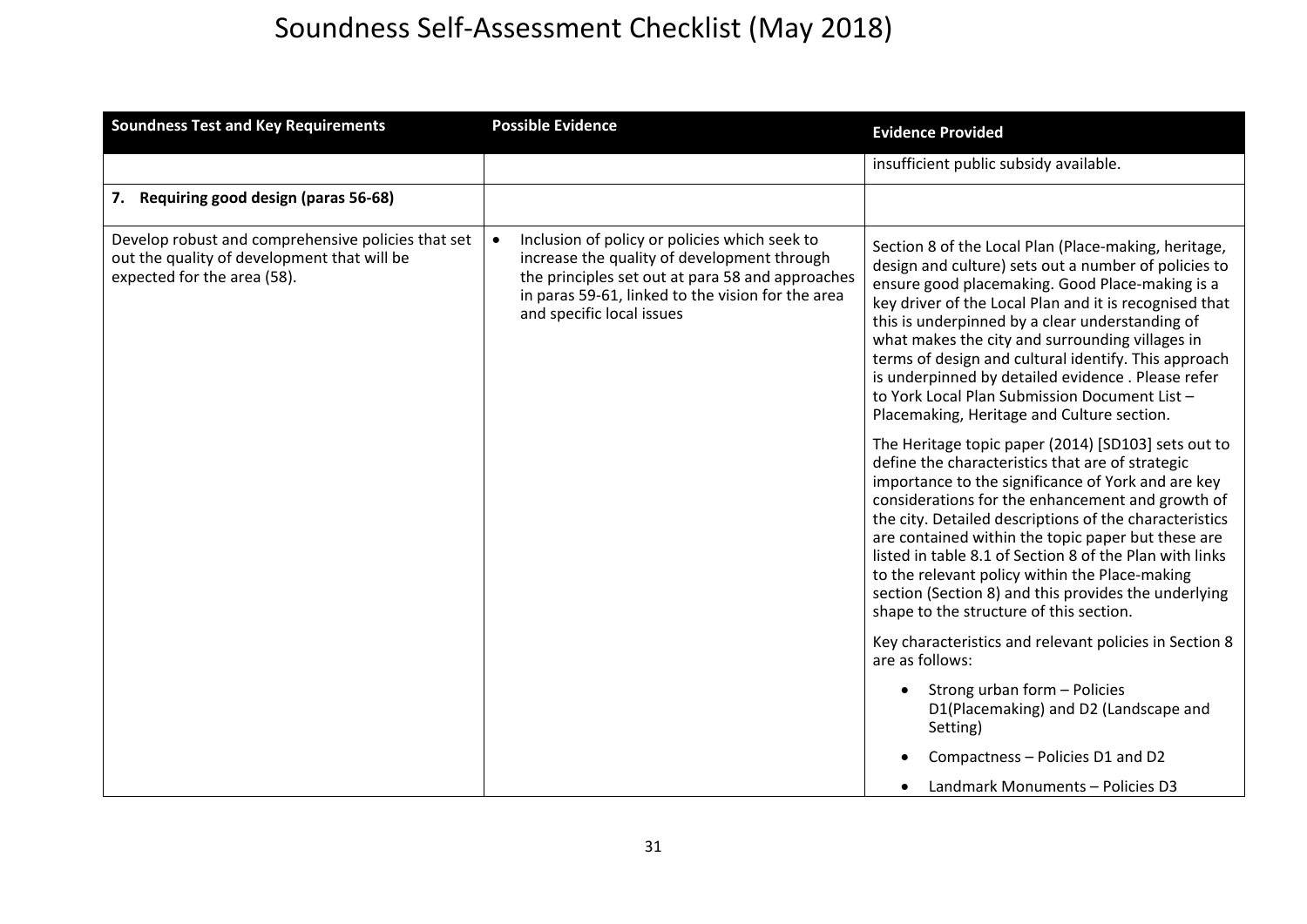# Soundness Self-Assessment Checklist (May 2018)

| Soundness Test and Key Requirements | Possible Evidence | Evidence Provided |
|---|---|---|
| | | insufficient public subsidy available. |
| **7. Requiring good design (paras 56-68)** | | |
| Develop robust and comprehensive policies that set out the quality of development that will be expected for the area (58). | • Inclusion of policy or policies which seek to increase the quality of development through the principles set out at para 58 and approaches in paras 59-61, linked to the vision for the area and specific local issues | Section 8 of the Local Plan (Place-making, heritage, design and culture) sets out a number of policies to ensure good placemaking. Good Place-making is a key driver of the Local Plan and it is recognised that this is underpinned by a clear understanding of what makes the city and surrounding villages in terms of design and cultural identify. This approach is underpinned by detailed evidence . Please refer to York Local Plan Submission Document List – Placemaking, Heritage and Culture section.<br><br>The Heritage topic paper (2014) [SD103] sets out to define the characteristics that are of strategic importance to the significance of York and are key considerations for the enhancement and growth of the city. Detailed descriptions of the characteristics are contained within the topic paper but these are listed in table 8.1 of Section 8 of the Plan with links to the relevant policy within the Place-making section (Section 8) and this provides the underlying shape to the structure of this section.<br><br>Key characteristics and relevant policies in Section 8 are as follows:<br><br>• Strong urban form – Policies D1(Placemaking) and D2 (Landscape and Setting)<br>• Compactness – Policies D1 and D2<br>• Landmark Monuments – Policies D3 |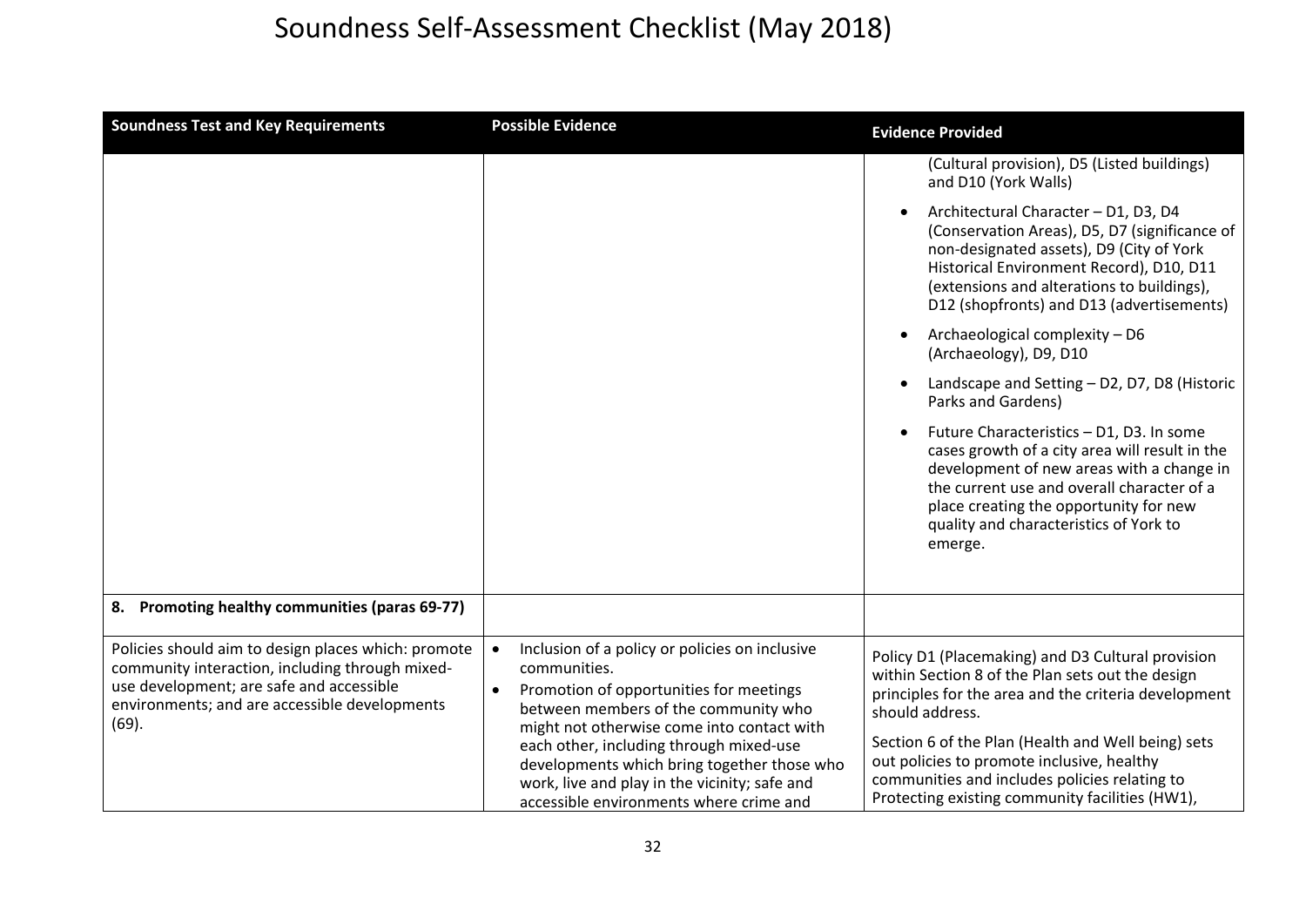# Soundness Self-Assessment Checklist (May 2018)

| Soundness Test and Key Requirements | Possible Evidence | Evidence Provided |
|---|---|---|
| | | (Cultural provision), D5 (Listed buildings) and D10 (York Walls)<br>• Architectural Character – D1, D3, D4 (Conservation Areas), D5, D7 (significance of non-designated assets), D9 (City of York Historical Environment Record), D10, D11 (extensions and alterations to buildings), D12 (shopfronts) and D13 (advertisements)<br>• Archaeological complexity – D6 (Archaeology), D9, D10<br>• Landscape and Setting – D2, D7, D8 (Historic Parks and Gardens)<br>• Future Characteristics – D1, D3. In some cases growth of a city area will result in the development of new areas with a change in the current use and overall character of a place creating the opportunity for new quality and characteristics of York to emerge. |
| **8. Promoting healthy communities (paras 69-77)** | | |
| Policies should aim to design places which: promote community interaction, including through mixed-use development; are safe and accessible environments; and are accessible developments (69). | • Inclusion of a policy or policies on inclusive communities.<br>• Promotion of opportunities for meetings between members of the community who might not otherwise come into contact with each other, including through mixed-use developments which bring together those who work, live and play in the vicinity; safe and accessible environments where crime and | Policy D1 (Placemaking) and D3 Cultural provision within Section 8 of the Plan sets out the design principles for the area and the criteria development should address.<br>Section 6 of the Plan (Health and Well being) sets out policies to promote inclusive, healthy communities and includes policies relating to Protecting existing community facilities (HW1), |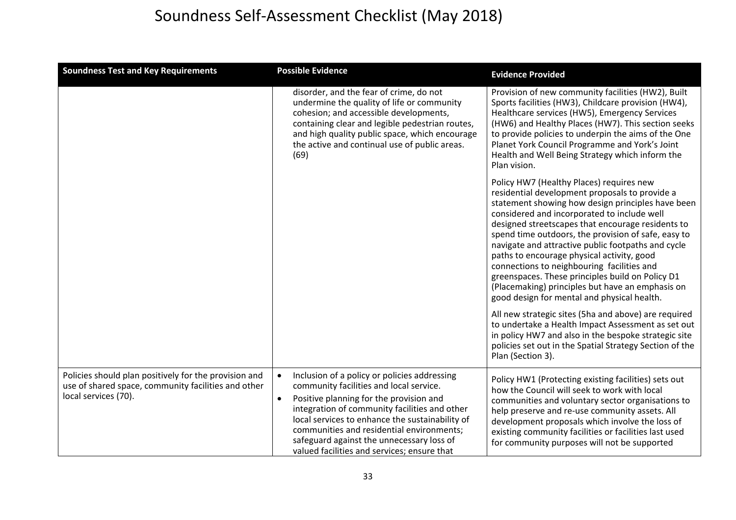# Soundness Self-Assessment Checklist (May 2018)

| Soundness Test and Key Requirements | Possible Evidence | Evidence Provided |
|---|---|---|
| | disorder, and the fear of crime, do not undermine the quality of life or community cohesion; and accessible developments, containing clear and legible pedestrian routes, and high quality public space, which encourage the active and continual use of public areas. (69) | Provision of new community facilities (HW2), Built Sports facilities (HW3), Childcare provision (HW4), Healthcare services (HW5), Emergency Services (HW6) and Healthy Places (HW7). This section seeks to provide policies to underpin the aims of the One Planet York Council Programme and York's Joint Health and Well Being Strategy which inform the Plan vision.<br><br>Policy HW7 (Healthy Places) requires new residential development proposals to provide a statement showing how design principles have been considered and incorporated to include well designed streetscapes that encourage residents to spend time outdoors, the provision of safe, easy to navigate and attractive public footpaths and cycle paths to encourage physical activity, good connections to neighbouring facilities and greenspaces. These principles build on Policy D1 (Placemaking) principles but have an emphasis on good design for mental and physical health.<br><br>All new strategic sites (5ha and above) are required to undertake a Health Impact Assessment as set out in policy HW7 and also in the bespoke strategic site policies set out in the Spatial Strategy Section of the Plan (Section 3). |
| Policies should plan positively for the provision and use of shared space, community facilities and other local services (70). | • Inclusion of a policy or policies addressing community facilities and local service.<br>• Positive planning for the provision and integration of community facilities and other local services to enhance the sustainability of communities and residential environments; safeguard against the unnecessary loss of valued facilities and services; ensure that | Policy HW1 (Protecting existing facilities) sets out how the Council will seek to work with local communities and voluntary sector organisations to help preserve and re-use community assets. All development proposals which involve the loss of existing community facilities or facilities last used for community purposes will not be supported |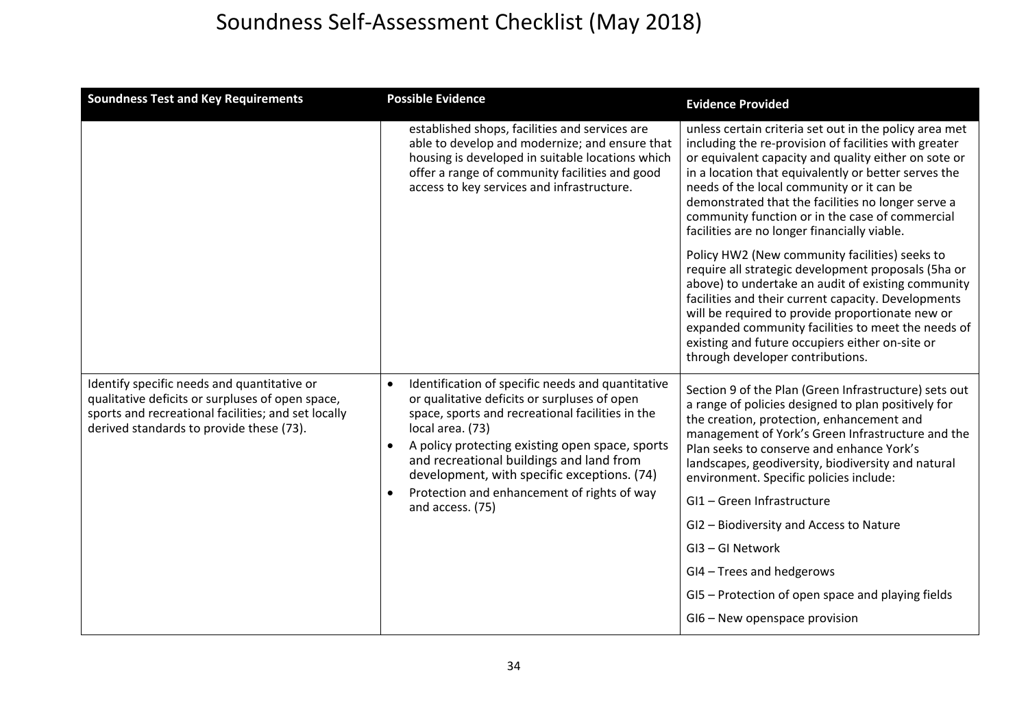# Soundness Self-Assessment Checklist (May 2018)

| Soundness Test and Key Requirements | Possible Evidence | Evidence Provided |
|---|---|---|
| | established shops, facilities and services are able to develop and modernize; and ensure that housing is developed in suitable locations which offer a range of community facilities and good access to key services and infrastructure. | unless certain criteria set out in the policy area met including the re-provision of facilities with greater or equivalent capacity and quality either on sote or in a location that equivalently or better serves the needs of the local community or it can be demonstrated that the facilities no longer serve a community function or in the case of commercial facilities are no longer financially viable.<br><br>Policy HW2 (New community facilities) seeks to require all strategic development proposals (5ha or above) to undertake an audit of existing community facilities and their current capacity. Developments will be required to provide proportionate new or expanded community facilities to meet the needs of existing and future occupiers either on-site or through developer contributions. |
| Identify specific needs and quantitative or qualitative deficits or surpluses of open space, sports and recreational facilities; and set locally derived standards to provide these (73). | • Identification of specific needs and quantitative or qualitative deficits or surpluses of open space, sports and recreational facilities in the local area. (73)<br>• A policy protecting existing open space, sports and recreational buildings and land from development, with specific exceptions. (74)<br>• Protection and enhancement of rights of way and access. (75) | Section 9 of the Plan (Green Infrastructure) sets out a range of policies designed to plan positively for the creation, protection, enhancement and management of York's Green Infrastructure and the Plan seeks to conserve and enhance York's landscapes, geodiversity, biodiversity and natural environment. Specific policies include:<br><br>GI1 – Green Infrastructure<br><br>GI2 – Biodiversity and Access to Nature<br><br>GI3 – GI Network<br><br>GI4 – Trees and hedgerows<br><br>GI5 – Protection of open space and playing fields<br><br>GI6 – New openspace provision |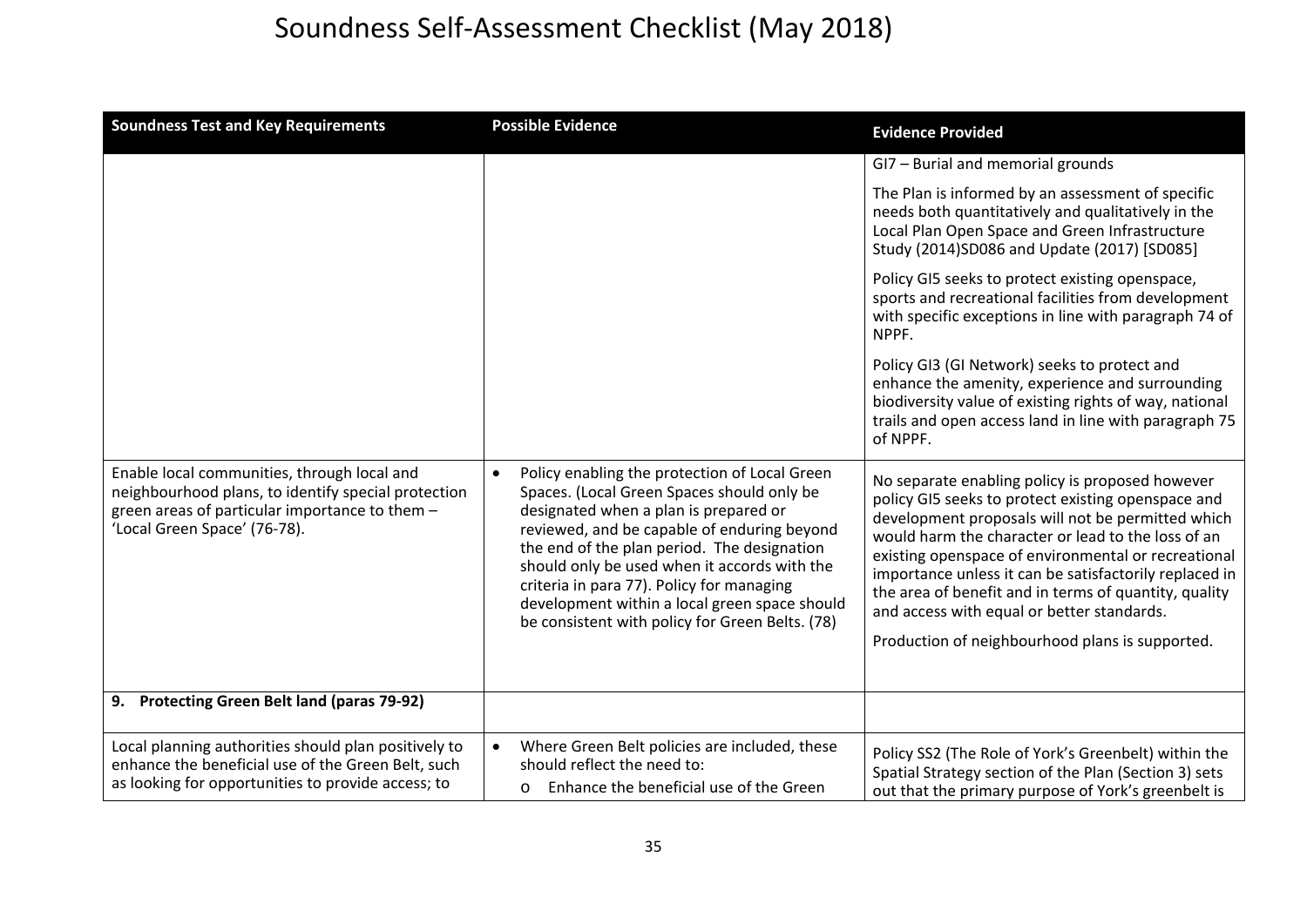# Soundness Self-Assessment Checklist (May 2018)

| Soundness Test and Key Requirements | Possible Evidence | Evidence Provided |
|---|---|---|
| | | GI7 – Burial and memorial grounds<br><br>The Plan is informed by an assessment of specific needs both quantitatively and qualitatively in the Local Plan Open Space and Green Infrastructure Study (2014)SD086 and Update (2017) [SD085]<br><br>Policy GI5 seeks to protect existing openspace, sports and recreational facilities from development with specific exceptions in line with paragraph 74 of NPPF.<br><br>Policy GI3 (GI Network) seeks to protect and enhance the amenity, experience and surrounding biodiversity value of existing rights of way, national trails and open access land in line with paragraph 75 of NPPF. |
| Enable local communities, through local and neighbourhood plans, to identify special protection green areas of particular importance to them – 'Local Green Space' (76-78). | • Policy enabling the protection of Local Green Spaces. (Local Green Spaces should only be designated when a plan is prepared or reviewed, and be capable of enduring beyond the end of the plan period. The designation should only be used when it accords with the criteria in para 77). Policy for managing development within a local green space should be consistent with policy for Green Belts. (78) | No separate enabling policy is proposed however policy GI5 seeks to protect existing openspace and development proposals will not be permitted which would harm the character or lead to the loss of an existing openspace of environmental or recreational importance unless it can be satisfactorily replaced in the area of benefit and in terms of quantity, quality and access with equal or better standards.<br><br>Production of neighbourhood plans is supported. |
| **9. Protecting Green Belt land (paras 79-92)** | | |
| Local planning authorities should plan positively to enhance the beneficial use of the Green Belt, such as looking for opportunities to provide access; to | • Where Green Belt policies are included, these should reflect the need to:<br>o Enhance the beneficial use of the Green | Policy SS2 (The Role of York's Greenbelt) within the Spatial Strategy section of the Plan (Section 3) sets out that the primary purpose of York's greenbelt is |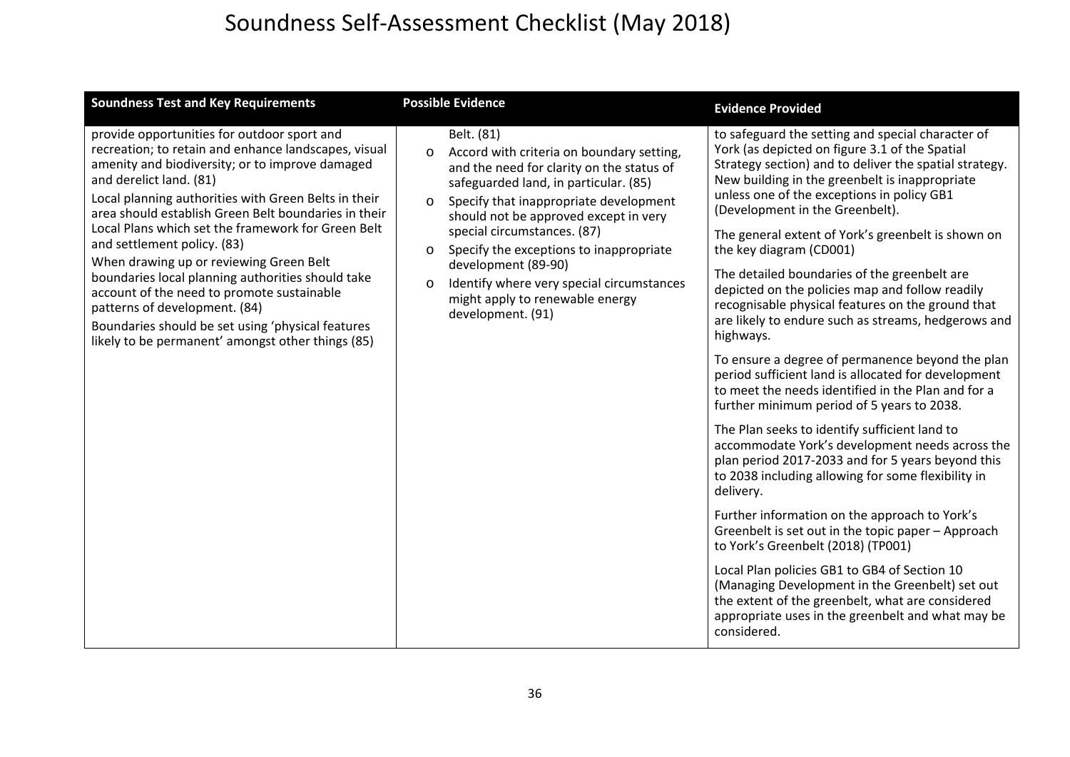# Soundness Self-Assessment Checklist (May 2018)

| Soundness Test and Key Requirements | Possible Evidence | Evidence Provided |
|---|---|---|
| provide opportunities for outdoor sport and recreation; to retain and enhance landscapes, visual amenity and biodiversity; or to improve damaged and derelict land. (81)<br><br>Local planning authorities with Green Belts in their area should establish Green Belt boundaries in their Local Plans which set the framework for Green Belt and settlement policy. (83)<br><br>When drawing up or reviewing Green Belt boundaries local planning authorities should take account of the need to promote sustainable patterns of development. (84)<br><br>Boundaries should be set using 'physical features likely to be permanent' amongst other things (85) | Belt. (81)<br><br>o Accord with criteria on boundary setting, and the need for clarity on the status of safeguarded land, in particular. (85)<br><br>o Specify that inappropriate development should not be approved except in very special circumstances. (87)<br><br>o Specify the exceptions to inappropriate development (89-90)<br><br>o Identify where very special circumstances might apply to renewable energy development. (91) | to safeguard the setting and special character of York (as depicted on figure 3.1 of the Spatial Strategy section) and to deliver the spatial strategy. New building in the greenbelt is inappropriate unless one of the exceptions in policy GB1 (Development in the Greenbelt).<br><br>The general extent of York's greenbelt is shown on the key diagram (CD001)<br><br>The detailed boundaries of the greenbelt are depicted on the policies map and follow readily recognisable physical features on the ground that are likely to endure such as streams, hedgerows and highways.<br><br>To ensure a degree of permanence beyond the plan period sufficient land is allocated for development to meet the needs identified in the Plan and for a further minimum period of 5 years to 2038.<br><br>The Plan seeks to identify sufficient land to accommodate York's development needs across the plan period 2017-2033 and for 5 years beyond this to 2038 including allowing for some flexibility in delivery.<br><br>Further information on the approach to York's Greenbelt is set out in the topic paper – Approach to York's Greenbelt (2018) (TP001)<br><br>Local Plan policies GB1 to GB4 of Section 10 (Managing Development in the Greenbelt) set out the extent of the greenbelt, what are considered appropriate uses in the greenbelt and what may be considered. |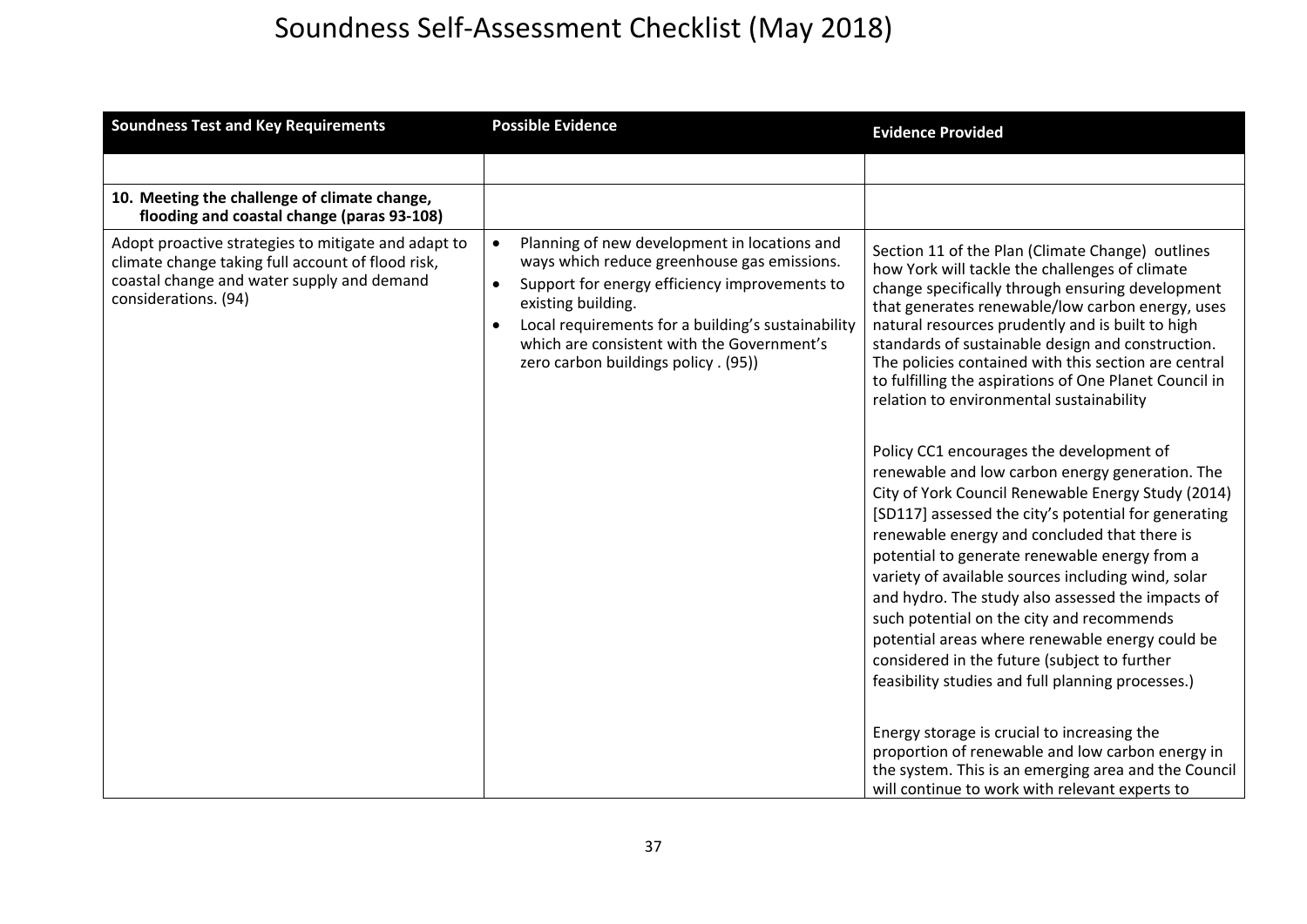# Soundness Self-Assessment Checklist (May 2018)

| Soundness Test and Key Requirements | Possible Evidence | Evidence Provided |
|---|---|---|
| | | |
| **10. Meeting the challenge of climate change, flooding and coastal change (paras 93-108)** | | |
| Adopt proactive strategies to mitigate and adapt to climate change taking full account of flood risk, coastal change and water supply and demand considerations. (94) | • Planning of new development in locations and ways which reduce greenhouse gas emissions.<br>• Support for energy efficiency improvements to existing building.<br>• Local requirements for a building's sustainability which are consistent with the Government's zero carbon buildings policy . (95)) | Section 11 of the Plan (Climate Change) outlines how York will tackle the challenges of climate change specifically through ensuring development that generates renewable/low carbon energy, uses natural resources prudently and is built to high standards of sustainable design and construction. The policies contained with this section are central to fulfilling the aspirations of One Planet Council in relation to environmental sustainability<br><br>Policy CC1 encourages the development of renewable and low carbon energy generation. The City of York Council Renewable Energy Study (2014) [SD117] assessed the city's potential for generating renewable energy and concluded that there is potential to generate renewable energy from a variety of available sources including wind, solar and hydro. The study also assessed the impacts of such potential on the city and recommends potential areas where renewable energy could be considered in the future (subject to further feasibility studies and full planning processes.)<br><br>Energy storage is crucial to increasing the proportion of renewable and low carbon energy in the system. This is an emerging area and the Council will continue to work with relevant experts to |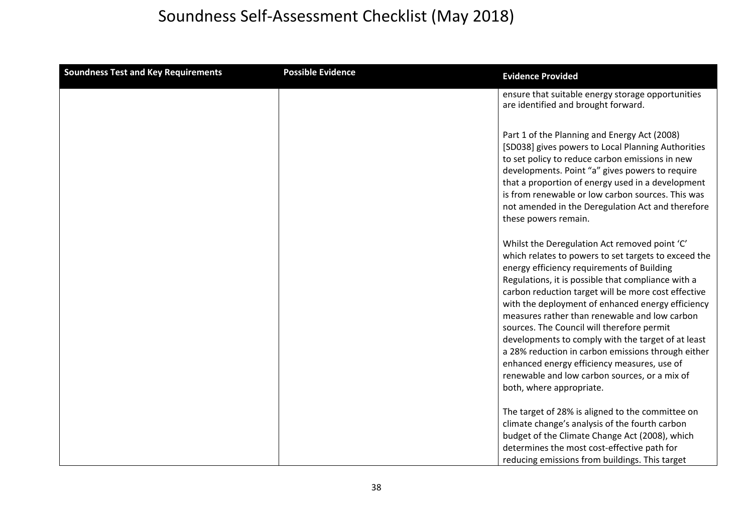# Soundness Self-Assessment Checklist (May 2018)

| Soundness Test and Key Requirements | Possible Evidence | Evidence Provided |
|---|---|---|
| | | ensure that suitable energy storage opportunities are identified and brought forward.<br><br>Part 1 of the Planning and Energy Act (2008) [SD038] gives powers to Local Planning Authorities to set policy to reduce carbon emissions in new developments. Point "a" gives powers to require that a proportion of energy used in a development is from renewable or low carbon sources. This was not amended in the Deregulation Act and therefore these powers remain.<br><br>Whilst the Deregulation Act removed point 'C' which relates to powers to set targets to exceed the energy efficiency requirements of Building Regulations, it is possible that compliance with a carbon reduction target will be more cost effective with the deployment of enhanced energy efficiency measures rather than renewable and low carbon sources. The Council will therefore permit developments to comply with the target of at least a 28% reduction in carbon emissions through either enhanced energy efficiency measures, use of renewable and low carbon sources, or a mix of both, where appropriate.<br><br>The target of 28% is aligned to the committee on climate change's analysis of the fourth carbon budget of the Climate Change Act (2008), which determines the most cost-effective path for reducing emissions from buildings. This target |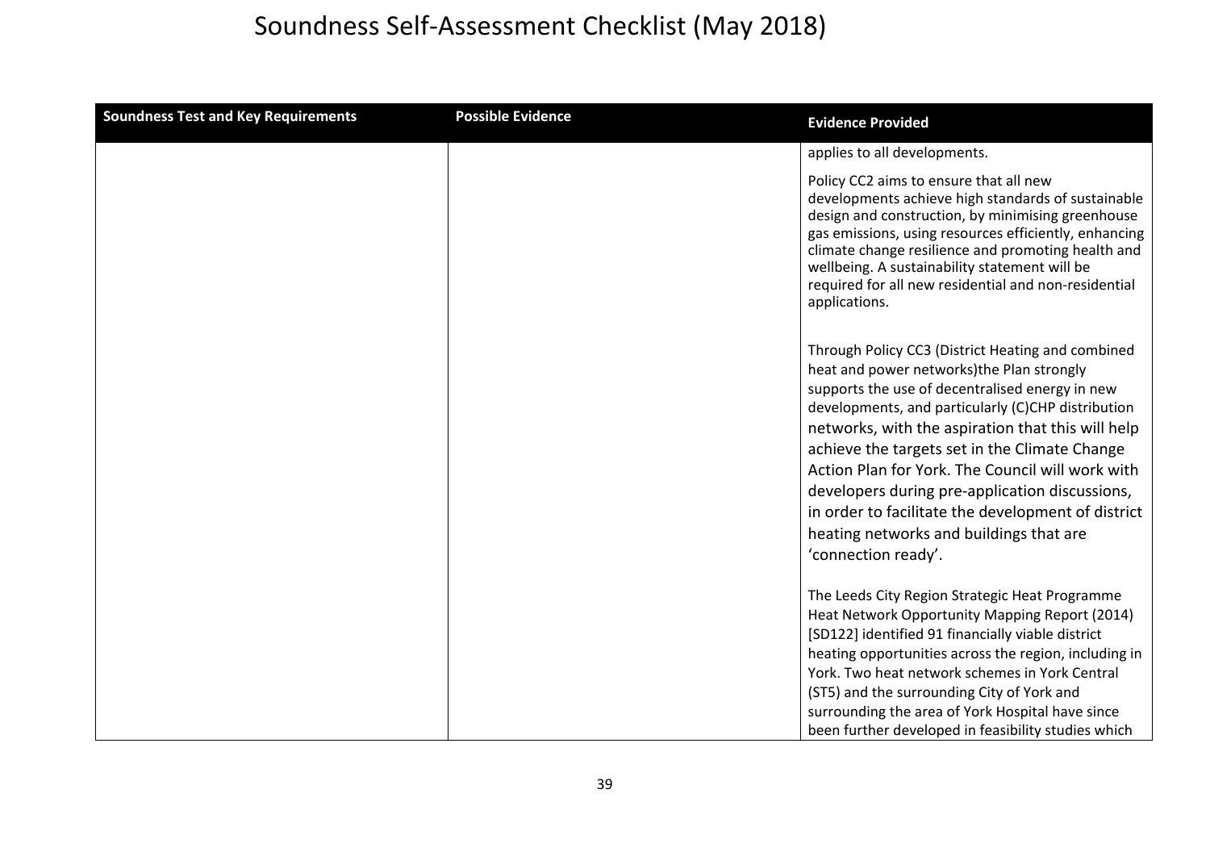# Soundness Self-Assessment Checklist (May 2018)

| Soundness Test and Key Requirements | Possible Evidence | Evidence Provided |
|---|---|---|
| | | applies to all developments.<br><br>Policy CC2 aims to ensure that all new developments achieve high standards of sustainable design and construction, by minimising greenhouse gas emissions, using resources efficiently, enhancing climate change resilience and promoting health and wellbeing. A sustainability statement will be required for all new residential and non-residential applications.<br><br>Through Policy CC3 (District Heating and combined heat and power networks)the Plan strongly supports the use of decentralised energy in new developments, and particularly (C)CHP distribution networks, with the aspiration that this will help achieve the targets set in the Climate Change Action Plan for York. The Council will work with developers during pre-application discussions, in order to facilitate the development of district heating networks and buildings that are 'connection ready'.<br><br>The Leeds City Region Strategic Heat Programme Heat Network Opportunity Mapping Report (2014) [SD122] identified 91 financially viable district heating opportunities across the region, including in York. Two heat network schemes in York Central (ST5) and the surrounding City of York and surrounding the area of York Hospital have since been further developed in feasibility studies which |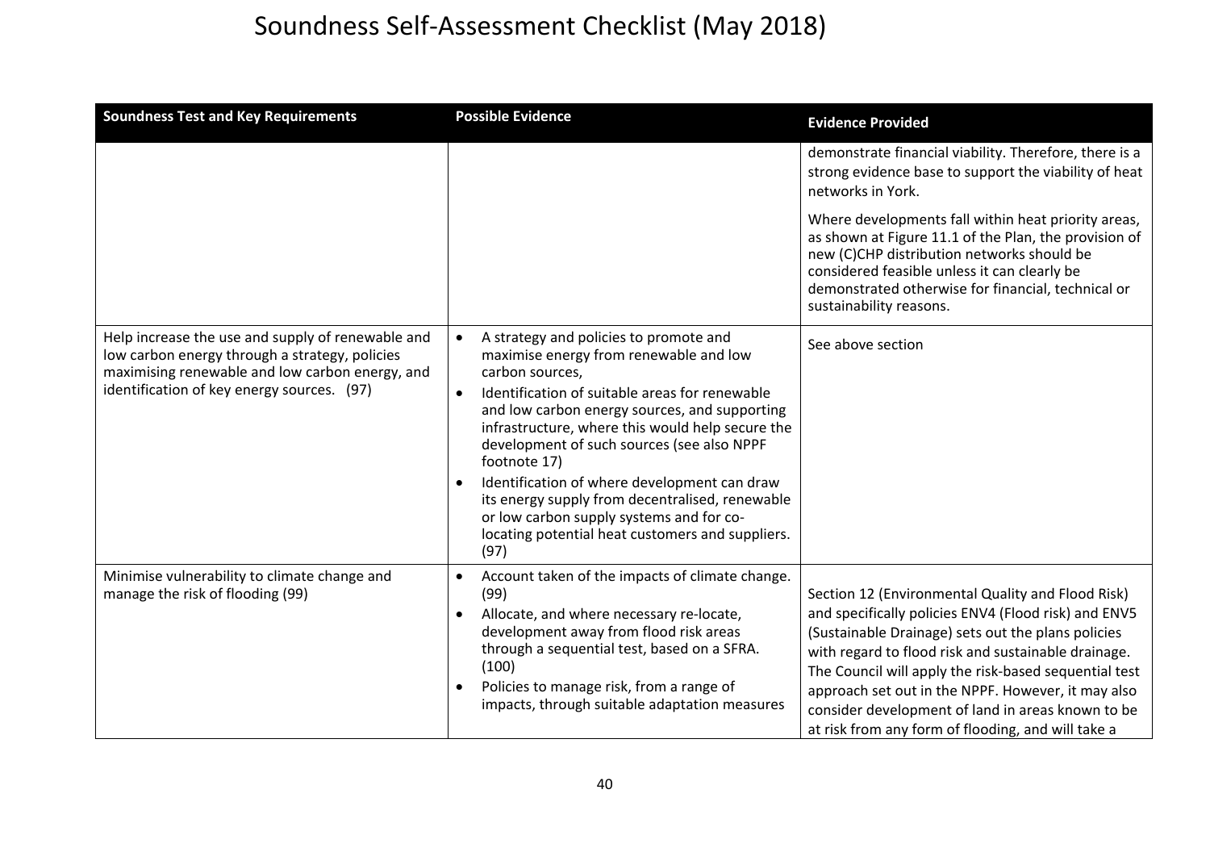# Soundness Self-Assessment Checklist (May 2018)

| Soundness Test and Key Requirements | Possible Evidence | Evidence Provided |
|---|---|---|
| | | demonstrate financial viability. Therefore, there is a strong evidence base to support the viability of heat networks in York.<br><br>Where developments fall within heat priority areas, as shown at Figure 11.1 of the Plan, the provision of new (C)CHP distribution networks should be considered feasible unless it can clearly be demonstrated otherwise for financial, technical or sustainability reasons. |
| Help increase the use and supply of renewable and low carbon energy through a strategy, policies maximising renewable and low carbon energy, and identification of key energy sources. (97) | • A strategy and policies to promote and maximise energy from renewable and low carbon sources,<br>• Identification of suitable areas for renewable and low carbon energy sources, and supporting infrastructure, where this would help secure the development of such sources (see also NPPF footnote 17)<br>• Identification of where development can draw its energy supply from decentralised, renewable or low carbon supply systems and for co-locating potential heat customers and suppliers. (97) | See above section |
| Minimise vulnerability to climate change and manage the risk of flooding (99) | • Account taken of the impacts of climate change. (99)<br>• Allocate, and where necessary re-locate, development away from flood risk areas through a sequential test, based on a SFRA. (100)<br>• Policies to manage risk, from a range of impacts, through suitable adaptation measures | Section 12 (Environmental Quality and Flood Risk) and specifically policies ENV4 (Flood risk) and ENV5 (Sustainable Drainage) sets out the plans policies with regard to flood risk and sustainable drainage. The Council will apply the risk-based sequential test approach set out in the NPPF. However, it may also consider development of land in areas known to be at risk from any form of flooding, and will take a |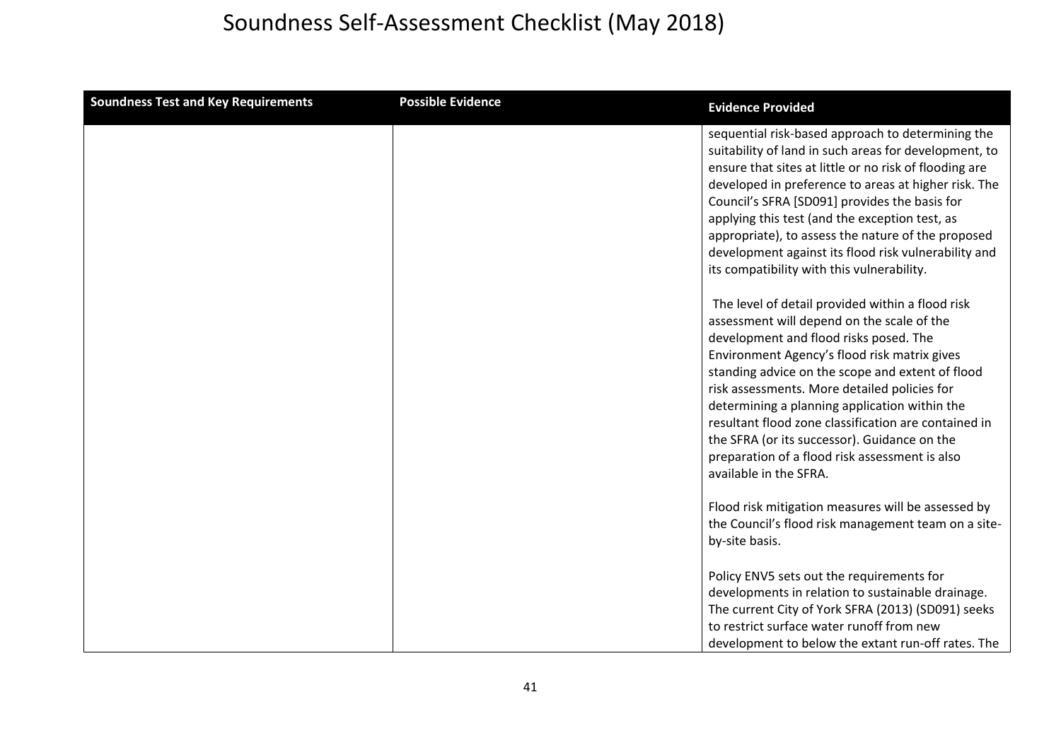| Soundness Test and Key Requirements | Possible Evidence | Evidence Provided |
|---|---|---|
| | | sequential risk-based approach to determining the suitability of land in such areas for development, to ensure that sites at little or no risk of flooding are developed in preference to areas at higher risk. The Council's SFRA [SD091] provides the basis for applying this test (and the exception test, as appropriate), to assess the nature of the proposed development against its flood risk vulnerability and its compatibility with this vulnerability.<br><br>The level of detail provided within a flood risk assessment will depend on the scale of the development and flood risks posed. The Environment Agency's flood risk matrix gives standing advice on the scope and extent of flood risk assessments. More detailed policies for determining a planning application within the resultant flood zone classification are contained in the SFRA (or its successor). Guidance on the preparation of a flood risk assessment is also available in the SFRA.<br><br>Flood risk mitigation measures will be assessed by the Council's flood risk management team on a site-by-site basis.<br><br>Policy ENV5 sets out the requirements for developments in relation to sustainable drainage. The current City of York SFRA (2013) (SD091) seeks to restrict surface water runoff from new development to below the extant run-off rates. The |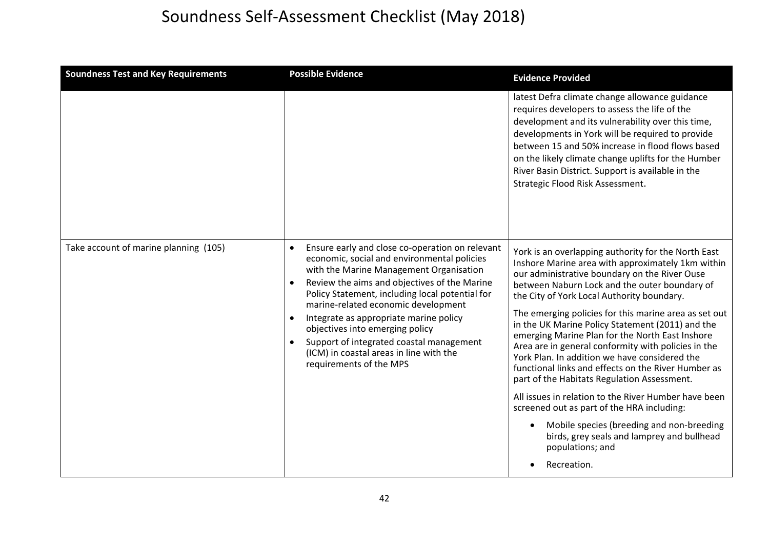# Soundness Self-Assessment Checklist (May 2018)

| Soundness Test and Key Requirements | Possible Evidence | Evidence Provided |
|---|---|---|
| | | latest Defra climate change allowance guidance requires developers to assess the life of the development and its vulnerability over this time, developments in York will be required to provide between 15 and 50% increase in flood flows based on the likely climate change uplifts for the Humber River Basin District. Support is available in the Strategic Flood Risk Assessment. |
| Take account of marine planning (105) | • Ensure early and close co-operation on relevant economic, social and environmental policies with the Marine Management Organisation<br>• Review the aims and objectives of the Marine Policy Statement, including local potential for marine-related economic development<br>• Integrate as appropriate marine policy objectives into emerging policy<br>• Support of integrated coastal management (ICM) in coastal areas in line with the requirements of the MPS | York is an overlapping authority for the North East Inshore Marine area with approximately 1km within our administrative boundary on the River Ouse between Naburn Lock and the outer boundary of the City of York Local Authority boundary.<br><br>The emerging policies for this marine area as set out in the UK Marine Policy Statement (2011) and the emerging Marine Plan for the North East Inshore Area are in general conformity with policies in the York Plan. In addition we have considered the functional links and effects on the River Humber as part of the Habitats Regulation Assessment.<br><br>All issues in relation to the River Humber have been screened out as part of the HRA including:<br><br>• Mobile species (breeding and non-breeding birds, grey seals and lamprey and bullhead populations; and<br>• Recreation. |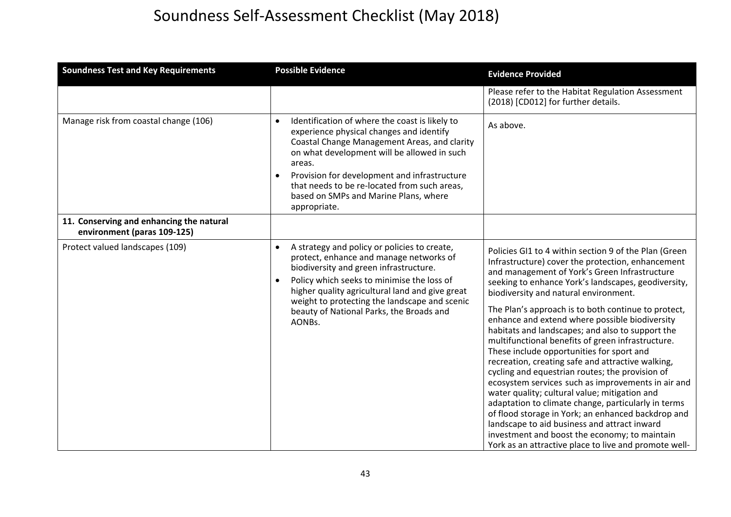# Soundness Self-Assessment Checklist (May 2018)

| Soundness Test and Key Requirements | Possible Evidence | Evidence Provided |
|---|---|---|
| | | Please refer to the Habitat Regulation Assessment (2018) [CD012] for further details. |
| Manage risk from coastal change (106) | • Identification of where the coast is likely to experience physical changes and identify Coastal Change Management Areas, and clarity on what development will be allowed in such areas.<br>• Provision for development and infrastructure that needs to be re-located from such areas, based on SMPs and Marine Plans, where appropriate. | As above. |
| **11. Conserving and enhancing the natural environment (paras 109-125)** | | |
| Protect valued landscapes (109) | • A strategy and policy or policies to create, protect, enhance and manage networks of biodiversity and green infrastructure.<br>• Policy which seeks to minimise the loss of higher quality agricultural land and give great weight to protecting the landscape and scenic beauty of National Parks, the Broads and AONBs. | Policies GI1 to 4 within section 9 of the Plan (Green Infrastructure) cover the protection, enhancement and management of York's Green Infrastructure seeking to enhance York's landscapes, geodiversity, biodiversity and natural environment.<br><br>The Plan's approach is to both continue to protect, enhance and extend where possible biodiversity habitats and landscapes; and also to support the multifunctional benefits of green infrastructure. These include opportunities for sport and recreation, creating safe and attractive walking, cycling and equestrian routes; the provision of ecosystem services such as improvements in air and water quality; cultural value; mitigation and adaptation to climate change, particularly in terms of flood storage in York; an enhanced backdrop and landscape to aid business and attract inward investment and boost the economy; to maintain York as an attractive place to live and promote well- |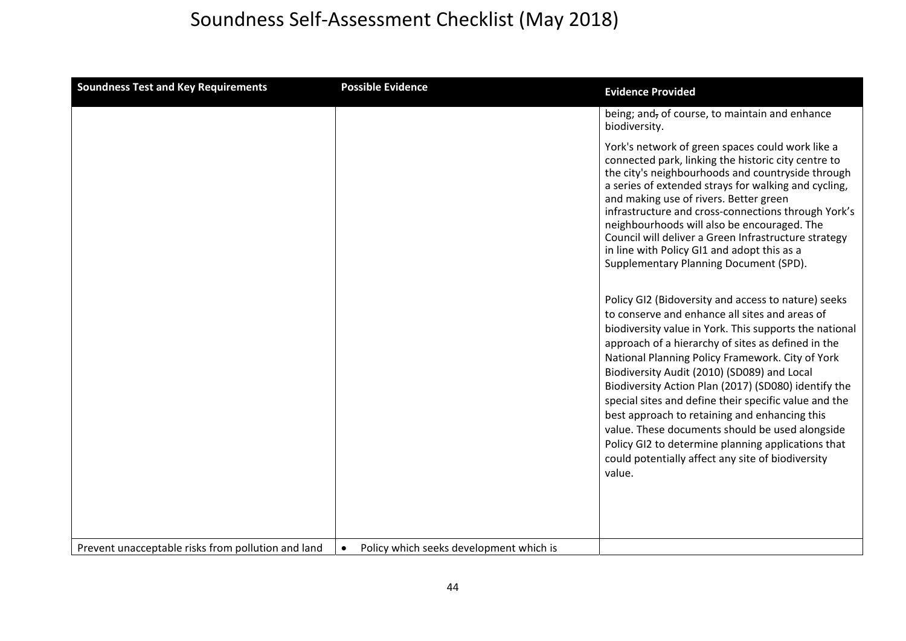# Soundness Self-Assessment Checklist (May 2018)

| Soundness Test and Key Requirements | Possible Evidence | Evidence Provided |
| --- | --- | --- |
| | | being; and, of course, to maintain and enhance biodiversity.<br><br>York's network of green spaces could work like a connected park, linking the historic city centre to the city's neighbourhoods and countryside through a series of extended strays for walking and cycling, and making use of rivers. Better green infrastructure and cross-connections through York's neighbourhoods will also be encouraged. The Council will deliver a Green Infrastructure strategy in line with Policy GI1 and adopt this as a Supplementary Planning Document (SPD).<br><br>Policy GI2 (Bidoversity and access to nature) seeks to conserve and enhance all sites and areas of biodiversity value in York. This supports the national approach of a hierarchy of sites as defined in the National Planning Policy Framework. City of York Biodiversity Audit (2010) (SD089) and Local Biodiversity Action Plan (2017) (SD080) identify the special sites and define their specific value and the best approach to retaining and enhancing this value. These documents should be used alongside Policy GI2 to determine planning applications that could potentially affect any site of biodiversity value. |
| Prevent unacceptable risks from pollution and land | • Policy which seeks development which is | |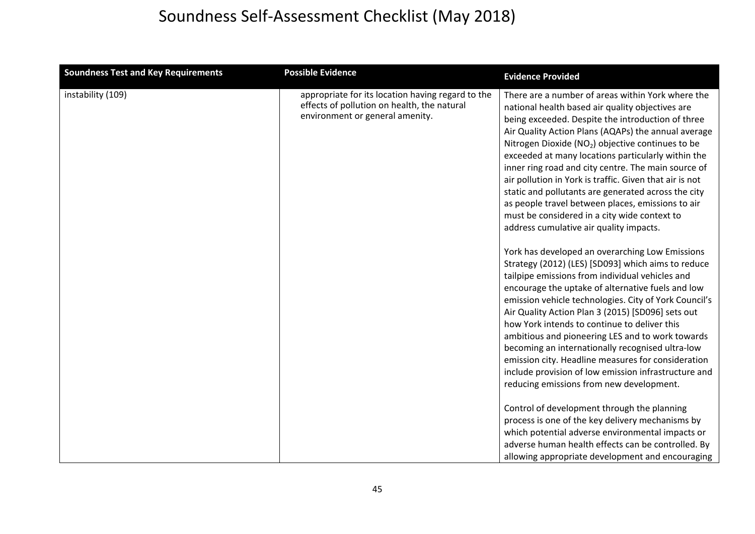# Soundness Self-Assessment Checklist (May 2018)

| Soundness Test and Key Requirements | Possible Evidence | Evidence Provided |
| --- | --- | --- |
| instability (109) | appropriate for its location having regard to the effects of pollution on health, the natural environment or general amenity. | There are a number of areas within York where the national health based air quality objectives are being exceeded. Despite the introduction of three Air Quality Action Plans (AQAPs) the annual average Nitrogen Dioxide ($NO_2$) objective continues to be exceeded at many locations particularly within the inner ring road and city centre. The main source of air pollution in York is traffic. Given that air is not static and pollutants are generated across the city as people travel between places, emissions to air must be considered in a city wide context to address cumulative air quality impacts.<br><br>York has developed an overarching Low Emissions Strategy (2012) (LES) [SD093] which aims to reduce tailpipe emissions from individual vehicles and encourage the uptake of alternative fuels and low emission vehicle technologies. City of York Council's Air Quality Action Plan 3 (2015) [SD096] sets out how York intends to continue to deliver this ambitious and pioneering LES and to work towards becoming an internationally recognised ultra-low emission city. Headline measures for consideration include provision of low emission infrastructure and reducing emissions from new development.<br><br>Control of development through the planning process is one of the key delivery mechanisms by which potential adverse environmental impacts or adverse human health effects can be controlled. By allowing appropriate development and encouraging |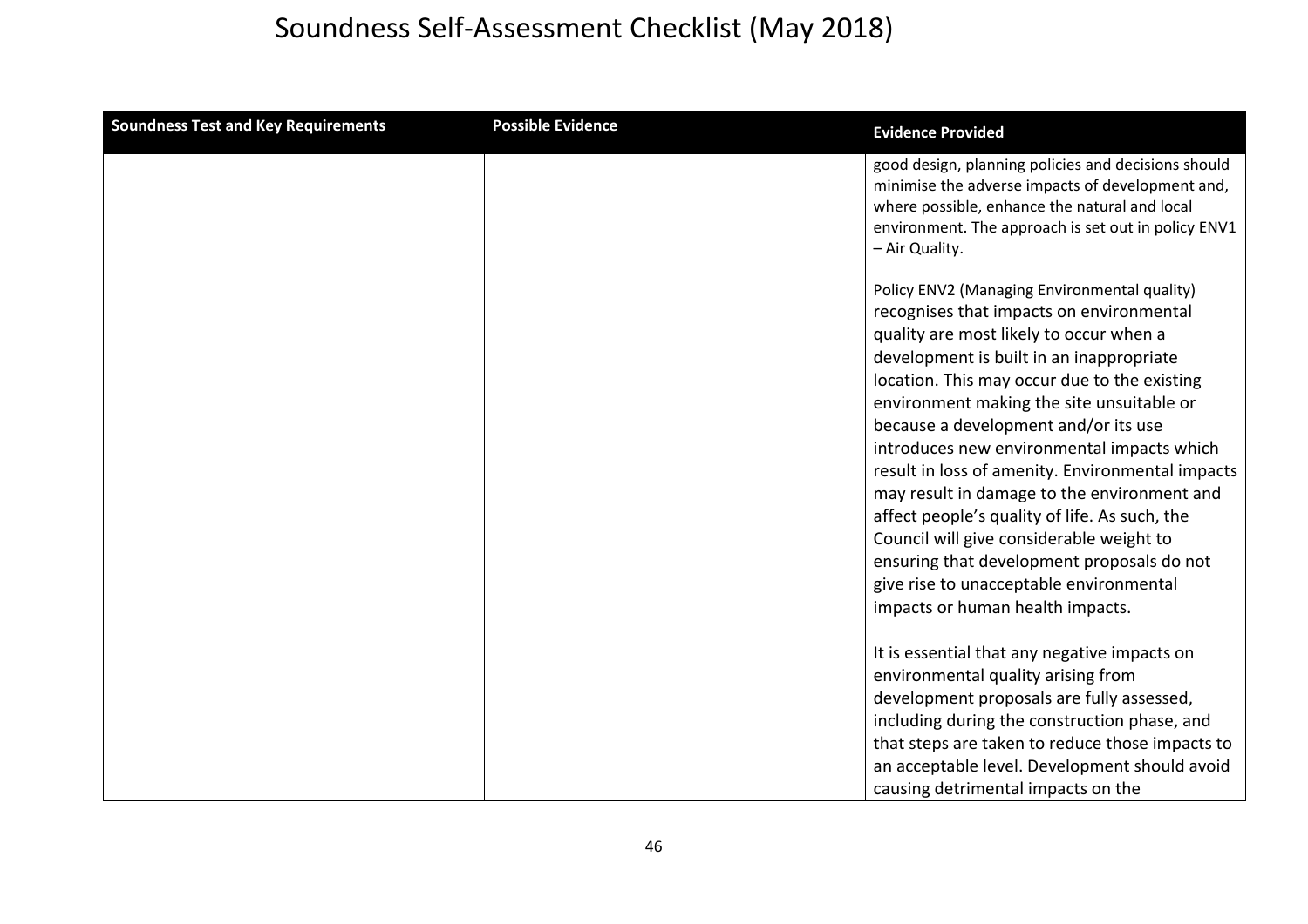# Soundness Self-Assessment Checklist (May 2018)

| Soundness Test and Key Requirements | Possible Evidence | Evidence Provided |
|---|---|---|
| | | good design, planning policies and decisions should minimise the adverse impacts of development and, where possible, enhance the natural and local environment. The approach is set out in policy ENV1 – Air Quality.<br><br>Policy ENV2 (Managing Environmental quality) recognises that impacts on environmental quality are most likely to occur when a development is built in an inappropriate location. This may occur due to the existing environment making the site unsuitable or because a development and/or its use introduces new environmental impacts which result in loss of amenity. Environmental impacts may result in damage to the environment and affect people's quality of life. As such, the Council will give considerable weight to ensuring that development proposals do not give rise to unacceptable environmental impacts or human health impacts.<br><br>It is essential that any negative impacts on environmental quality arising from development proposals are fully assessed, including during the construction phase, and that steps are taken to reduce those impacts to an acceptable level. Development should avoid causing detrimental impacts on the |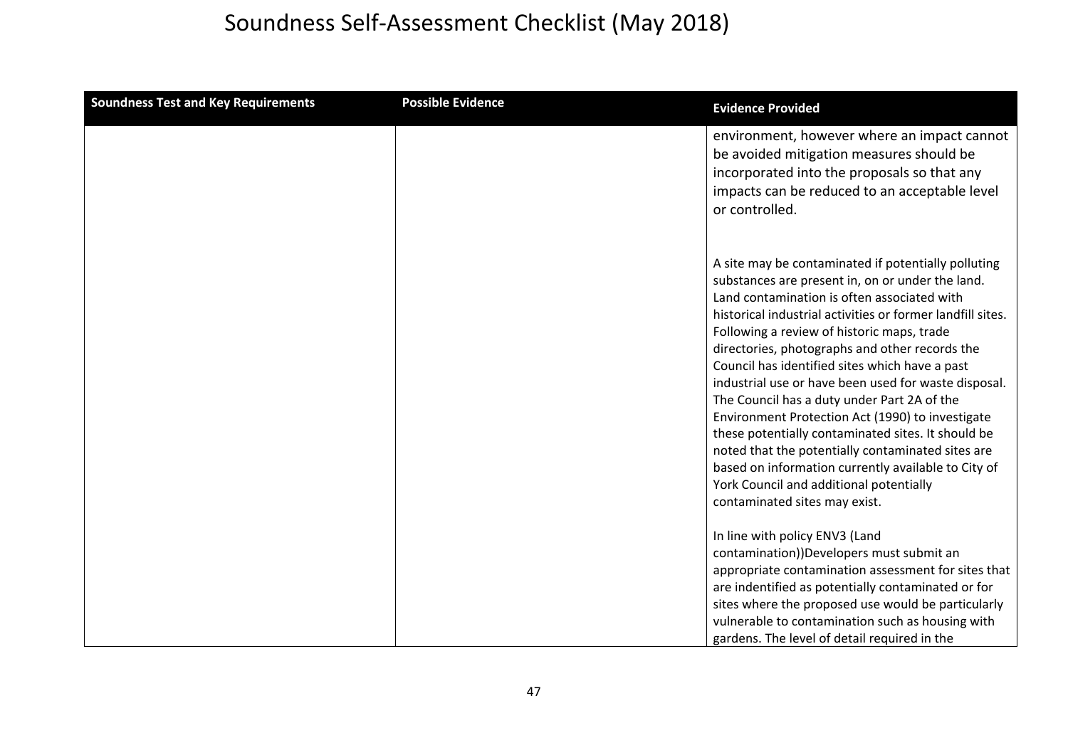# Soundness Self-Assessment Checklist (May 2018)

| Soundness Test and Key Requirements | Possible Evidence | Evidence Provided |
| --- | --- | --- |
| | | environment, however where an impact cannot be avoided mitigation measures should be incorporated into the proposals so that any impacts can be reduced to an acceptable level or controlled.<br><br>A site may be contaminated if potentially polluting substances are present in, on or under the land. Land contamination is often associated with historical industrial activities or former landfill sites. Following a review of historic maps, trade directories, photographs and other records the Council has identified sites which have a past industrial use or have been used for waste disposal. The Council has a duty under Part 2A of the Environment Protection Act (1990) to investigate these potentially contaminated sites. It should be noted that the potentially contaminated sites are based on information currently available to City of York Council and additional potentially contaminated sites may exist.<br><br>In line with policy ENV3 (Land contamination))Developers must submit an appropriate contamination assessment for sites that are indentified as potentially contaminated or for sites where the proposed use would be particularly vulnerable to contamination such as housing with gardens. The level of detail required in the |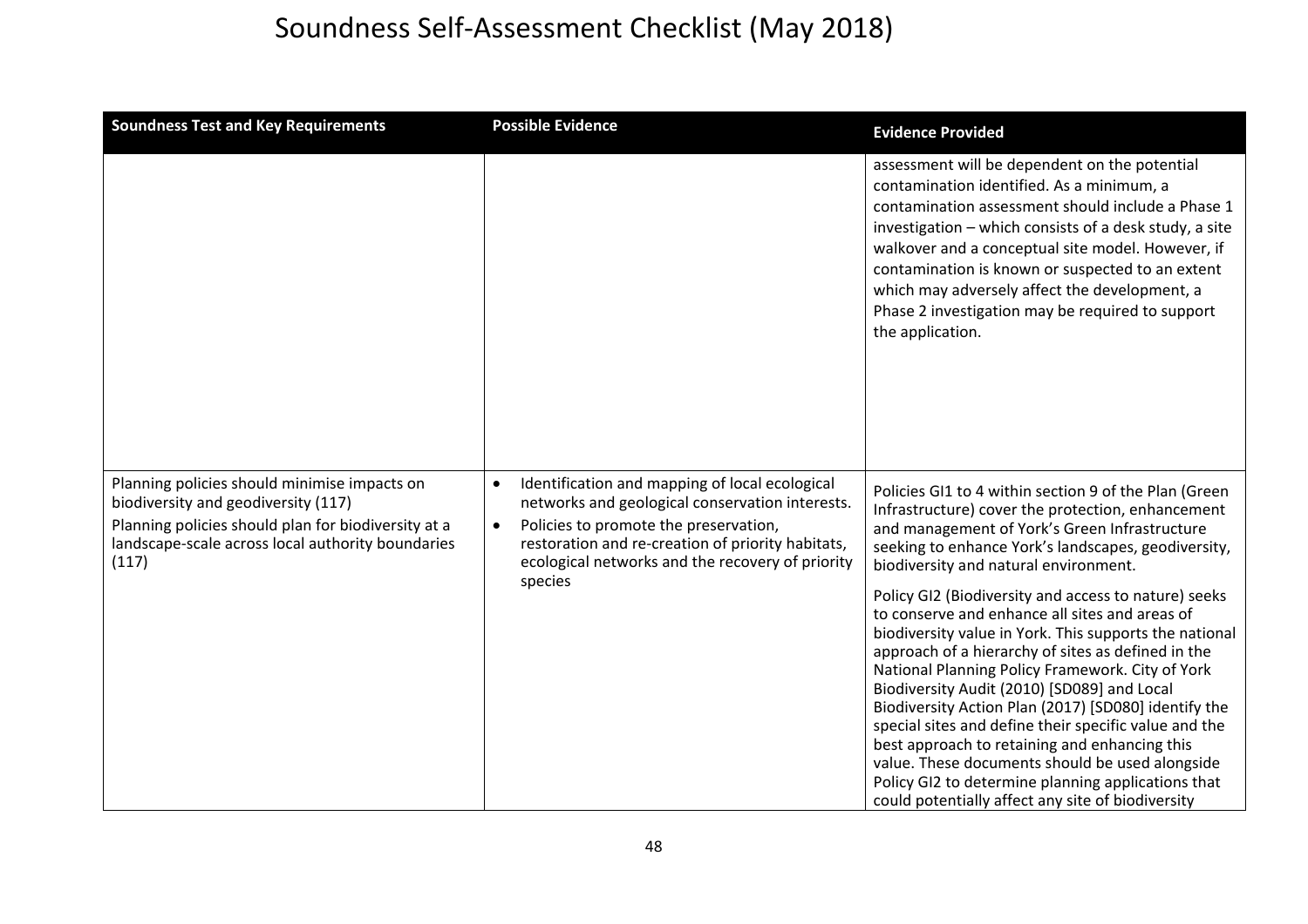# Soundness Self-Assessment Checklist (May 2018)

| Soundness Test and Key Requirements | Possible Evidence | Evidence Provided |
|---|---|---|
| | | assessment will be dependent on the potential contamination identified. As a minimum, a contamination assessment should include a Phase 1 investigation – which consists of a desk study, a site walkover and a conceptual site model. However, if contamination is known or suspected to an extent which may adversely affect the development, a Phase 2 investigation may be required to support the application. |
| Planning policies should minimise impacts on biodiversity and geodiversity (117)<br><br>Planning policies should plan for biodiversity at a landscape-scale across local authority boundaries (117) | • Identification and mapping of local ecological networks and geological conservation interests.<br>• Policies to promote the preservation, restoration and re-creation of priority habitats, ecological networks and the recovery of priority species | Policies GI1 to 4 within section 9 of the Plan (Green Infrastructure) cover the protection, enhancement and management of York's Green Infrastructure seeking to enhance York's landscapes, geodiversity, biodiversity and natural environment.<br><br>Policy GI2 (Biodiversity and access to nature) seeks to conserve and enhance all sites and areas of biodiversity value in York. This supports the national approach of a hierarchy of sites as defined in the National Planning Policy Framework. City of York Biodiversity Audit (2010) [SD089] and Local Biodiversity Action Plan (2017) [SD080] identify the special sites and define their specific value and the best approach to retaining and enhancing this value. These documents should be used alongside Policy GI2 to determine planning applications that could potentially affect any site of biodiversity |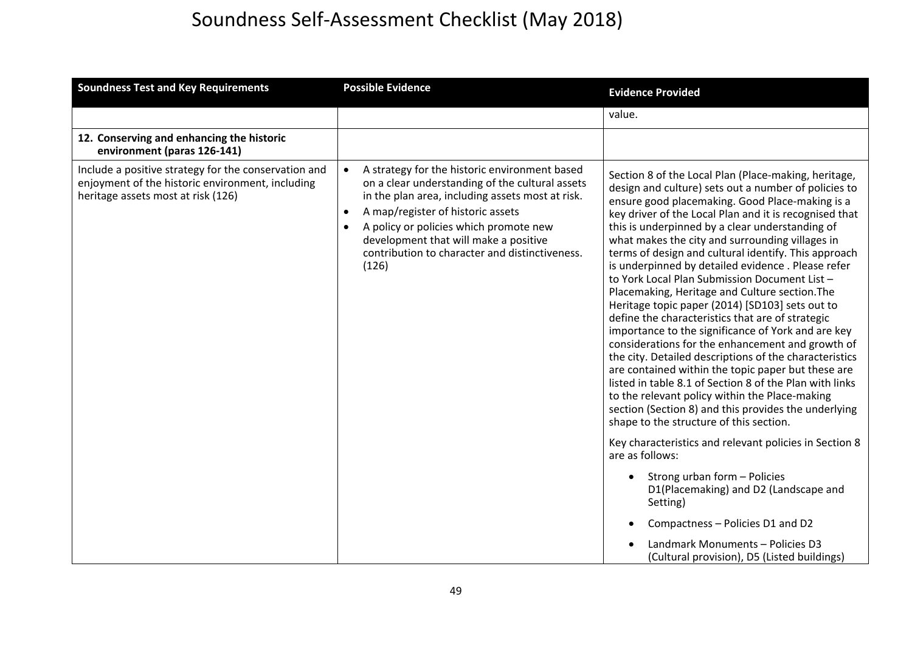# Soundness Self-Assessment Checklist (May 2018)

| Soundness Test and Key Requirements | Possible Evidence | Evidence Provided |
|---|---|---|
| | | value. |
| **12. Conserving and enhancing the historic environment (paras 126-141)** | | |
| Include a positive strategy for the conservation and enjoyment of the historic environment, including heritage assets most at risk (126) | • A strategy for the historic environment based on a clear understanding of the cultural assets in the plan area, including assets most at risk.<br>• A map/register of historic assets<br>• A policy or policies which promote new development that will make a positive contribution to character and distinctiveness. (126) | Section 8 of the Local Plan (Place-making, heritage, design and culture) sets out a number of policies to ensure good placemaking. Good Place-making is a key driver of the Local Plan and it is recognised that this is underpinned by a clear understanding of what makes the city and surrounding villages in terms of design and cultural identify. This approach is underpinned by detailed evidence . Please refer to York Local Plan Submission Document List – Placemaking, Heritage and Culture section.The Heritage topic paper (2014) [SD103] sets out to define the characteristics that are of strategic importance to the significance of York and are key considerations for the enhancement and growth of the city. Detailed descriptions of the characteristics are contained within the topic paper but these are listed in table 8.1 of Section 8 of the Plan with links to the relevant policy within the Place-making section (Section 8) and this provides the underlying shape to the structure of this section.<br><br>Key characteristics and relevant policies in Section 8 are as follows:<br><br>• Strong urban form – Policies D1(Placemaking) and D2 (Landscape and Setting)<br>• Compactness – Policies D1 and D2<br>• Landmark Monuments – Policies D3 (Cultural provision), D5 (Listed buildings) |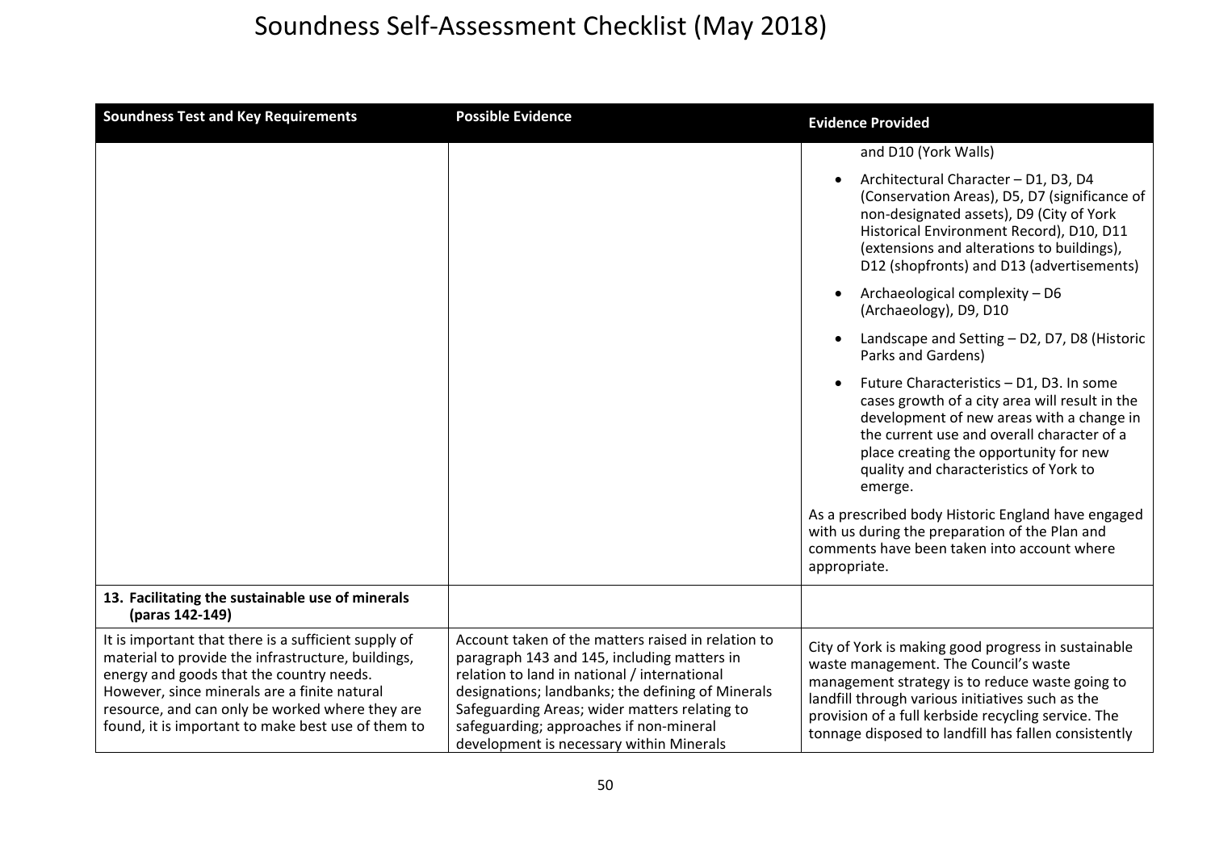# Soundness Self-Assessment Checklist (May 2018)

| Soundness Test and Key Requirements | Possible Evidence | Evidence Provided |
|---|---|---|
| | | and D10 (York Walls)<br>• Architectural Character – D1, D3, D4 (Conservation Areas), D5, D7 (significance of non-designated assets), D9 (City of York Historical Environment Record), D10, D11 (extensions and alterations to buildings), D12 (shopfronts) and D13 (advertisements)<br>• Archaeological complexity – D6 (Archaeology), D9, D10<br>• Landscape and Setting – D2, D7, D8 (Historic Parks and Gardens)<br>• Future Characteristics – D1, D3. In some cases growth of a city area will result in the development of new areas with a change in the current use and overall character of a place creating the opportunity for new quality and characteristics of York to emerge.<br><br>As a prescribed body Historic England have engaged with us during the preparation of the Plan and comments have been taken into account where appropriate. |
| **13. Facilitating the sustainable use of minerals (paras 142-149)** | | |
| It is important that there is a sufficient supply of material to provide the infrastructure, buildings, energy and goods that the country needs. However, since minerals are a finite natural resource, and can only be worked where they are found, it is important to make best use of them to | Account taken of the matters raised in relation to paragraph 143 and 145, including matters in relation to land in national / international designations; landbanks; the defining of Minerals Safeguarding Areas; wider matters relating to safeguarding; approaches if non-mineral development is necessary within Minerals | City of York is making good progress in sustainable waste management. The Council's waste management strategy is to reduce waste going to landfill through various initiatives such as the provision of a full kerbside recycling service. The tonnage disposed to landfill has fallen consistently |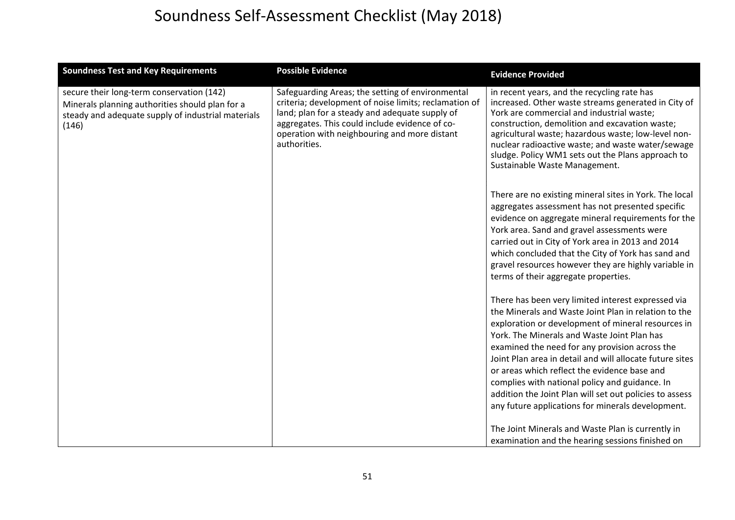# Soundness Self-Assessment Checklist (May 2018)

| Soundness Test and Key Requirements | Possible Evidence | Evidence Provided |
| --- | --- | --- |
| secure their long-term conservation (142)<br>Minerals planning authorities should plan for a steady and adequate supply of industrial materials (146) | Safeguarding Areas; the setting of environmental criteria; development of noise limits; reclamation of land; plan for a steady and adequate supply of aggregates. This could include evidence of co-operation with neighbouring and more distant authorities. | in recent years, and the recycling rate has increased. Other waste streams generated in City of York are commercial and industrial waste; construction, demolition and excavation waste; agricultural waste; hazardous waste; low-level non-nuclear radioactive waste; and waste water/sewage sludge. Policy WM1 sets out the Plans approach to Sustainable Waste Management.<br><br>There are no existing mineral sites in York. The local aggregates assessment has not presented specific evidence on aggregate mineral requirements for the York area. Sand and gravel assessments were carried out in City of York area in 2013 and 2014 which concluded that the City of York has sand and gravel resources however they are highly variable in terms of their aggregate properties.<br><br>There has been very limited interest expressed via the Minerals and Waste Joint Plan in relation to the exploration or development of mineral resources in York. The Minerals and Waste Joint Plan has examined the need for any provision across the Joint Plan area in detail and will allocate future sites or areas which reflect the evidence base and complies with national policy and guidance. In addition the Joint Plan will set out policies to assess any future applications for minerals development.<br><br>The Joint Minerals and Waste Plan is currently in examination and the hearing sessions finished on |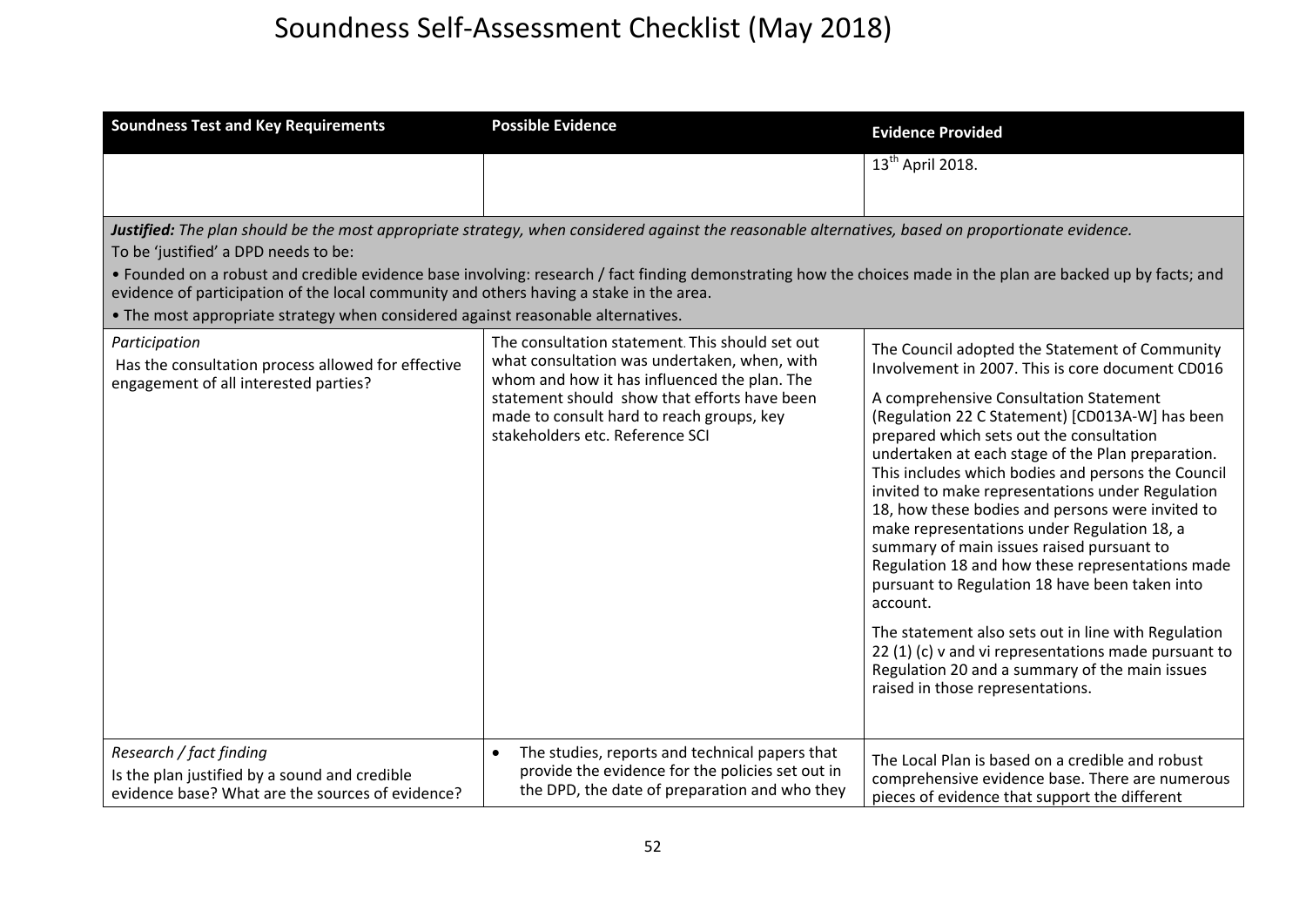# Soundness Self-Assessment Checklist (May 2018)

| Soundness Test and Key Requirements | Possible Evidence | Evidence Provided |
|---|---|---|
| | | 13th April 2018. |
| ***Justified:*** *The plan should be the most appropriate strategy, when considered against the reasonable alternatives, based on proportionate evidence.*<br>To be 'justified' a DPD needs to be:<br>• Founded on a robust and credible evidence base involving: research / fact finding demonstrating how the choices made in the plan are backed up by facts; and evidence of participation of the local community and others having a stake in the area.<br>• The most appropriate strategy when considered against reasonable alternatives. | | |
| *Participation*<br>Has the consultation process allowed for effective engagement of all interested parties? | The consultation statement. This should set out what consultation was undertaken, when, with whom and how it has influenced the plan. The statement should show that efforts have been made to consult hard to reach groups, key stakeholders etc. Reference SCI | The Council adopted the Statement of Community Involvement in 2007. This is core document CD016<br><br>A comprehensive Consultation Statement (Regulation 22 C Statement) [CD013A-W] has been prepared which sets out the consultation undertaken at each stage of the Plan preparation. This includes which bodies and persons the Council invited to make representations under Regulation 18, how these bodies and persons were invited to make representations under Regulation 18, a summary of main issues raised pursuant to Regulation 18 and how these representations made pursuant to Regulation 18 have been taken into account.<br><br>The statement also sets out in line with Regulation 22 (1) (c) v and vi representations made pursuant to Regulation 20 and a summary of the main issues raised in those representations. |
| *Research / fact finding*<br>Is the plan justified by a sound and credible evidence base? What are the sources of evidence? | • The studies, reports and technical papers that provide the evidence for the policies set out in the DPD, the date of preparation and who they | The Local Plan is based on a credible and robust comprehensive evidence base. There are numerous pieces of evidence that support the different |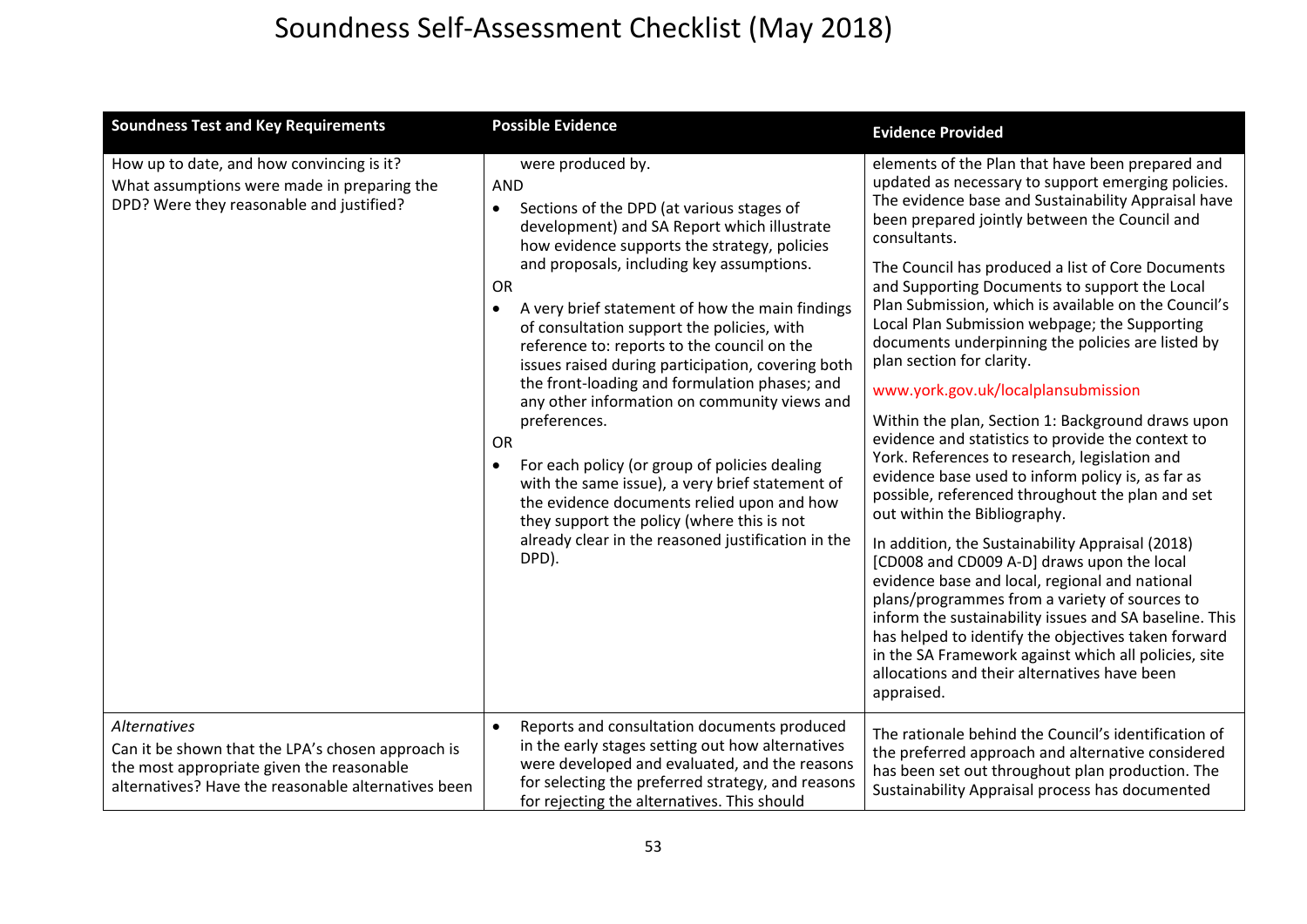# Soundness Self-Assessment Checklist (May 2018)

| Soundness Test and Key Requirements | Possible Evidence | Evidence Provided |
|---|---|---|
| How up to date, and how convincing is it? What assumptions were made in preparing the DPD? Were they reasonable and justified? | were produced by.<br>AND<br>• Sections of the DPD (at various stages of development) and SA Report which illustrate how evidence supports the strategy, policies and proposals, including key assumptions.<br>OR<br>• A very brief statement of how the main findings of consultation support the policies, with reference to: reports to the council on the issues raised during participation, covering both the front-loading and formulation phases; and any other information on community views and preferences.<br>OR<br>• For each policy (or group of policies dealing with the same issue), a very brief statement of the evidence documents relied upon and how they support the policy (where this is not already clear in the reasoned justification in the DPD). | elements of the Plan that have been prepared and updated as necessary to support emerging policies. The evidence base and Sustainability Appraisal have been prepared jointly between the Council and consultants.<br><br>The Council has produced a list of Core Documents and Supporting Documents to support the Local Plan Submission, which is available on the Council's Local Plan Submission webpage; the Supporting documents underpinning the policies are listed by plan section for clarity.<br><br>www.york.gov.uk/localplansubmission<br><br>Within the plan, Section 1: Background draws upon evidence and statistics to provide the context to York. References to research, legislation and evidence base used to inform policy is, as far as possible, referenced throughout the plan and set out within the Bibliography.<br><br>In addition, the Sustainability Appraisal (2018) [CD008 and CD009 A-D] draws upon the local evidence base and local, regional and national plans/programmes from a variety of sources to inform the sustainability issues and SA baseline. This has helped to identify the objectives taken forward in the SA Framework against which all policies, site allocations and their alternatives have been appraised. |
| *Alternatives*<br>Can it be shown that the LPA's chosen approach is the most appropriate given the reasonable alternatives? Have the reasonable alternatives been | • Reports and consultation documents produced in the early stages setting out how alternatives were developed and evaluated, and the reasons for selecting the preferred strategy, and reasons for rejecting the alternatives. This should | The rationale behind the Council's identification of the preferred approach and alternative considered has been set out throughout plan production. The Sustainability Appraisal process has documented |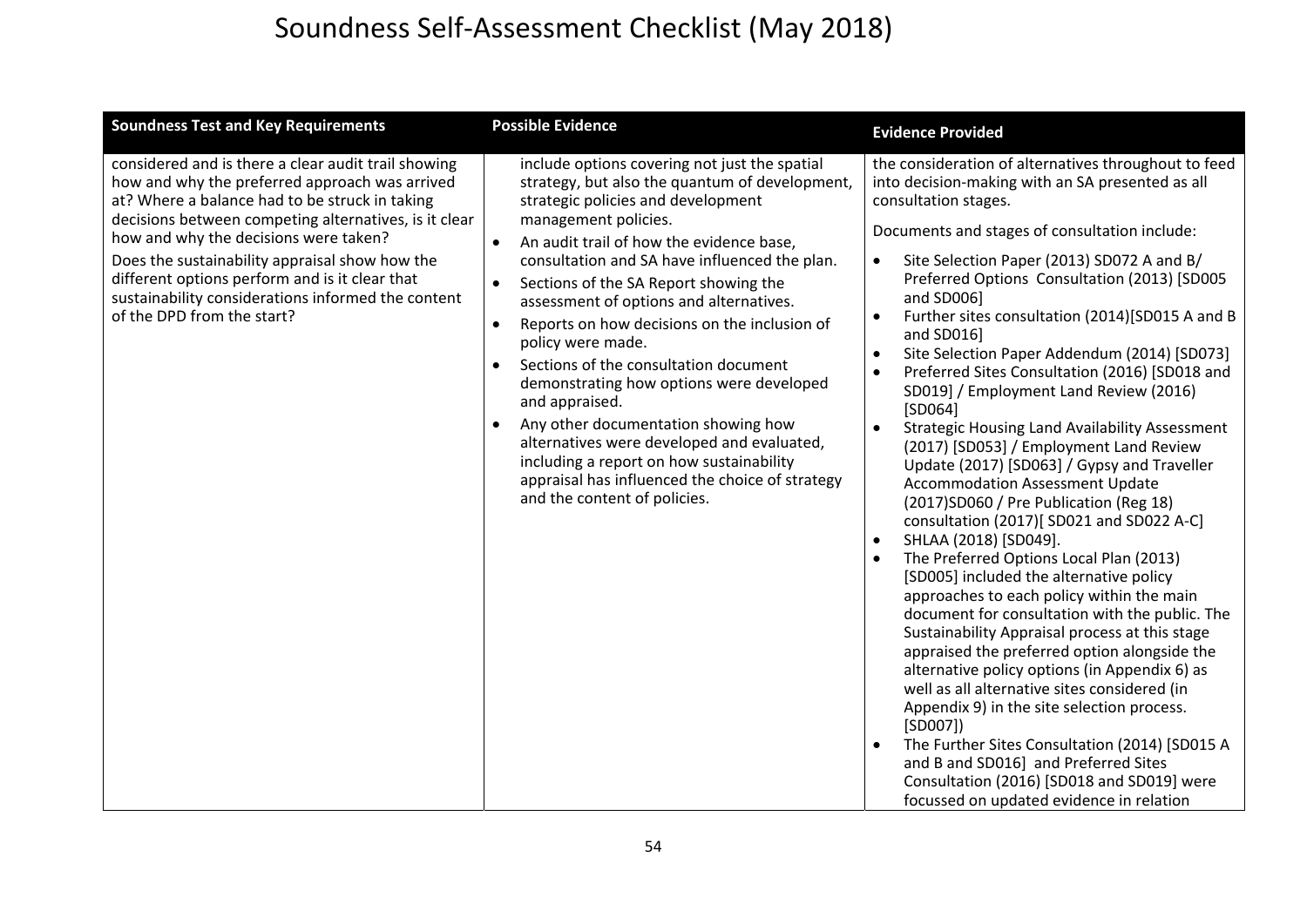# Soundness Self-Assessment Checklist (May 2018)

| Soundness Test and Key Requirements | Possible Evidence | Evidence Provided |
|---|---|---|
| considered and is there a clear audit trail showing how and why the preferred approach was arrived at? Where a balance had to be struck in taking decisions between competing alternatives, is it clear how and why the decisions were taken?<br><br>Does the sustainability appraisal show how the different options perform and is it clear that sustainability considerations informed the content of the DPD from the start? | include options covering not just the spatial strategy, but also the quantum of development, strategic policies and development management policies.<br>• An audit trail of how the evidence base, consultation and SA have influenced the plan.<br>• Sections of the SA Report showing the assessment of options and alternatives.<br>• Reports on how decisions on the inclusion of policy were made.<br>• Sections of the consultation document demonstrating how options were developed and appraised.<br>• Any other documentation showing how alternatives were developed and evaluated, including a report on how sustainability appraisal has influenced the choice of strategy and the content of policies. | the consideration of alternatives throughout to feed into decision-making with an SA presented as all consultation stages.<br><br>Documents and stages of consultation include:<br>• Site Selection Paper (2013) SD072 A and B/ Preferred Options Consultation (2013) [SD005 and SD006]<br>• Further sites consultation (2014)[SD015 A and B and SD016]<br>• Site Selection Paper Addendum (2014) [SD073]<br>• Preferred Sites Consultation (2016) [SD018 and SD019] / Employment Land Review (2016) [SD064]<br>• Strategic Housing Land Availability Assessment (2017) [SD053] / Employment Land Review Update (2017) [SD063] / Gypsy and Traveller Accommodation Assessment Update (2017)SD060 / Pre Publication (Reg 18) consultation (2017)[ SD021 and SD022 A-C]<br>• SHLAA (2018) [SD049].<br>• The Preferred Options Local Plan (2013) [SD005] included the alternative policy approaches to each policy within the main document for consultation with the public. The Sustainability Appraisal process at this stage appraised the preferred option alongside the alternative policy options (in Appendix 6) as well as all alternative sites considered (in Appendix 9) in the site selection process. [SD007])<br>• The Further Sites Consultation (2014) [SD015 A and B and SD016] and Preferred Sites Consultation (2016) [SD018 and SD019] were focussed on updated evidence in relation |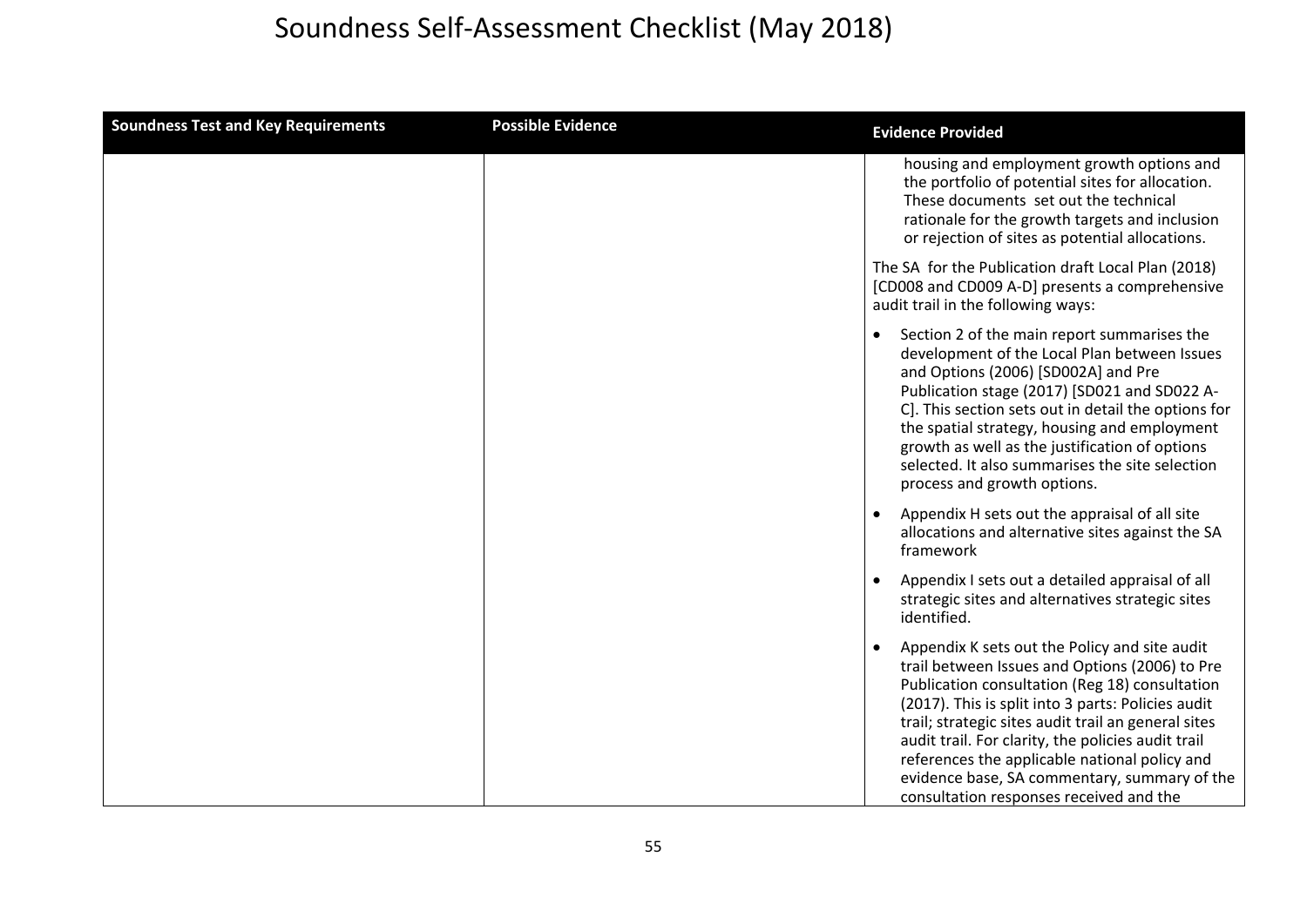# Soundness Self-Assessment Checklist (May 2018)

| Soundness Test and Key Requirements | Possible Evidence | Evidence Provided |
|---|---|---|
| | | housing and employment growth options and the portfolio of potential sites for allocation. These documents set out the technical rationale for the growth targets and inclusion or rejection of sites as potential allocations.<br><br>The SA for the Publication draft Local Plan (2018) [CD008 and CD009 A-D] presents a comprehensive audit trail in the following ways:<br><br>• Section 2 of the main report summarises the development of the Local Plan between Issues and Options (2006) [SD002A] and Pre Publication stage (2017) [SD021 and SD022 A-C]. This section sets out in detail the options for the spatial strategy, housing and employment growth as well as the justification of options selected. It also summarises the site selection process and growth options.<br><br>• Appendix H sets out the appraisal of all site allocations and alternative sites against the SA framework<br><br>• Appendix I sets out a detailed appraisal of all strategic sites and alternatives strategic sites identified.<br><br>• Appendix K sets out the Policy and site audit trail between Issues and Options (2006) to Pre Publication consultation (Reg 18) consultation (2017). This is split into 3 parts: Policies audit trail; strategic sites audit trail an general sites audit trail. For clarity, the policies audit trail references the applicable national policy and evidence base, SA commentary, summary of the consultation responses received and the |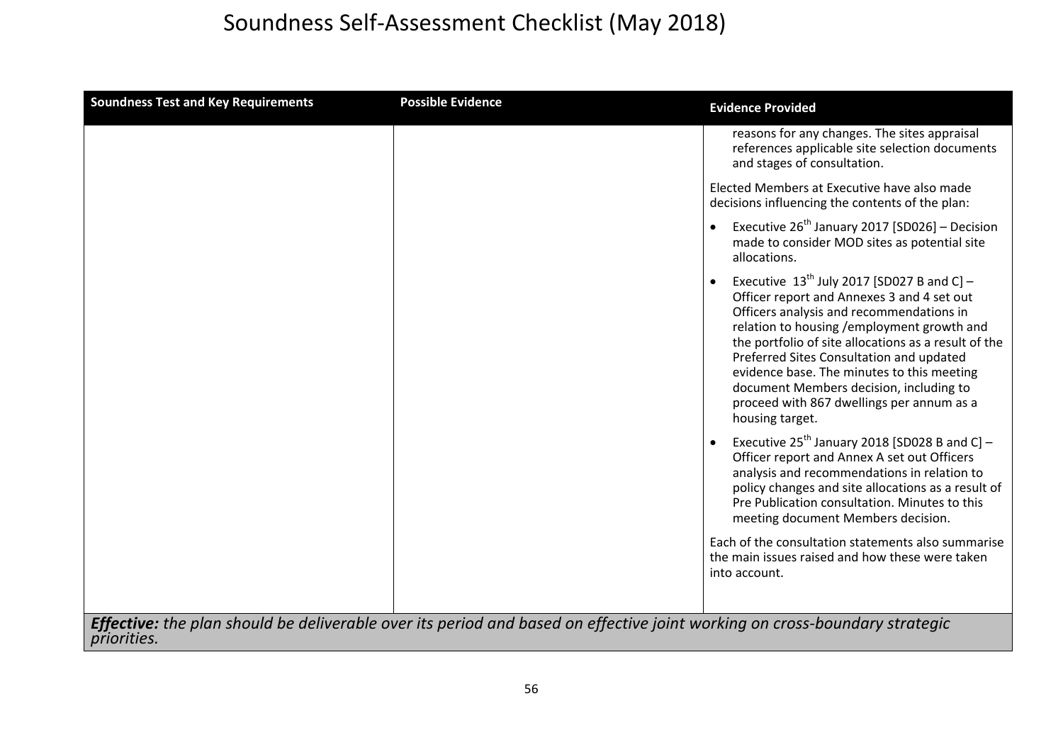# Soundness Self-Assessment Checklist (May 2018)

| Soundness Test and Key Requirements | Possible Evidence | Evidence Provided |
|---|---|---|
| | | reasons for any changes. The sites appraisal references applicable site selection documents and stages of consultation.<br><br>Elected Members at Executive have also made decisions influencing the contents of the plan:<br><br>• Executive 26th January 2017 [SD026] – Decision made to consider MOD sites as potential site allocations.<br><br>• Executive 13th July 2017 [SD027 B and C] – Officer report and Annexes 3 and 4 set out Officers analysis and recommendations in relation to housing /employment growth and the portfolio of site allocations as a result of the Preferred Sites Consultation and updated evidence base. The minutes to this meeting document Members decision, including to proceed with 867 dwellings per annum as a housing target.<br><br>• Executive 25th January 2018 [SD028 B and C] – Officer report and Annex A set out Officers analysis and recommendations in relation to policy changes and site allocations as a result of Pre Publication consultation. Minutes to this meeting document Members decision.<br><br>Each of the consultation statements also summarise the main issues raised and how these were taken into account. |
| ***Effective:*** *the plan should be deliverable over its period and based on effective joint working on cross-boundary strategic priorities.* | | |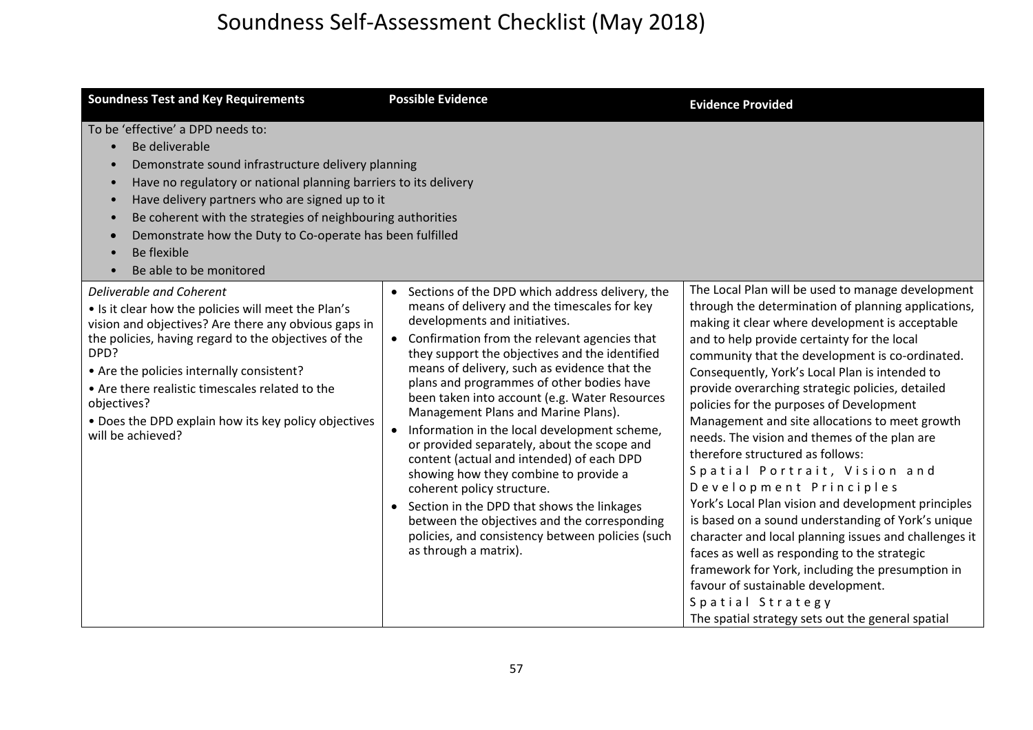# Soundness Self-Assessment Checklist (May 2018)

| Soundness Test and Key Requirements | Possible Evidence | Evidence Provided |
|---|---|---|
| To be 'effective' a DPD needs to:<br>• Be deliverable<br>• Demonstrate sound infrastructure delivery planning<br>• Have no regulatory or national planning barriers to its delivery<br>• Have delivery partners who are signed up to it<br>• Be coherent with the strategies of neighbouring authorities<br>• Demonstrate how the Duty to Co-operate has been fulfilled<br>• Be flexible<br>• Be able to be monitored | | |
| *Deliverable and Coherent*<br>• Is it clear how the policies will meet the Plan's vision and objectives? Are there any obvious gaps in the policies, having regard to the objectives of the DPD?<br>• Are the policies internally consistent?<br>• Are there realistic timescales related to the objectives?<br>• Does the DPD explain how its key policy objectives will be achieved? | • Sections of the DPD which address delivery, the means of delivery and the timescales for key developments and initiatives.<br>• Confirmation from the relevant agencies that they support the objectives and the identified means of delivery, such as evidence that the plans and programmes of other bodies have been taken into account (e.g. Water Resources Management Plans and Marine Plans).<br>• Information in the local development scheme, or provided separately, about the scope and content (actual and intended) of each DPD showing how they combine to provide a coherent policy structure.<br>• Section in the DPD that shows the linkages between the objectives and the corresponding policies, and consistency between policies (such as through a matrix). | The Local Plan will be used to manage development through the determination of planning applications, making it clear where development is acceptable and to help provide certainty for the local community that the development is co-ordinated. Consequently, York's Local Plan is intended to provide overarching strategic policies, detailed policies for the purposes of Development Management and site allocations to meet growth needs. The vision and themes of the plan are therefore structured as follows:<br>Spatial Portrait, Vision and Development Principles<br>York's Local Plan vision and development principles is based on a sound understanding of York's unique character and local planning issues and challenges it faces as well as responding to the strategic framework for York, including the presumption in favour of sustainable development.<br>Spatial Strategy<br>The spatial strategy sets out the general spatial |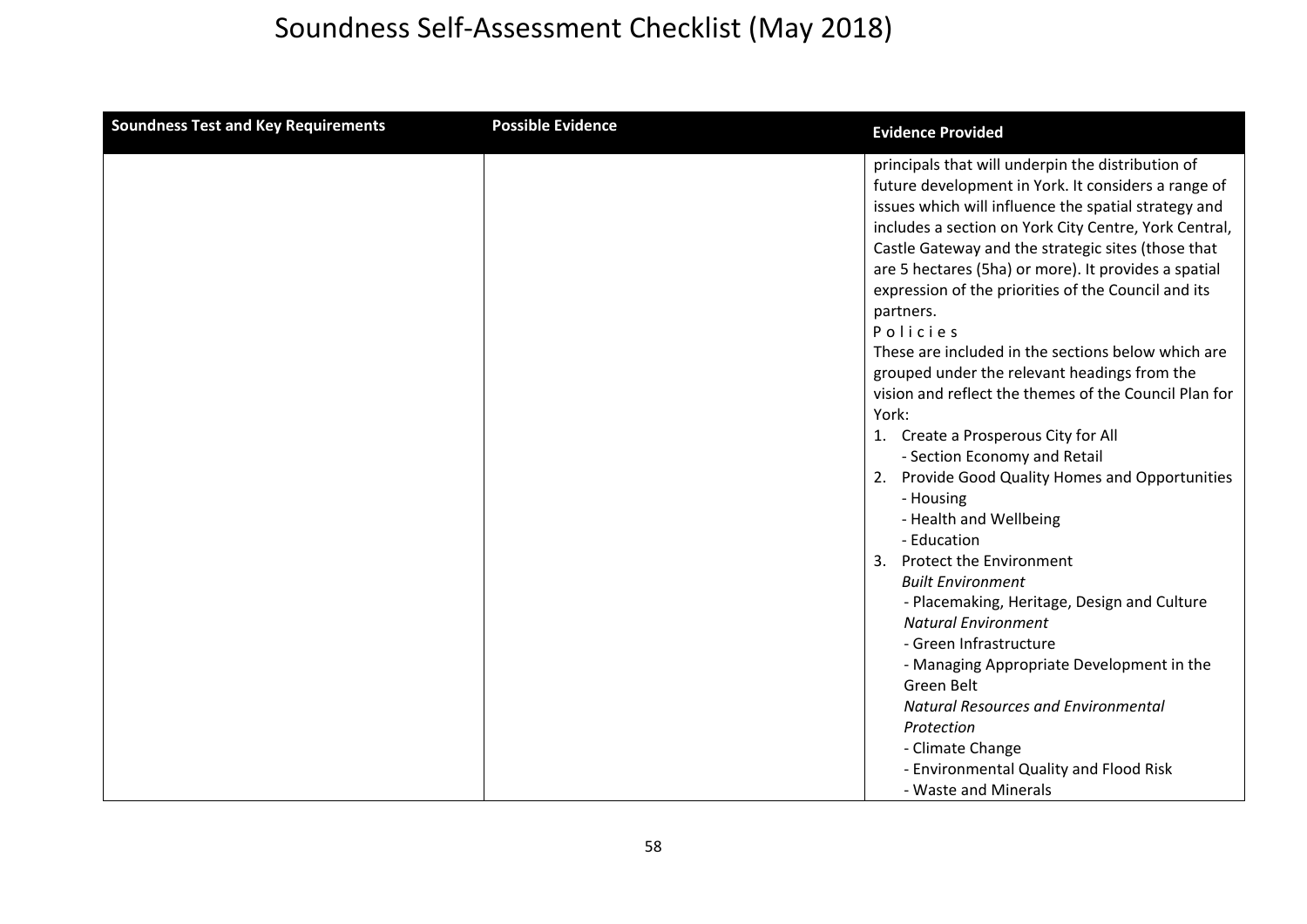# Soundness Self-Assessment Checklist (May 2018)

| Soundness Test and Key Requirements | Possible Evidence | Evidence Provided |
| --- | --- | --- |
| | | principals that will underpin the distribution of future development in York. It considers a range of issues which will influence the spatial strategy and includes a section on York City Centre, York Central, Castle Gateway and the strategic sites (those that are 5 hectares (5ha) or more). It provides a spatial expression of the priorities of the Council and its partners.<br>P o l i c i e s<br>These are included in the sections below which are grouped under the relevant headings from the vision and reflect the themes of the Council Plan for York:<br>1. Create a Prosperous City for All<br>- Section Economy and Retail<br>2. Provide Good Quality Homes and Opportunities<br>- Housing<br>- Health and Wellbeing<br>- Education<br>3. Protect the Environment<br>*Built Environment*<br>- Placemaking, Heritage, Design and Culture<br>*Natural Environment*<br>- Green Infrastructure<br>- Managing Appropriate Development in the Green Belt<br>*Natural Resources and Environmental Protection*<br>- Climate Change<br>- Environmental Quality and Flood Risk<br>- Waste and Minerals |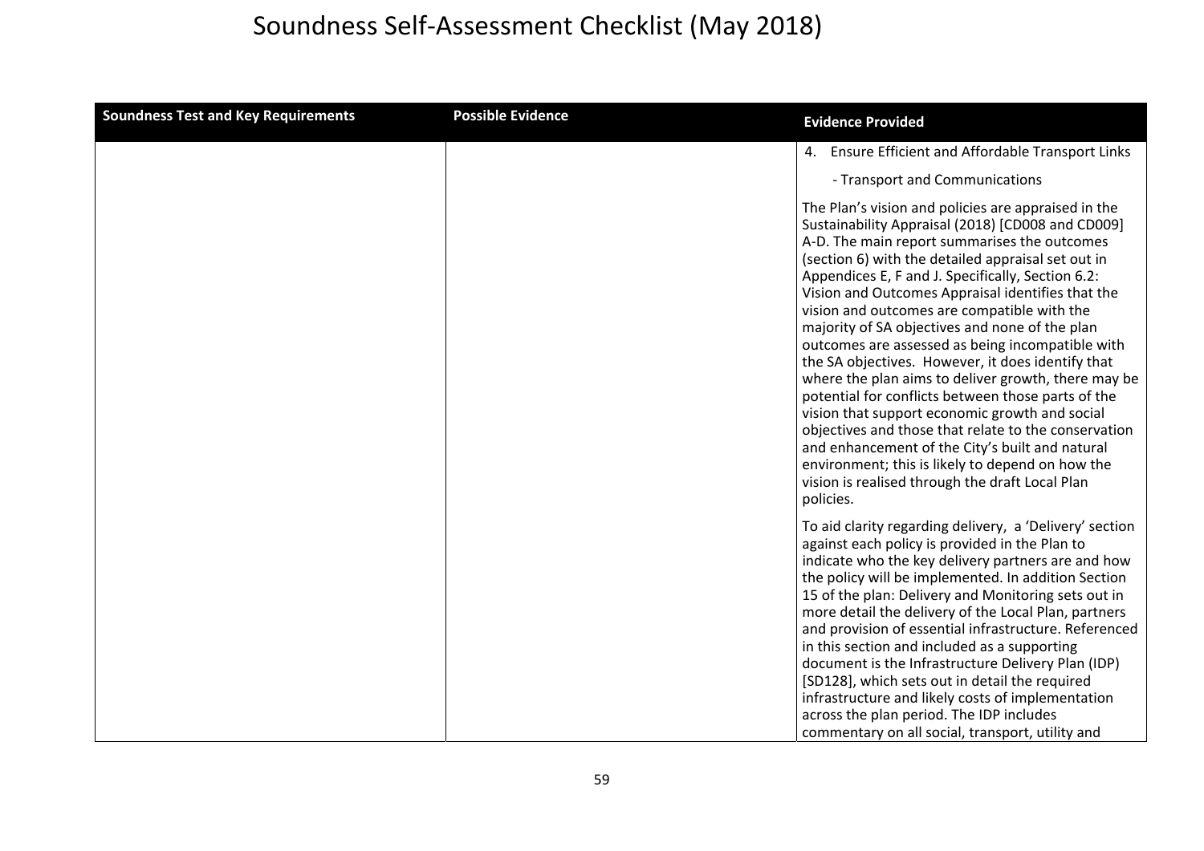# Soundness Self-Assessment Checklist (May 2018)

| Soundness Test and Key Requirements | Possible Evidence | Evidence Provided |
|---|---|---|
| | | 4. Ensure Efficient and Affordable Transport Links<br><br>- Transport and Communications<br><br>The Plan's vision and policies are appraised in the Sustainability Appraisal (2018) [CD008 and CD009] A-D. The main report summarises the outcomes (section 6) with the detailed appraisal set out in Appendices E, F and J. Specifically, Section 6.2: Vision and Outcomes Appraisal identifies that the vision and outcomes are compatible with the majority of SA objectives and none of the plan outcomes are assessed as being incompatible with the SA objectives. However, it does identify that where the plan aims to deliver growth, there may be potential for conflicts between those parts of the vision that support economic growth and social objectives and those that relate to the conservation and enhancement of the City's built and natural environment; this is likely to depend on how the vision is realised through the draft Local Plan policies.<br><br>To aid clarity regarding delivery, a 'Delivery' section against each policy is provided in the Plan to indicate who the key delivery partners are and how the policy will be implemented. In addition Section 15 of the plan: Delivery and Monitoring sets out in more detail the delivery of the Local Plan, partners and provision of essential infrastructure. Referenced in this section and included as a supporting document is the Infrastructure Delivery Plan (IDP) [SD128], which sets out in detail the required infrastructure and likely costs of implementation across the plan period. The IDP includes commentary on all social, transport, utility and |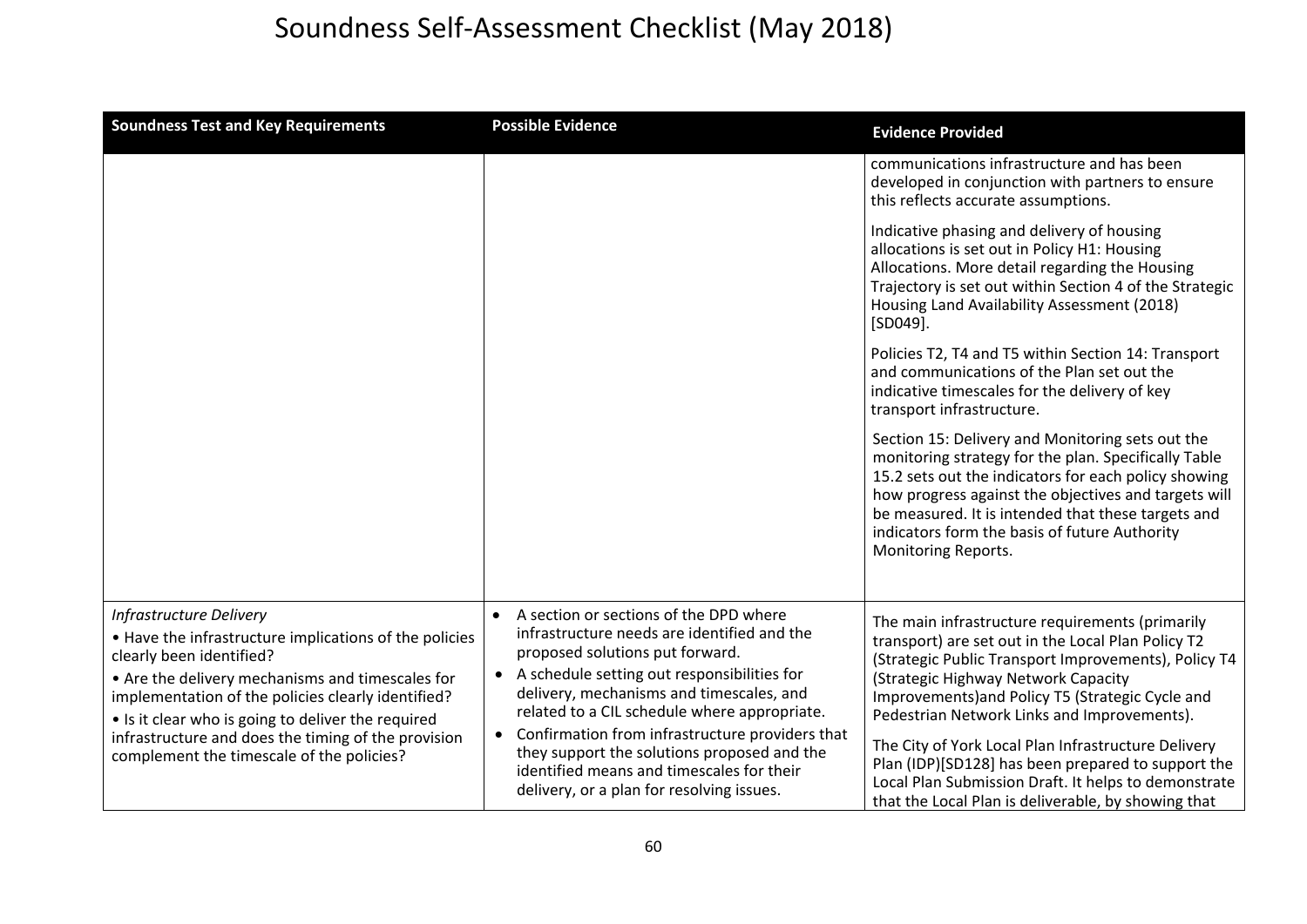# Soundness Self-Assessment Checklist (May 2018)

| Soundness Test and Key Requirements | Possible Evidence | Evidence Provided |
|---|---|---|
| | | communications infrastructure and has been developed in conjunction with partners to ensure this reflects accurate assumptions.<br><br>Indicative phasing and delivery of housing allocations is set out in Policy H1: Housing Allocations. More detail regarding the Housing Trajectory is set out within Section 4 of the Strategic Housing Land Availability Assessment (2018) [SD049].<br><br>Policies T2, T4 and T5 within Section 14: Transport and communications of the Plan set out the indicative timescales for the delivery of key transport infrastructure.<br><br>Section 15: Delivery and Monitoring sets out the monitoring strategy for the plan. Specifically Table 15.2 sets out the indicators for each policy showing how progress against the objectives and targets will be measured. It is intended that these targets and indicators form the basis of future Authority Monitoring Reports. |
| *Infrastructure Delivery*<br>• Have the infrastructure implications of the policies clearly been identified?<br>• Are the delivery mechanisms and timescales for implementation of the policies clearly identified?<br>• Is it clear who is going to deliver the required infrastructure and does the timing of the provision complement the timescale of the policies? | • A section or sections of the DPD where infrastructure needs are identified and the proposed solutions put forward.<br>• A schedule setting out responsibilities for delivery, mechanisms and timescales, and related to a CIL schedule where appropriate.<br>• Confirmation from infrastructure providers that they support the solutions proposed and the identified means and timescales for their delivery, or a plan for resolving issues. | The main infrastructure requirements (primarily transport) are set out in the Local Plan Policy T2 (Strategic Public Transport Improvements), Policy T4 (Strategic Highway Network Capacity Improvements)and Policy T5 (Strategic Cycle and Pedestrian Network Links and Improvements).<br><br>The City of York Local Plan Infrastructure Delivery Plan (IDP)[SD128] has been prepared to support the Local Plan Submission Draft. It helps to demonstrate that the Local Plan is deliverable, by showing that |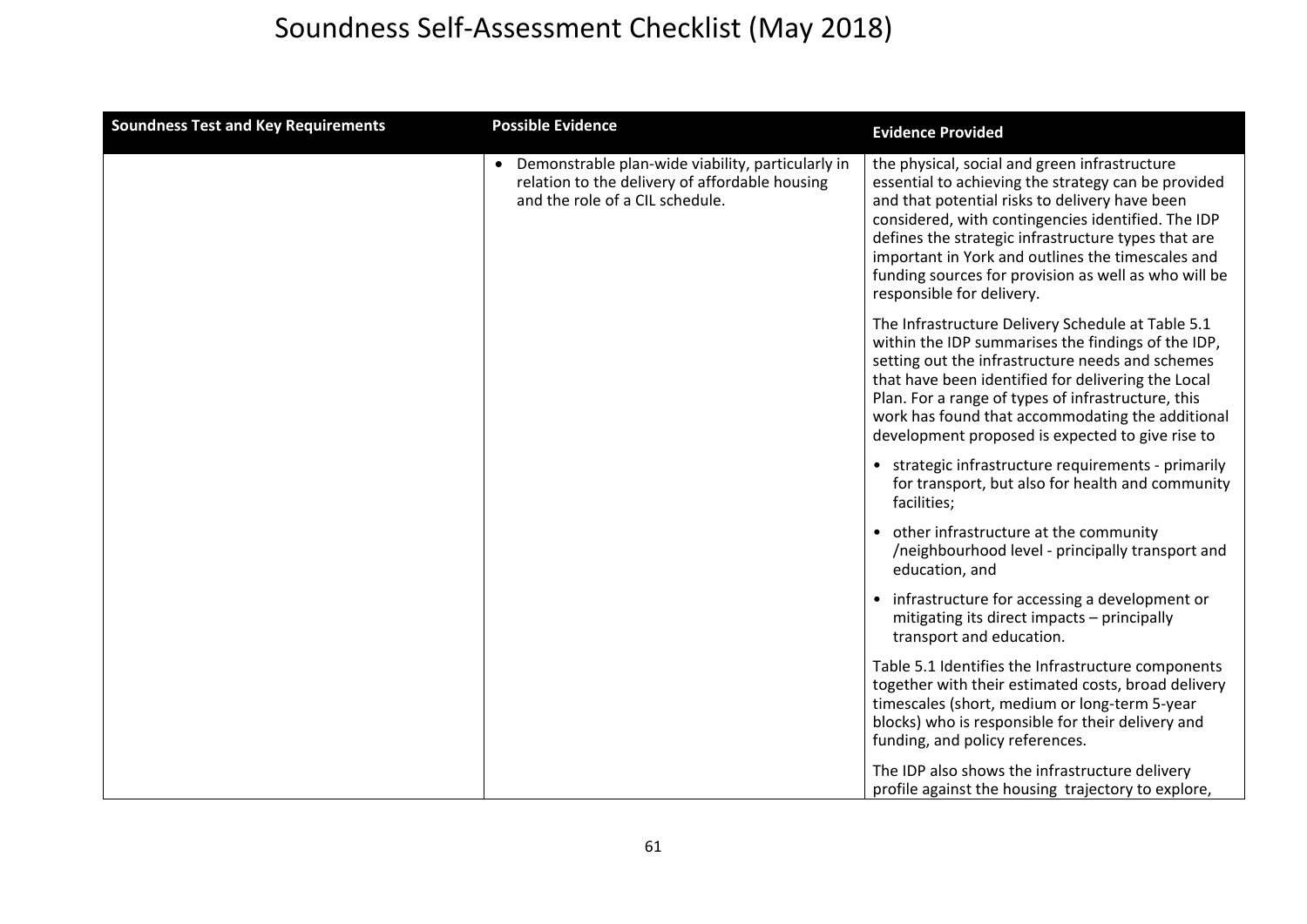# Soundness Self-Assessment Checklist (May 2018)

| Soundness Test and Key Requirements | Possible Evidence | Evidence Provided |
|---|---|---|
| | • Demonstrable plan-wide viability, particularly in relation to the delivery of affordable housing and the role of a CIL schedule. | the physical, social and green infrastructure essential to achieving the strategy can be provided and that potential risks to delivery have been considered, with contingencies identified. The IDP defines the strategic infrastructure types that are important in York and outlines the timescales and funding sources for provision as well as who will be responsible for delivery.<br><br>The Infrastructure Delivery Schedule at Table 5.1 within the IDP summarises the findings of the IDP, setting out the infrastructure needs and schemes that have been identified for delivering the Local Plan. For a range of types of infrastructure, this work has found that accommodating the additional development proposed is expected to give rise to<br><br>• strategic infrastructure requirements - primarily for transport, but also for health and community facilities;<br><br>• other infrastructure at the community /neighbourhood level - principally transport and education, and<br><br>• infrastructure for accessing a development or mitigating its direct impacts – principally transport and education.<br><br>Table 5.1 Identifies the Infrastructure components together with their estimated costs, broad delivery timescales (short, medium or long-term 5-year blocks) who is responsible for their delivery and funding, and policy references.<br><br>The IDP also shows the infrastructure delivery profile against the housing trajectory to explore, |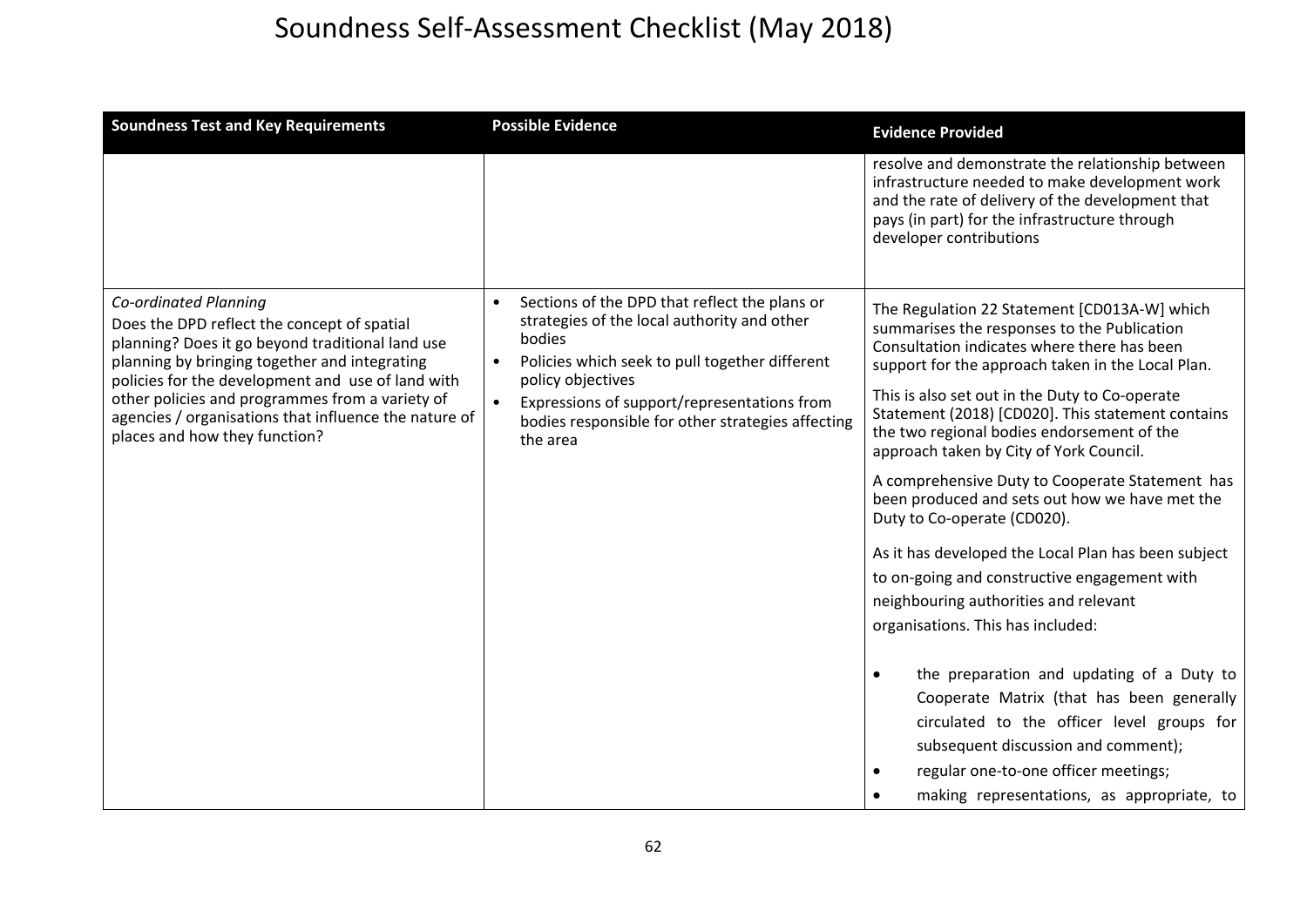# Soundness Self-Assessment Checklist (May 2018)

| Soundness Test and Key Requirements | Possible Evidence | Evidence Provided |
|---|---|---|
| | | resolve and demonstrate the relationship between infrastructure needed to make development work and the rate of delivery of the development that pays (in part) for the infrastructure through developer contributions |
| *Co-ordinated Planning*<br>Does the DPD reflect the concept of spatial planning? Does it go beyond traditional land use planning by bringing together and integrating policies for the development and use of land with other policies and programmes from a variety of agencies / organisations that influence the nature of places and how they function? | • Sections of the DPD that reflect the plans or strategies of the local authority and other bodies<br>• Policies which seek to pull together different policy objectives<br>• Expressions of support/representations from bodies responsible for other strategies affecting the area | The Regulation 22 Statement [CD013A-W] which summarises the responses to the Publication Consultation indicates where there has been support for the approach taken in the Local Plan.<br><br>This is also set out in the Duty to Co-operate Statement (2018) [CD020]. This statement contains the two regional bodies endorsement of the approach taken by City of York Council.<br><br>A comprehensive Duty to Cooperate Statement has been produced and sets out how we have met the Duty to Co-operate (CD020).<br><br>As it has developed the Local Plan has been subject to on-going and constructive engagement with neighbouring authorities and relevant organisations. This has included:<br><br>• the preparation and updating of a Duty to Cooperate Matrix (that has been generally circulated to the officer level groups for subsequent discussion and comment);<br>• regular one-to-one officer meetings;<br>• making representations, as appropriate, to |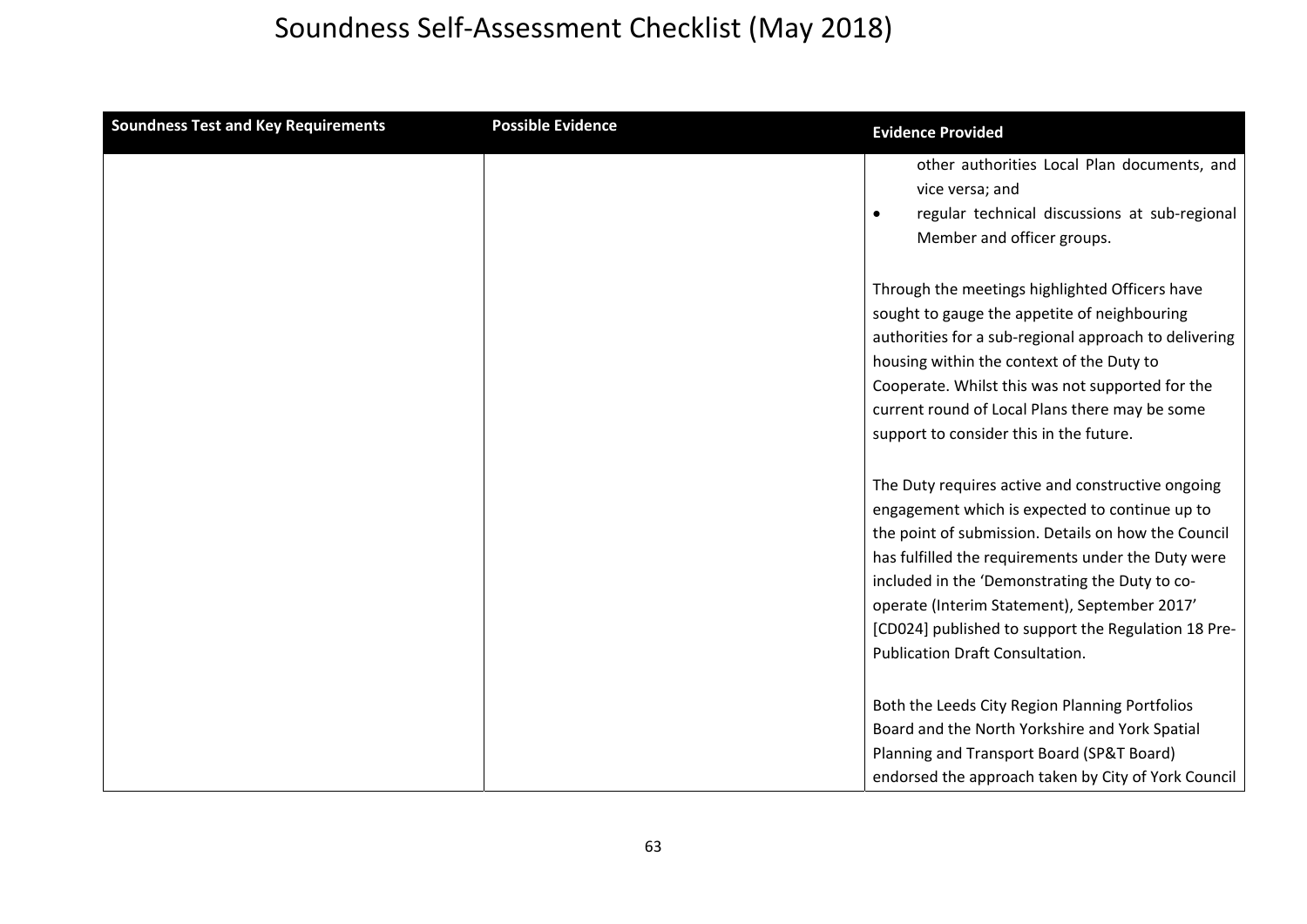# Soundness Self-Assessment Checklist (May 2018)

| Soundness Test and Key Requirements | Possible Evidence | Evidence Provided |
|---|---|---|
| | | other authorities Local Plan documents, and vice versa; and<br>• regular technical discussions at sub-regional Member and officer groups.<br><br>Through the meetings highlighted Officers have sought to gauge the appetite of neighbouring authorities for a sub-regional approach to delivering housing within the context of the Duty to Cooperate. Whilst this was not supported for the current round of Local Plans there may be some support to consider this in the future.<br><br>The Duty requires active and constructive ongoing engagement which is expected to continue up to the point of submission. Details on how the Council has fulfilled the requirements under the Duty were included in the 'Demonstrating the Duty to co-operate (Interim Statement), September 2017' [CD024] published to support the Regulation 18 Pre-Publication Draft Consultation.<br><br>Both the Leeds City Region Planning Portfolios Board and the North Yorkshire and York Spatial Planning and Transport Board (SP&T Board) endorsed the approach taken by City of York Council |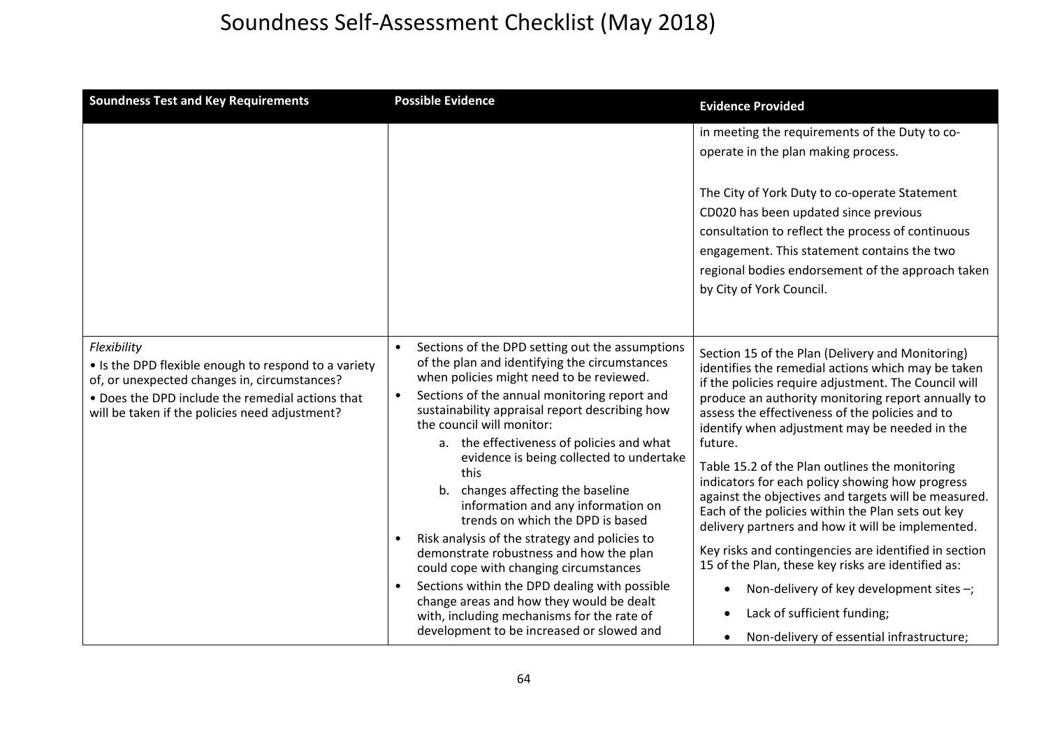# Soundness Self-Assessment Checklist (May 2018)

| Soundness Test and Key Requirements | Possible Evidence | Evidence Provided |
|---|---|---|
| | | in meeting the requirements of the Duty to co-operate in the plan making process.<br><br>The City of York Duty to co-operate Statement CD020 has been updated since previous consultation to reflect the process of continuous engagement. This statement contains the two regional bodies endorsement of the approach taken by City of York Council. |
| *Flexibility*<br>• Is the DPD flexible enough to respond to a variety of, or unexpected changes in, circumstances?<br>• Does the DPD include the remedial actions that will be taken if the policies need adjustment? | • Sections of the DPD setting out the assumptions of the plan and identifying the circumstances when policies might need to be reviewed.<br>• Sections of the annual monitoring report and sustainability appraisal report describing how the council will monitor:<br>a. the effectiveness of policies and what evidence is being collected to undertake this<br>b. changes affecting the baseline information and any information on trends on which the DPD is based<br>• Risk analysis of the strategy and policies to demonstrate robustness and how the plan could cope with changing circumstances<br>• Sections within the DPD dealing with possible change areas and how they would be dealt with, including mechanisms for the rate of development to be increased or slowed and | Section 15 of the Plan (Delivery and Monitoring) identifies the remedial actions which may be taken if the policies require adjustment. The Council will produce an authority monitoring report annually to assess the effectiveness of the policies and to identify when adjustment may be needed in the future.<br><br>Table 15.2 of the Plan outlines the monitoring indicators for each policy showing how progress against the objectives and targets will be measured. Each of the policies within the Plan sets out key delivery partners and how it will be implemented.<br><br>Key risks and contingencies are identified in section 15 of the Plan, these key risks are identified as:<br>• Non-delivery of key development sites –;<br>• Lack of sufficient funding;<br>• Non-delivery of essential infrastructure; |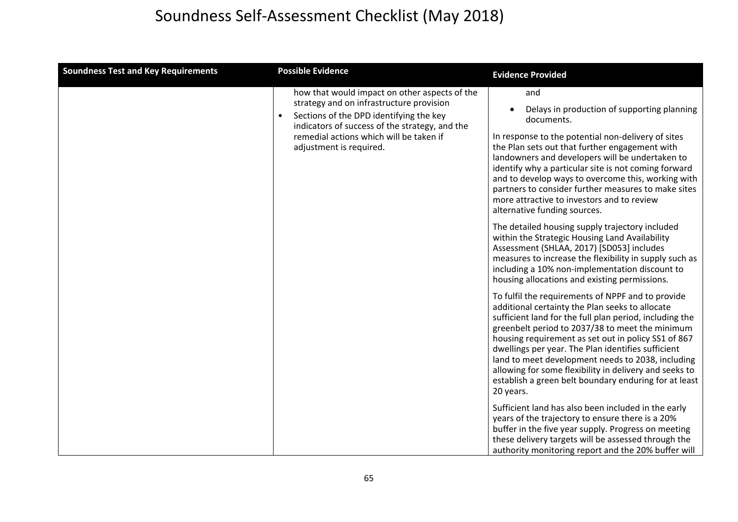# Soundness Self-Assessment Checklist (May 2018)

| Soundness Test and Key Requirements | Possible Evidence | Evidence Provided |
| --- | --- | --- |
| | how that would impact on other aspects of the strategy and on infrastructure provision<br>• Sections of the DPD identifying the key indicators of success of the strategy, and the remedial actions which will be taken if adjustment is required. | and<br>• Delays in production of supporting planning documents.<br><br>In response to the potential non-delivery of sites the Plan sets out that further engagement with landowners and developers will be undertaken to identify why a particular site is not coming forward and to develop ways to overcome this, working with partners to consider further measures to make sites more attractive to investors and to review alternative funding sources.<br><br>The detailed housing supply trajectory included within the Strategic Housing Land Availability Assessment (SHLAA, 2017) [SD053] includes measures to increase the flexibility in supply such as including a 10% non-implementation discount to housing allocations and existing permissions.<br><br>To fulfil the requirements of NPPF and to provide additional certainty the Plan seeks to allocate sufficient land for the full plan period, including the greenbelt period to 2037/38 to meet the minimum housing requirement as set out in policy SS1 of 867 dwellings per year. The Plan identifies sufficient land to meet development needs to 2038, including allowing for some flexibility in delivery and seeks to establish a green belt boundary enduring for at least 20 years.<br><br>Sufficient land has also been included in the early years of the trajectory to ensure there is a 20% buffer in the five year supply. Progress on meeting these delivery targets will be assessed through the authority monitoring report and the 20% buffer will |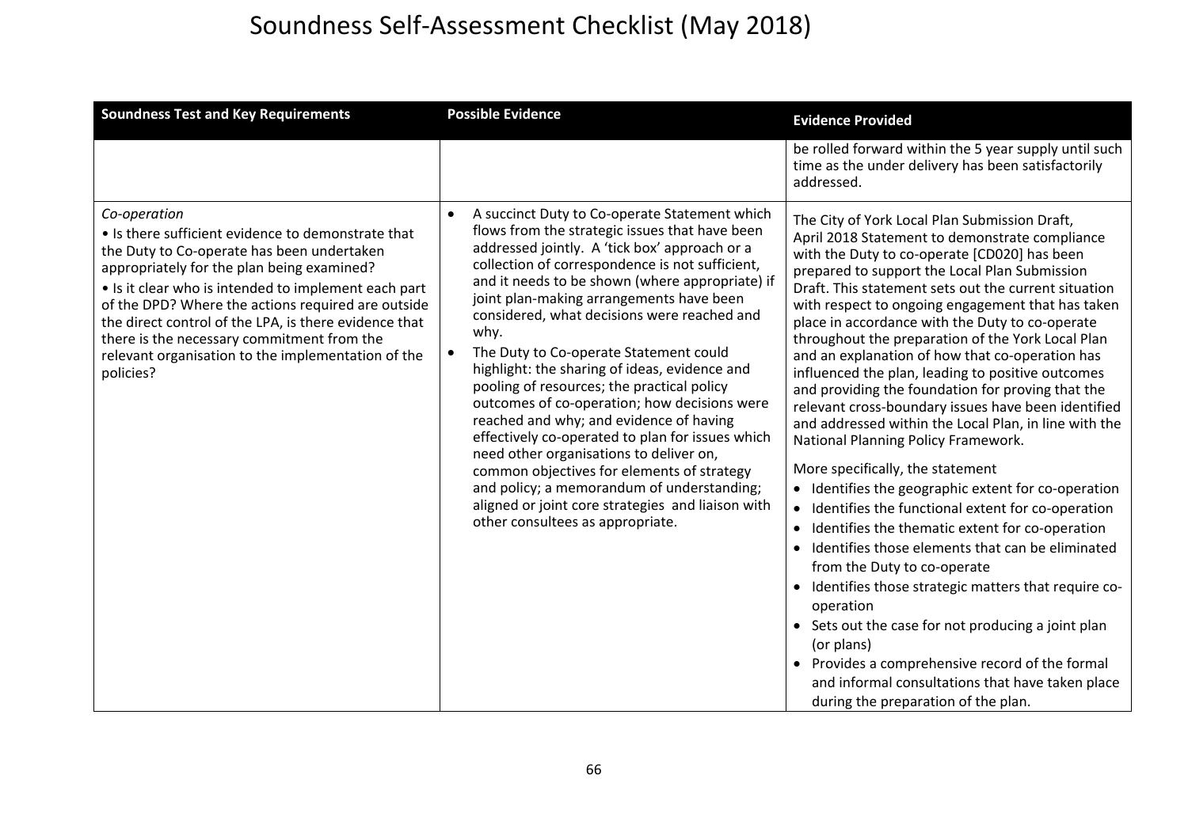# Soundness Self-Assessment Checklist (May 2018)

| Soundness Test and Key Requirements | Possible Evidence | Evidence Provided |
|---|---|---|
| | | be rolled forward within the 5 year supply until such time as the under delivery has been satisfactorily addressed. |
| *Co-operation*<br>• Is there sufficient evidence to demonstrate that the Duty to Co-operate has been undertaken appropriately for the plan being examined?<br>• Is it clear who is intended to implement each part of the DPD? Where the actions required are outside the direct control of the LPA, is there evidence that there is the necessary commitment from the relevant organisation to the implementation of the policies? | • A succinct Duty to Co-operate Statement which flows from the strategic issues that have been addressed jointly. A 'tick box' approach or a collection of correspondence is not sufficient, and it needs to be shown (where appropriate) if joint plan-making arrangements have been considered, what decisions were reached and why.<br>• The Duty to Co-operate Statement could highlight: the sharing of ideas, evidence and pooling of resources; the practical policy outcomes of co-operation; how decisions were reached and why; and evidence of having effectively co-operated to plan for issues which need other organisations to deliver on, common objectives for elements of strategy and policy; a memorandum of understanding; aligned or joint core strategies and liaison with other consultees as appropriate. | The City of York Local Plan Submission Draft, April 2018 Statement to demonstrate compliance with the Duty to co-operate [CD020] has been prepared to support the Local Plan Submission Draft. This statement sets out the current situation with respect to ongoing engagement that has taken place in accordance with the Duty to co-operate throughout the preparation of the York Local Plan and an explanation of how that co-operation has influenced the plan, leading to positive outcomes and providing the foundation for proving that the relevant cross-boundary issues have been identified and addressed within the Local Plan, in line with the National Planning Policy Framework.<br><br>More specifically, the statement<br>• Identifies the geographic extent for co-operation<br>• Identifies the functional extent for co-operation<br>• Identifies the thematic extent for co-operation<br>• Identifies those elements that can be eliminated from the Duty to co-operate<br>• Identifies those strategic matters that require co-operation<br>• Sets out the case for not producing a joint plan (or plans)<br>• Provides a comprehensive record of the formal and informal consultations that have taken place during the preparation of the plan. |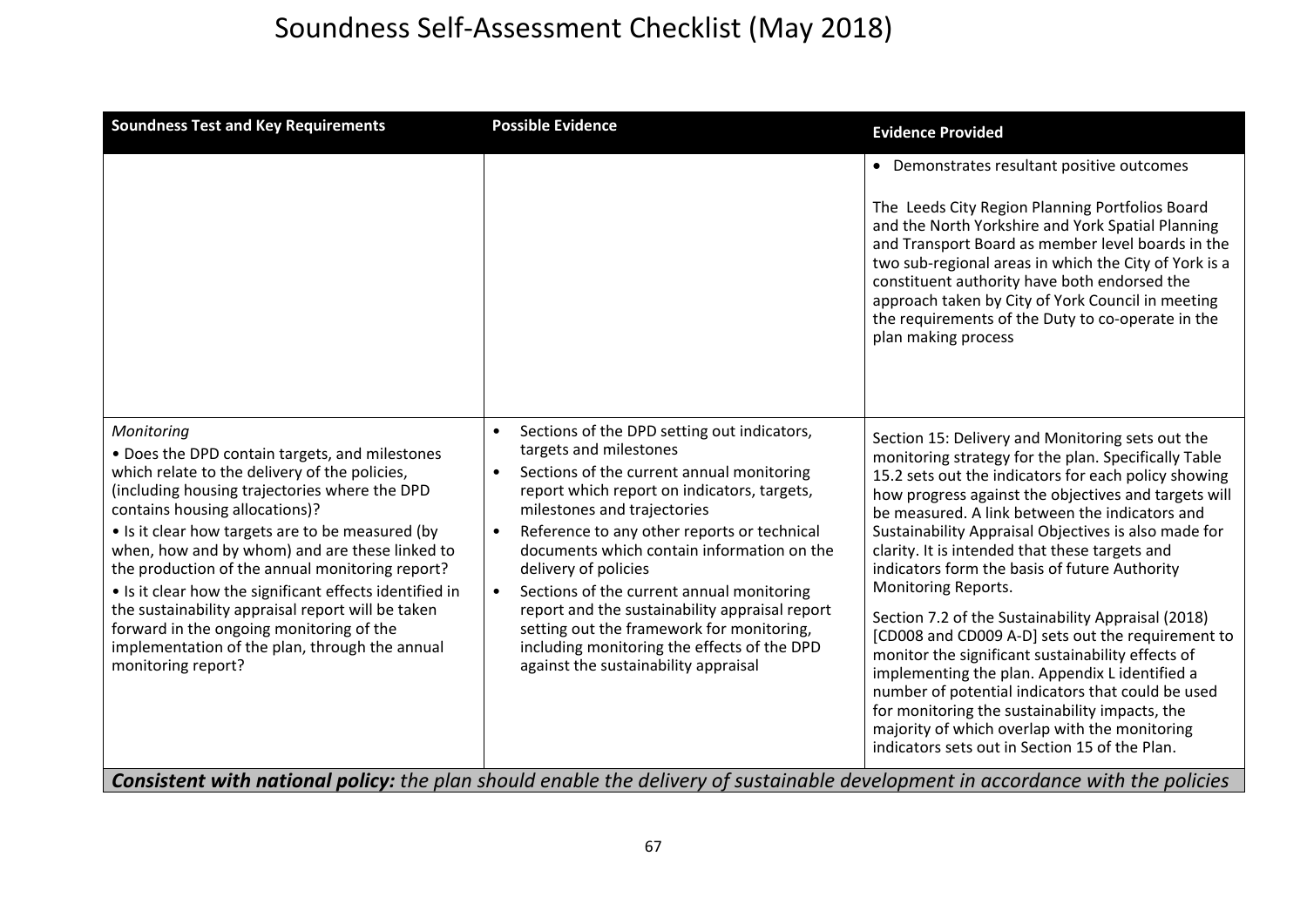# Soundness Self-Assessment Checklist (May 2018)

| Soundness Test and Key Requirements | Possible Evidence | Evidence Provided |
|---|---|---|
| | | • Demonstrates resultant positive outcomes<br><br>The Leeds City Region Planning Portfolios Board and the North Yorkshire and York Spatial Planning and Transport Board as member level boards in the two sub-regional areas in which the City of York is a constituent authority have both endorsed the approach taken by City of York Council in meeting the requirements of the Duty to co-operate in the plan making process |
| *Monitoring*<br>• Does the DPD contain targets, and milestones which relate to the delivery of the policies, (including housing trajectories where the DPD contains housing allocations)?<br>• Is it clear how targets are to be measured (by when, how and by whom) and are these linked to the production of the annual monitoring report?<br>• Is it clear how the significant effects identified in the sustainability appraisal report will be taken forward in the ongoing monitoring of the implementation of the plan, through the annual monitoring report? | • Sections of the DPD setting out indicators, targets and milestones<br>• Sections of the current annual monitoring report which report on indicators, targets, milestones and trajectories<br>• Reference to any other reports or technical documents which contain information on the delivery of policies<br>• Sections of the current annual monitoring report and the sustainability appraisal report setting out the framework for monitoring, including monitoring the effects of the DPD against the sustainability appraisal | Section 15: Delivery and Monitoring sets out the monitoring strategy for the plan. Specifically Table 15.2 sets out the indicators for each policy showing how progress against the objectives and targets will be measured. A link between the indicators and Sustainability Appraisal Objectives is also made for clarity. It is intended that these targets and indicators form the basis of future Authority Monitoring Reports.<br><br>Section 7.2 of the Sustainability Appraisal (2018) [CD008 and CD009 A-D] sets out the requirement to monitor the significant sustainability effects of implementing the plan. Appendix L identified a number of potential indicators that could be used for monitoring the sustainability impacts, the majority of which overlap with the monitoring indicators sets out in Section 15 of the Plan. |
| ***Consistent with national policy:*** *the plan should enable the delivery of sustainable development in accordance with the policies* | | |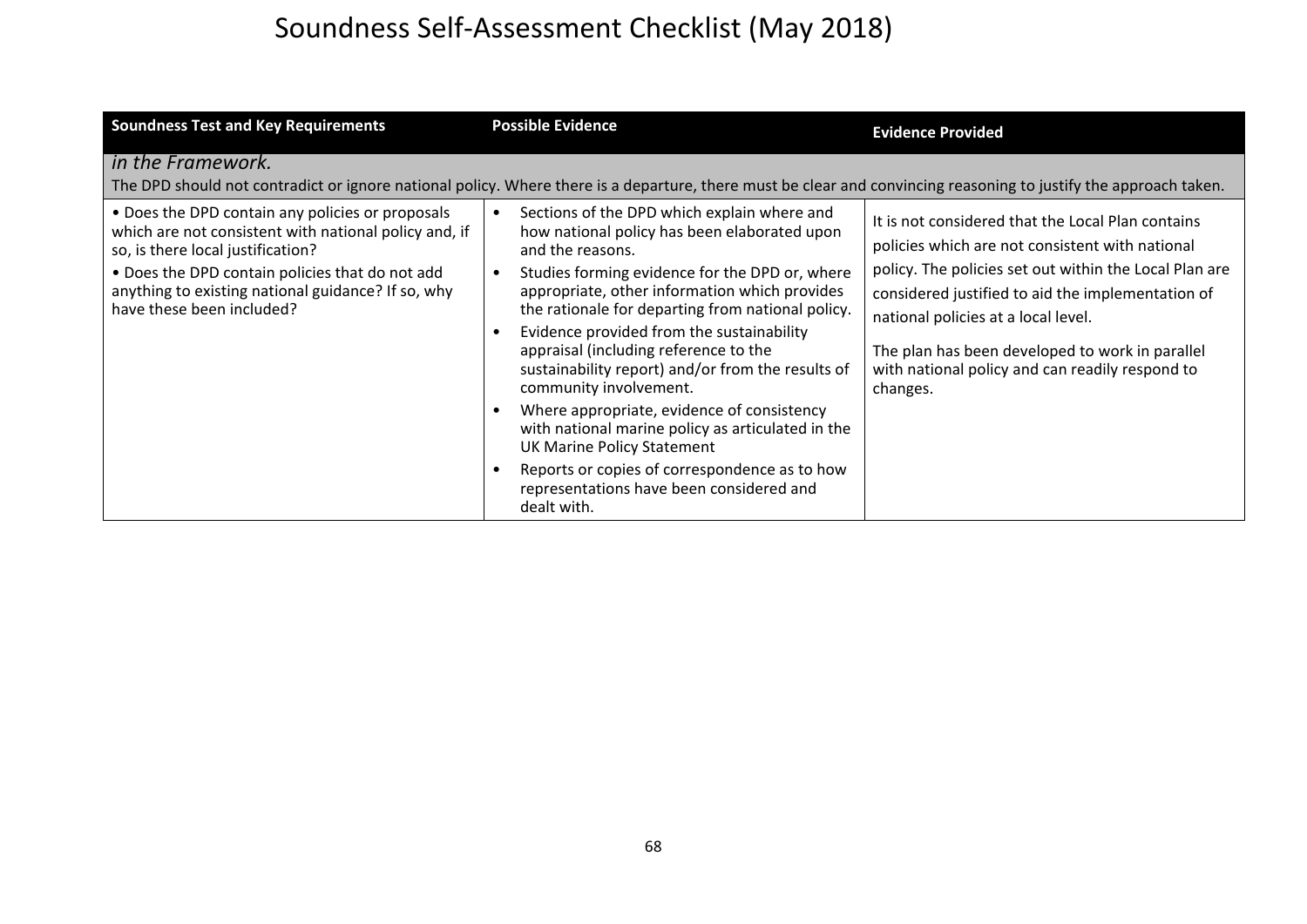# Soundness Self-Assessment Checklist (May 2018)

| Soundness Test and Key Requirements | Possible Evidence | Evidence Provided |
|---|---|---|
| *in the Framework.*<br>The DPD should not contradict or ignore national policy. Where there is a departure, there must be clear and convincing reasoning to justify the approach taken. | | |
| • Does the DPD contain any policies or proposals which are not consistent with national policy and, if so, is there local justification?<br>• Does the DPD contain policies that do not add anything to existing national guidance? If so, why have these been included? | • Sections of the DPD which explain where and how national policy has been elaborated upon and the reasons.<br>• Studies forming evidence for the DPD or, where appropriate, other information which provides the rationale for departing from national policy.<br>• Evidence provided from the sustainability appraisal (including reference to the sustainability report) and/or from the results of community involvement.<br>• Where appropriate, evidence of consistency with national marine policy as articulated in the UK Marine Policy Statement<br>• Reports or copies of correspondence as to how representations have been considered and dealt with. | It is not considered that the Local Plan contains policies which are not consistent with national policy. The policies set out within the Local Plan are considered justified to aid the implementation of national policies at a local level.<br><br>The plan has been developed to work in parallel with national policy and can readily respond to changes. |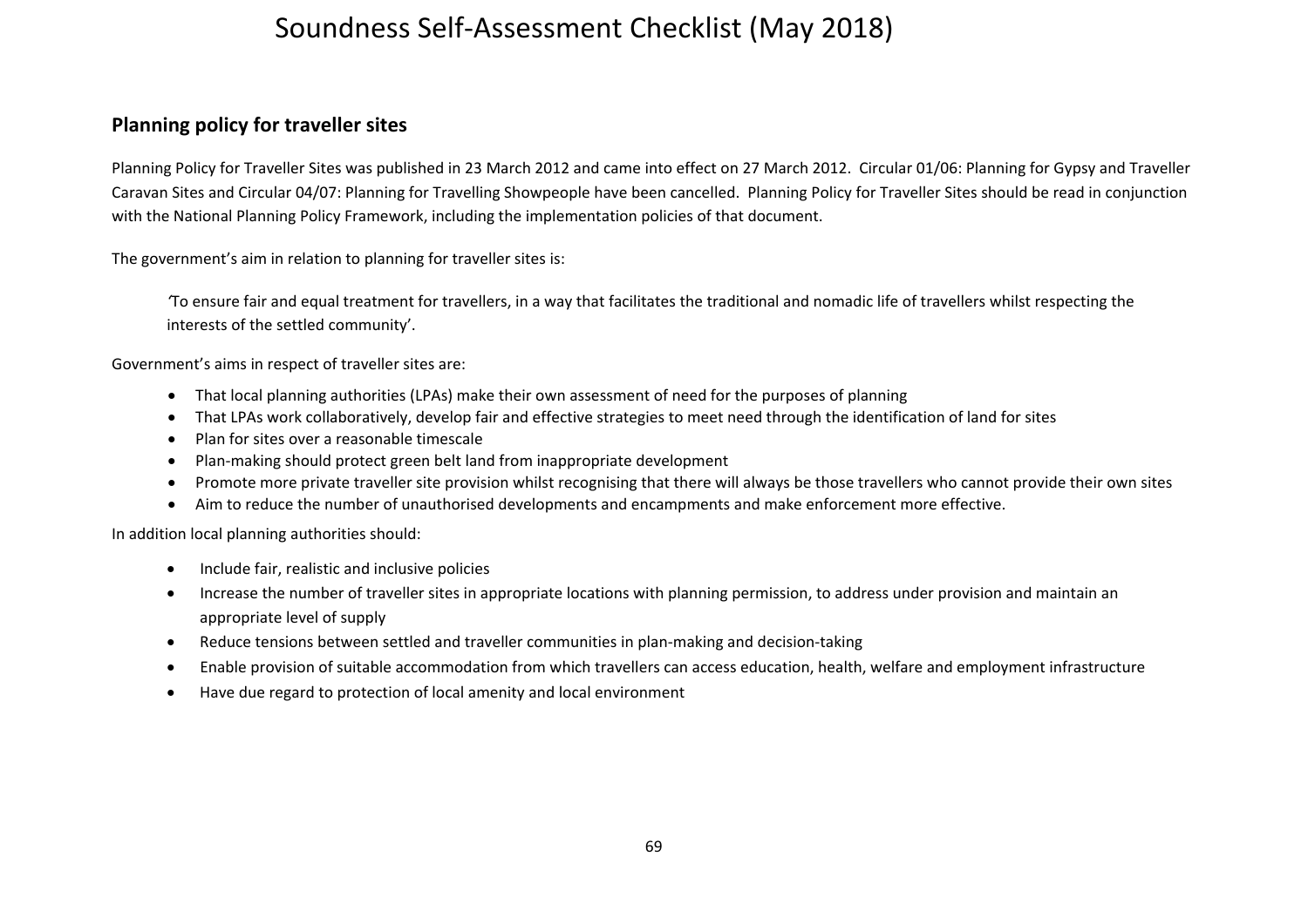## Planning policy for traveller sites

Planning Policy for Traveller Sites was published in 23 March 2012 and came into effect on 27 March 2012. Circular 01/06: Planning for Gypsy and Traveller Caravan Sites and Circular 04/07: Planning for Travelling Showpeople have been cancelled. Planning Policy for Traveller Sites should be read in conjunction with the National Planning Policy Framework, including the implementation policies of that document.

The government's aim in relation to planning for traveller sites is:

> 'To ensure fair and equal treatment for travellers, in a way that facilitates the traditional and nomadic life of travellers whilst respecting the interests of the settled community'.

Government's aims in respect of traveller sites are:

- That local planning authorities (LPAs) make their own assessment of need for the purposes of planning
- That LPAs work collaboratively, develop fair and effective strategies to meet need through the identification of land for sites
- Plan for sites over a reasonable timescale
- Plan-making should protect green belt land from inappropriate development
- Promote more private traveller site provision whilst recognising that there will always be those travellers who cannot provide their own sites
- Aim to reduce the number of unauthorised developments and encampments and make enforcement more effective.

In addition local planning authorities should:

- Include fair, realistic and inclusive policies
- Increase the number of traveller sites in appropriate locations with planning permission, to address under provision and maintain an appropriate level of supply
- Reduce tensions between settled and traveller communities in plan-making and decision-taking
- Enable provision of suitable accommodation from which travellers can access education, health, welfare and employment infrastructure
- Have due regard to protection of local amenity and local environment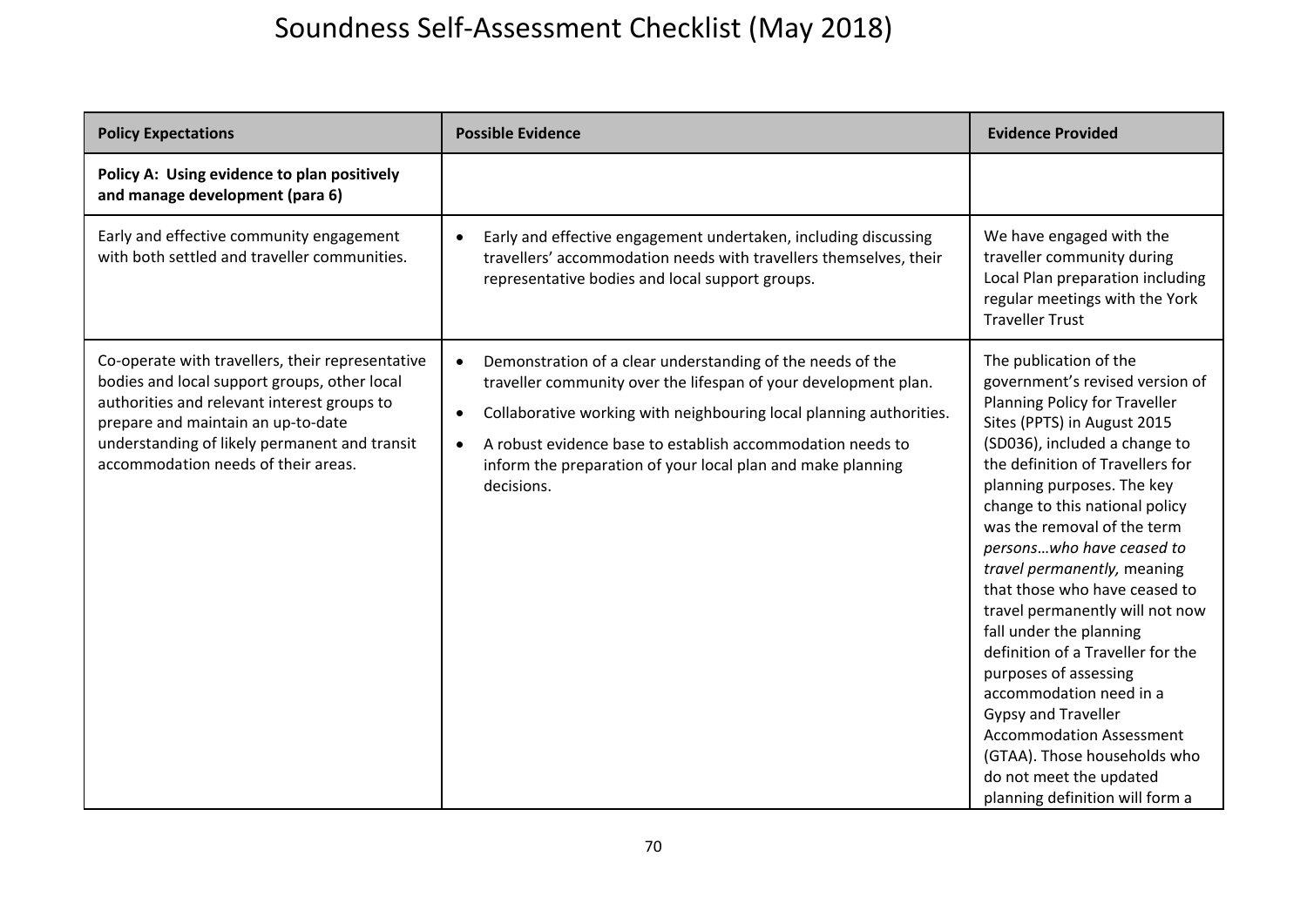# Soundness Self-Assessment Checklist (May 2018)

| Policy Expectations | Possible Evidence | Evidence Provided |
|---|---|---|
| **Policy A: Using evidence to plan positively and manage development (para 6)** | | |
| Early and effective community engagement with both settled and traveller communities. | • Early and effective engagement undertaken, including discussing travellers' accommodation needs with travellers themselves, their representative bodies and local support groups. | We have engaged with the traveller community during Local Plan preparation including regular meetings with the York Traveller Trust |
| Co-operate with travellers, their representative bodies and local support groups, other local authorities and relevant interest groups to prepare and maintain an up-to-date understanding of likely permanent and transit accommodation needs of their areas. | • Demonstration of a clear understanding of the needs of the traveller community over the lifespan of your development plan.<br>• Collaborative working with neighbouring local planning authorities.<br>• A robust evidence base to establish accommodation needs to inform the preparation of your local plan and make planning decisions. | The publication of the government's revised version of Planning Policy for Traveller Sites (PPTS) in August 2015 (SD036), included a change to the definition of Travellers for planning purposes. The key change to this national policy was the removal of the term *persons…who have ceased to travel permanently,* meaning that those who have ceased to travel permanently will not now fall under the planning definition of a Traveller for the purposes of assessing accommodation need in a Gypsy and Traveller Accommodation Assessment (GTAA). Those households who do not meet the updated planning definition will form a |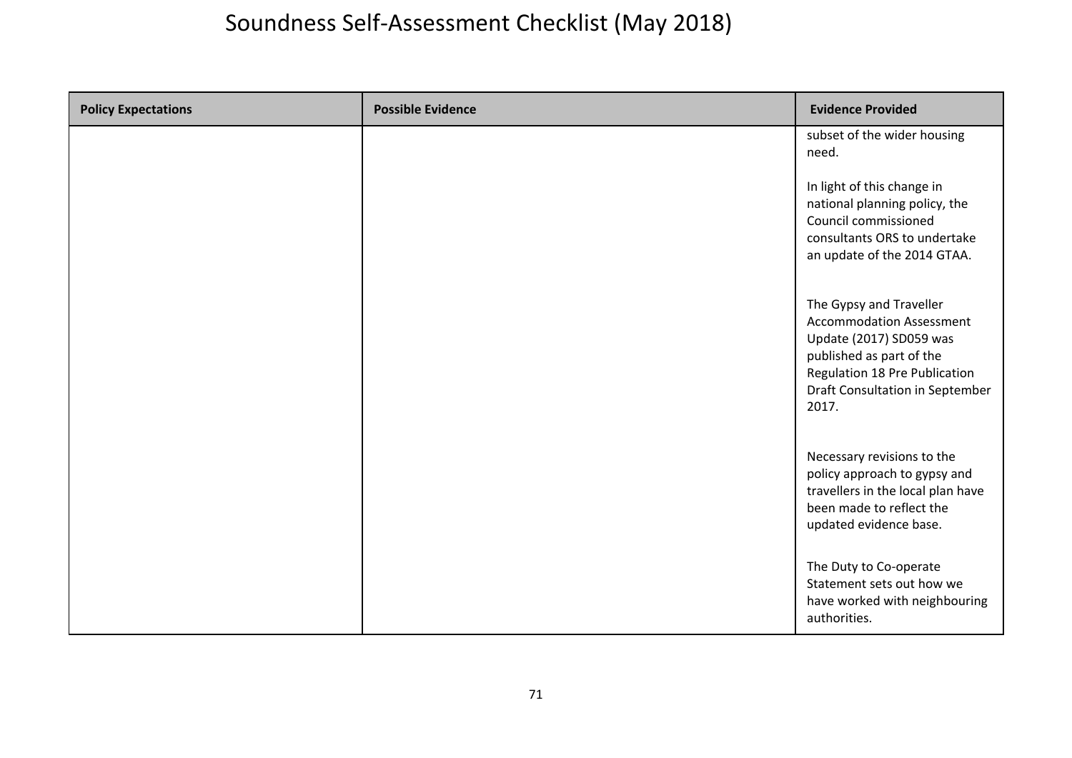# Soundness Self-Assessment Checklist (May 2018)

| Policy Expectations | Possible Evidence | Evidence Provided |
|---|---|---|
| | | subset of the wider housing need.<br><br>In light of this change in national planning policy, the Council commissioned consultants ORS to undertake an update of the 2014 GTAA.<br><br>The Gypsy and Traveller Accommodation Assessment Update (2017) SD059 was published as part of the Regulation 18 Pre Publication Draft Consultation in September 2017.<br><br>Necessary revisions to the policy approach to gypsy and travellers in the local plan have been made to reflect the updated evidence base.<br><br>The Duty to Co-operate Statement sets out how we have worked with neighbouring authorities. |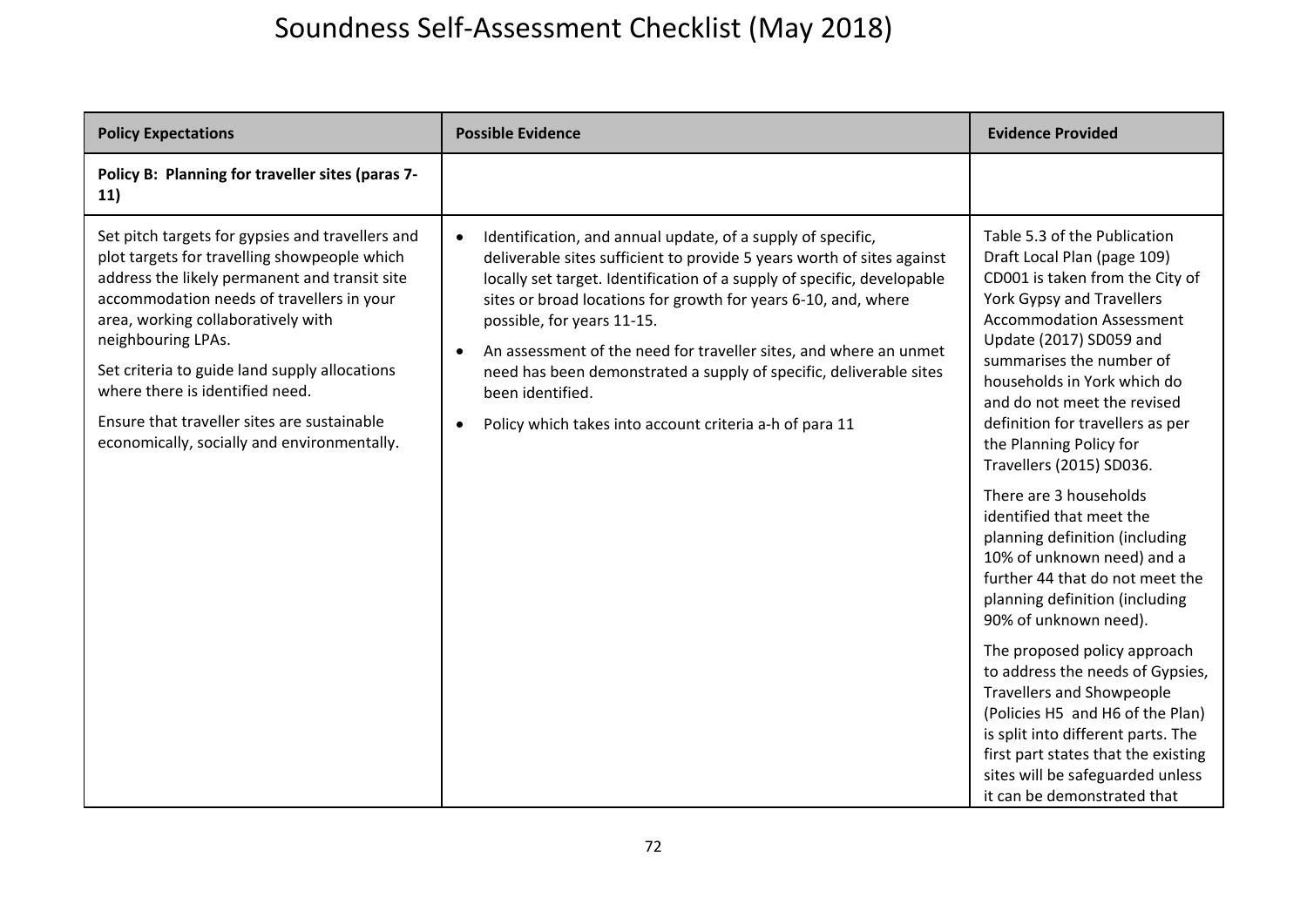# Soundness Self-Assessment Checklist (May 2018)

| Policy Expectations | Possible Evidence | Evidence Provided |
|---|---|---|
| **Policy B: Planning for traveller sites (paras 7-11)** | | |
| Set pitch targets for gypsies and travellers and plot targets for travelling showpeople which address the likely permanent and transit site accommodation needs of travellers in your area, working collaboratively with neighbouring LPAs.<br><br>Set criteria to guide land supply allocations where there is identified need.<br><br>Ensure that traveller sites are sustainable economically, socially and environmentally. | • Identification, and annual update, of a supply of specific, deliverable sites sufficient to provide 5 years worth of sites against locally set target. Identification of a supply of specific, developable sites or broad locations for growth for years 6-10, and, where possible, for years 11-15.<br>• An assessment of the need for traveller sites, and where an unmet need has been demonstrated a supply of specific, deliverable sites been identified.<br>• Policy which takes into account criteria a-h of para 11 | Table 5.3 of the Publication Draft Local Plan (page 109) CD001 is taken from the City of York Gypsy and Travellers Accommodation Assessment Update (2017) SD059 and summarises the number of households in York which do and do not meet the revised definition for travellers as per the Planning Policy for Travellers (2015) SD036.<br><br>There are 3 households identified that meet the planning definition (including 10% of unknown need) and a further 44 that do not meet the planning definition (including 90% of unknown need).<br><br>The proposed policy approach to address the needs of Gypsies, Travellers and Showpeople (Policies H5 and H6 of the Plan) is split into different parts. The first part states that the existing sites will be safeguarded unless it can be demonstrated that |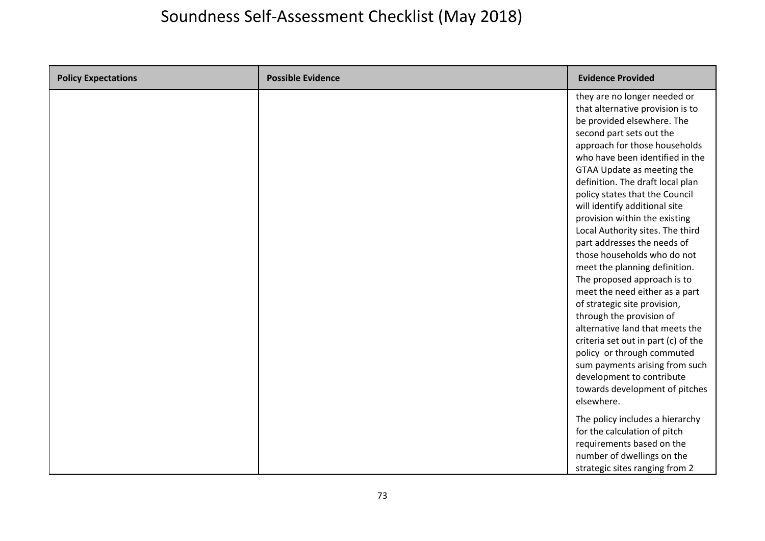# Soundness Self-Assessment Checklist (May 2018)

| Policy Expectations | Possible Evidence | Evidence Provided |
|---|---|---|
| | | they are no longer needed or that alternative provision is to be provided elsewhere. The second part sets out the approach for those households who have been identified in the GTAA Update as meeting the definition. The draft local plan policy states that the Council will identify additional site provision within the existing Local Authority sites. The third part addresses the needs of those households who do not meet the planning definition. The proposed approach is to meet the need either as a part of strategic site provision, through the provision of alternative land that meets the criteria set out in part (c) of the policy or through commuted sum payments arising from such development to contribute towards development of pitches elsewhere.<br><br>The policy includes a hierarchy for the calculation of pitch requirements based on the number of dwellings on the strategic sites ranging from 2 |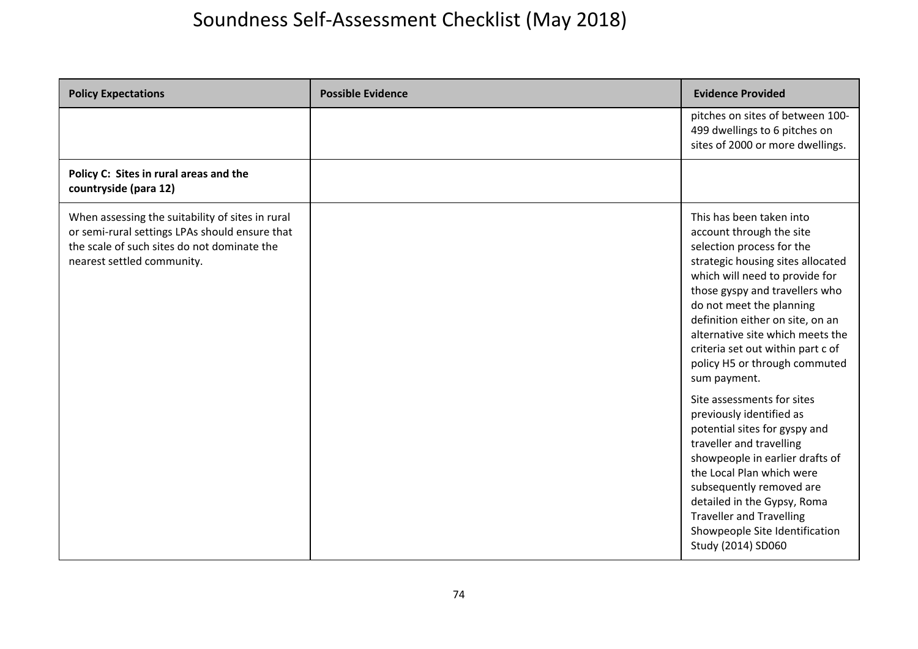# Soundness Self-Assessment Checklist (May 2018)

| Policy Expectations | Possible Evidence | Evidence Provided |
| --- | --- | --- |
| | | pitches on sites of between 100-499 dwellings to 6 pitches on sites of 2000 or more dwellings. |
| **Policy C: Sites in rural areas and the countryside (para 12)** | | |
| When assessing the suitability of sites in rural or semi-rural settings LPAs should ensure that the scale of such sites do not dominate the nearest settled community. | | This has been taken into account through the site selection process for the strategic housing sites allocated which will need to provide for those gyspy and travellers who do not meet the planning definition either on site, on an alternative site which meets the criteria set out within part c of policy H5 or through commuted sum payment.<br><br>Site assessments for sites previously identified as potential sites for gyspy and traveller and travelling showpeople in earlier drafts of the Local Plan which were subsequently removed are detailed in the Gypsy, Roma Traveller and Travelling Showpeople Site Identification Study (2014) SD060 |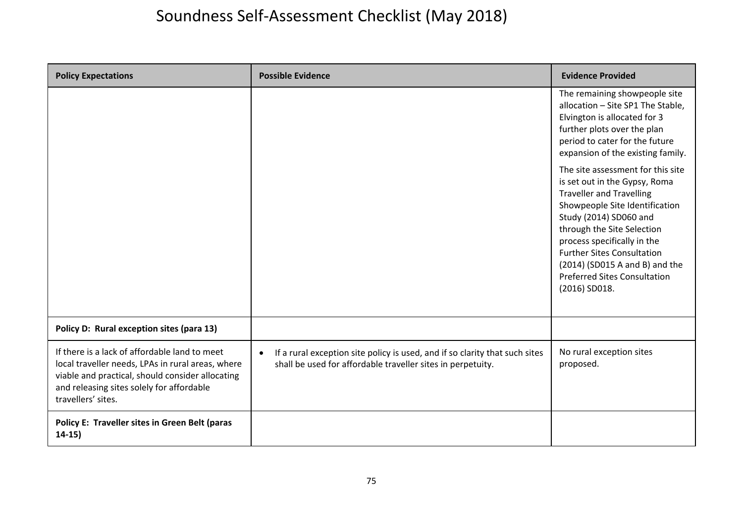# Soundness Self-Assessment Checklist (May 2018)

| Policy Expectations | Possible Evidence | Evidence Provided |
|---|---|---|
| | | The remaining showpeople site allocation – Site SP1 The Stable, Elvington is allocated for 3 further plots over the plan period to cater for the future expansion of the existing family.<br><br>The site assessment for this site is set out in the Gypsy, Roma Traveller and Travelling Showpeople Site Identification Study (2014) SD060 and through the Site Selection process specifically in the Further Sites Consultation (2014) (SD015 A and B) and the Preferred Sites Consultation (2016) SD018. |
| **Policy D: Rural exception sites (para 13)** | | |
| If there is a lack of affordable land to meet local traveller needs, LPAs in rural areas, where viable and practical, should consider allocating and releasing sites solely for affordable travellers' sites. | • If a rural exception site policy is used, and if so clarity that such sites shall be used for affordable traveller sites in perpetuity. | No rural exception sites proposed. |
| **Policy E: Traveller sites in Green Belt (paras 14-15)** | | |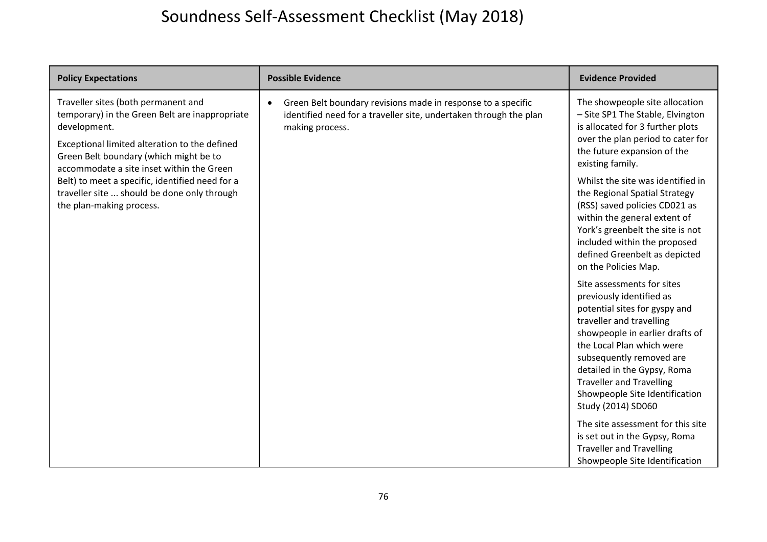# Soundness Self-Assessment Checklist (May 2018)

| Policy Expectations | Possible Evidence | Evidence Provided |
|---|---|---|
| Traveller sites (both permanent and temporary) in the Green Belt are inappropriate development.<br><br>Exceptional limited alteration to the defined Green Belt boundary (which might be to accommodate a site inset within the Green Belt) to meet a specific, identified need for a traveller site ... should be done only through the plan-making process. | • Green Belt boundary revisions made in response to a specific identified need for a traveller site, undertaken through the plan making process. | The showpeople site allocation – Site SP1 The Stable, Elvington is allocated for 3 further plots over the plan period to cater for the future expansion of the existing family.<br><br>Whilst the site was identified in the Regional Spatial Strategy (RSS) saved policies CD021 as within the general extent of York's greenbelt the site is not included within the proposed defined Greenbelt as depicted on the Policies Map.<br><br>Site assessments for sites previously identified as potential sites for gyspy and traveller and travelling showpeople in earlier drafts of the Local Plan which were subsequently removed are detailed in the Gypsy, Roma Traveller and Travelling Showpeople Site Identification Study (2014) SD060<br><br>The site assessment for this site is set out in the Gypsy, Roma Traveller and Travelling Showpeople Site Identification |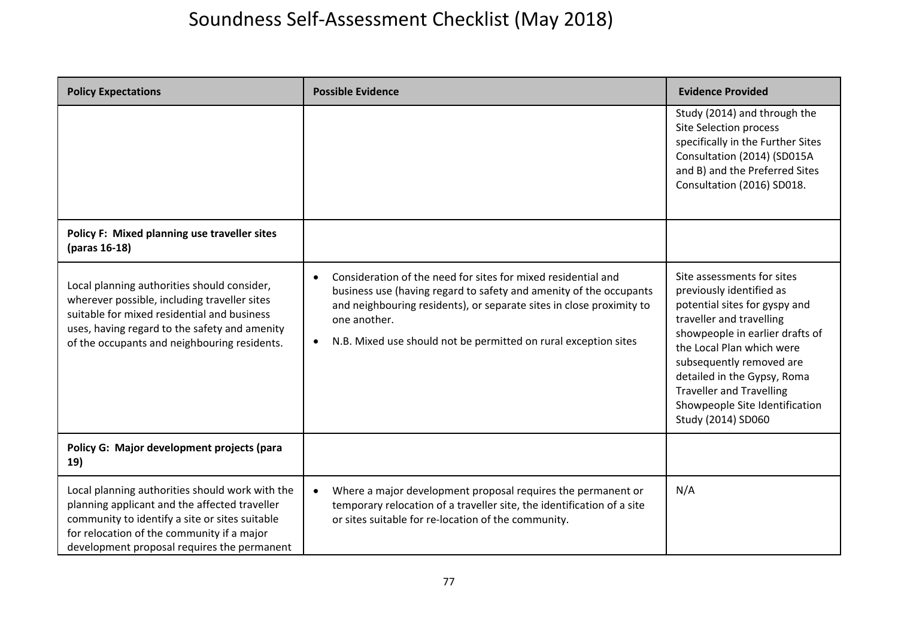# Soundness Self-Assessment Checklist (May 2018)

| Policy Expectations | Possible Evidence | Evidence Provided |
|---|---|---|
| | | Study (2014) and through the Site Selection process specifically in the Further Sites Consultation (2014) (SD015A and B) and the Preferred Sites Consultation (2016) SD018. |
| **Policy F: Mixed planning use traveller sites (paras 16-18)** | | |
| Local planning authorities should consider, wherever possible, including traveller sites suitable for mixed residential and business uses, having regard to the safety and amenity of the occupants and neighbouring residents. | • Consideration of the need for sites for mixed residential and business use (having regard to safety and amenity of the occupants and neighbouring residents), or separate sites in close proximity to one another. <br> • N.B. Mixed use should not be permitted on rural exception sites | Site assessments for sites previously identified as potential sites for gyspy and traveller and travelling showpeople in earlier drafts of the Local Plan which were subsequently removed are detailed in the Gypsy, Roma Traveller and Travelling Showpeople Site Identification Study (2014) SD060 |
| **Policy G: Major development projects (para 19)** | | |
| Local planning authorities should work with the planning applicant and the affected traveller community to identify a site or sites suitable for relocation of the community if a major development proposal requires the permanent | • Where a major development proposal requires the permanent or temporary relocation of a traveller site, the identification of a site or sites suitable for re-location of the community. | N/A |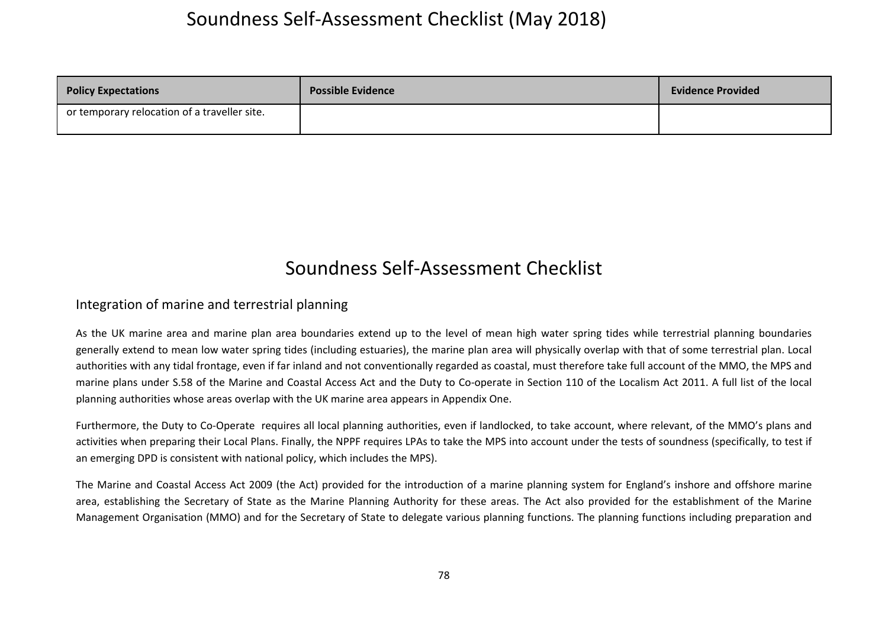| Policy Expectations | Possible Evidence | Evidence Provided |
| --- | --- | --- |
| or temporary relocation of a traveller site. | | |

# Soundness Self-Assessment Checklist

## Integration of marine and terrestrial planning

As the UK marine area and marine plan area boundaries extend up to the level of mean high water spring tides while terrestrial planning boundaries generally extend to mean low water spring tides (including estuaries), the marine plan area will physically overlap with that of some terrestrial plan. Local authorities with any tidal frontage, even if far inland and not conventionally regarded as coastal, must therefore take full account of the MMO, the MPS and marine plans under S.58 of the Marine and Coastal Access Act and the Duty to Co-operate in Section 110 of the Localism Act 2011. A full list of the local planning authorities whose areas overlap with the UK marine area appears in Appendix One.

Furthermore, the Duty to Co-Operate requires all local planning authorities, even if landlocked, to take account, where relevant, of the MMO's plans and activities when preparing their Local Plans. Finally, the NPPF requires LPAs to take the MPS into account under the tests of soundness (specifically, to test if an emerging DPD is consistent with national policy, which includes the MPS).

The Marine and Coastal Access Act 2009 (the Act) provided for the introduction of a marine planning system for England's inshore and offshore marine area, establishing the Secretary of State as the Marine Planning Authority for these areas. The Act also provided for the establishment of the Marine Management Organisation (MMO) and for the Secretary of State to delegate various planning functions. The planning functions including preparation and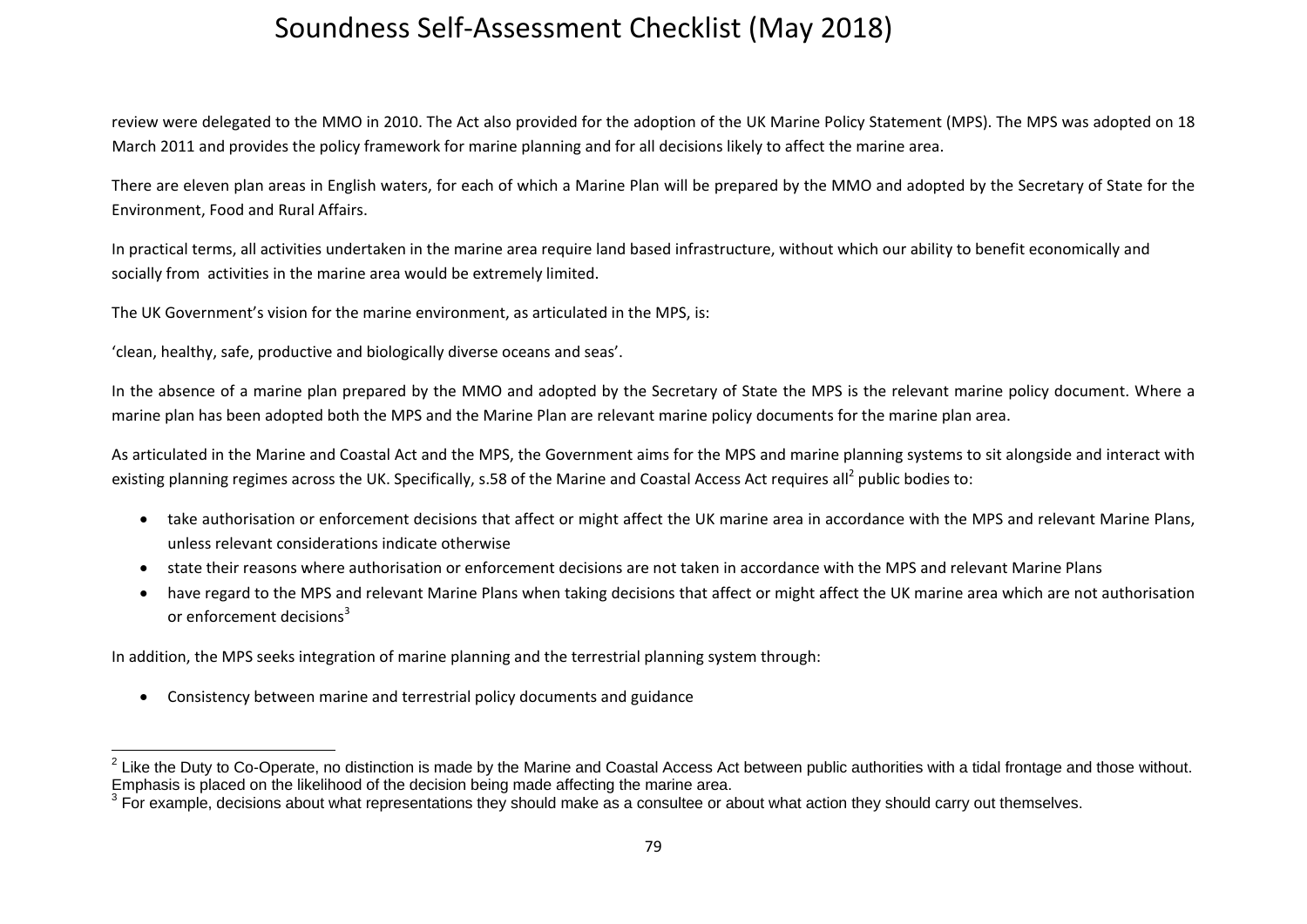review were delegated to the MMO in 2010. The Act also provided for the adoption of the UK Marine Policy Statement (MPS). The MPS was adopted on 18 March 2011 and provides the policy framework for marine planning and for all decisions likely to affect the marine area.

There are eleven plan areas in English waters, for each of which a Marine Plan will be prepared by the MMO and adopted by the Secretary of State for the Environment, Food and Rural Affairs.

In practical terms, all activities undertaken in the marine area require land based infrastructure, without which our ability to benefit economically and socially from activities in the marine area would be extremely limited.

The UK Government's vision for the marine environment, as articulated in the MPS, is:

'clean, healthy, safe, productive and biologically diverse oceans and seas'.

In the absence of a marine plan prepared by the MMO and adopted by the Secretary of State the MPS is the relevant marine policy document. Where a marine plan has been adopted both the MPS and the Marine Plan are relevant marine policy documents for the marine plan area.

As articulated in the Marine and Coastal Act and the MPS, the Government aims for the MPS and marine planning systems to sit alongside and interact with existing planning regimes across the UK. Specifically, s.58 of the Marine and Coastal Access Act requires all[2] public bodies to:

- take authorisation or enforcement decisions that affect or might affect the UK marine area in accordance with the MPS and relevant Marine Plans, unless relevant considerations indicate otherwise
- state their reasons where authorisation or enforcement decisions are not taken in accordance with the MPS and relevant Marine Plans
- have regard to the MPS and relevant Marine Plans when taking decisions that affect or might affect the UK marine area which are not authorisation or enforcement decisions[3]

In addition, the MPS seeks integration of marine planning and the terrestrial planning system through:

- Consistency between marine and terrestrial policy documents and guidance

[2] Like the Duty to Co-Operate, no distinction is made by the Marine and Coastal Access Act between public authorities with a tidal frontage and those without. Emphasis is placed on the likelihood of the decision being made affecting the marine area.

[3] For example, decisions about what representations they should make as a consultee or about what action they should carry out themselves.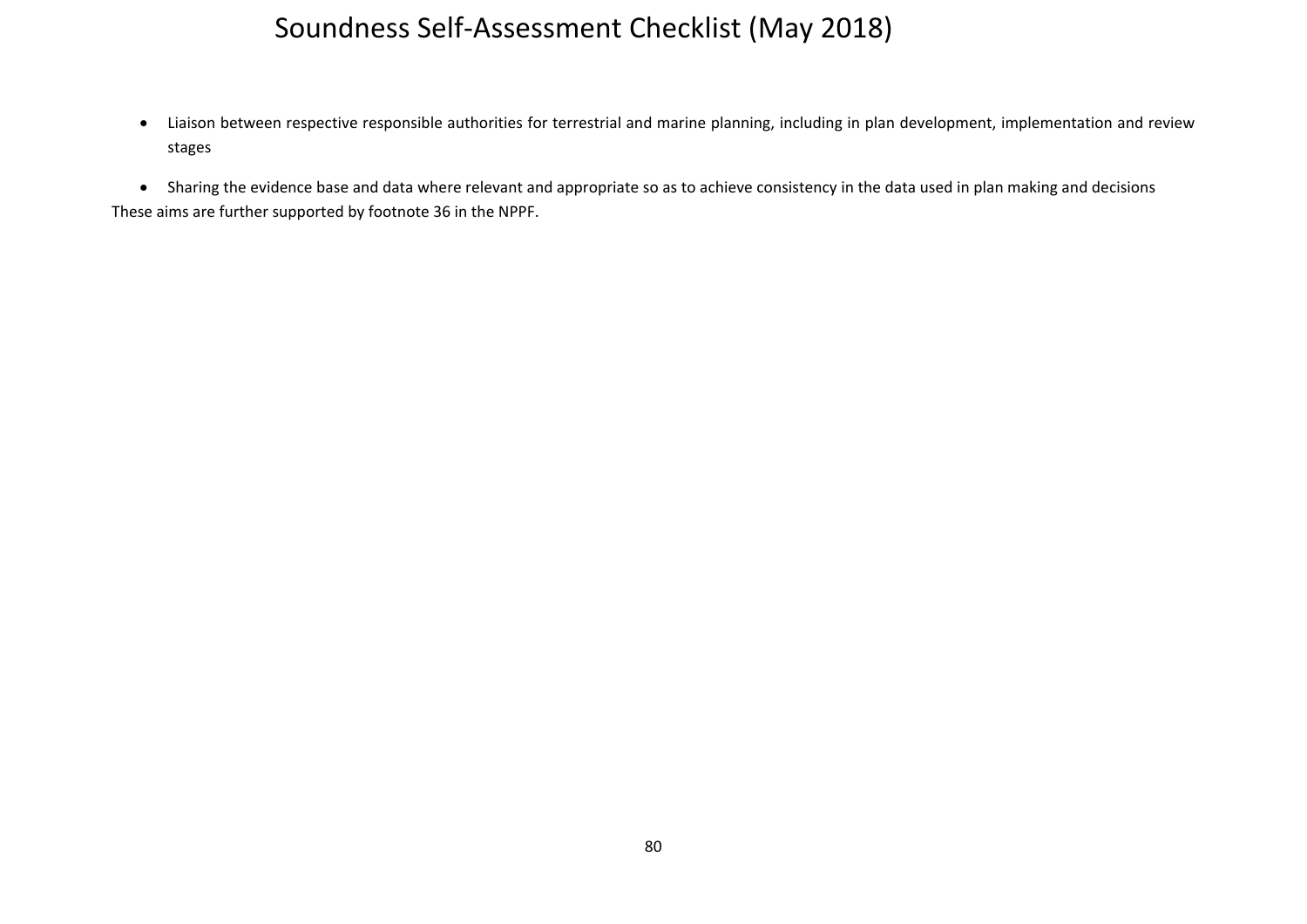- Liaison between respective responsible authorities for terrestrial and marine planning, including in plan development, implementation and review stages

- Sharing the evidence base and data where relevant and appropriate so as to achieve consistency in the data used in plan making and decisions

These aims are further supported by footnote 36 in the NPPF.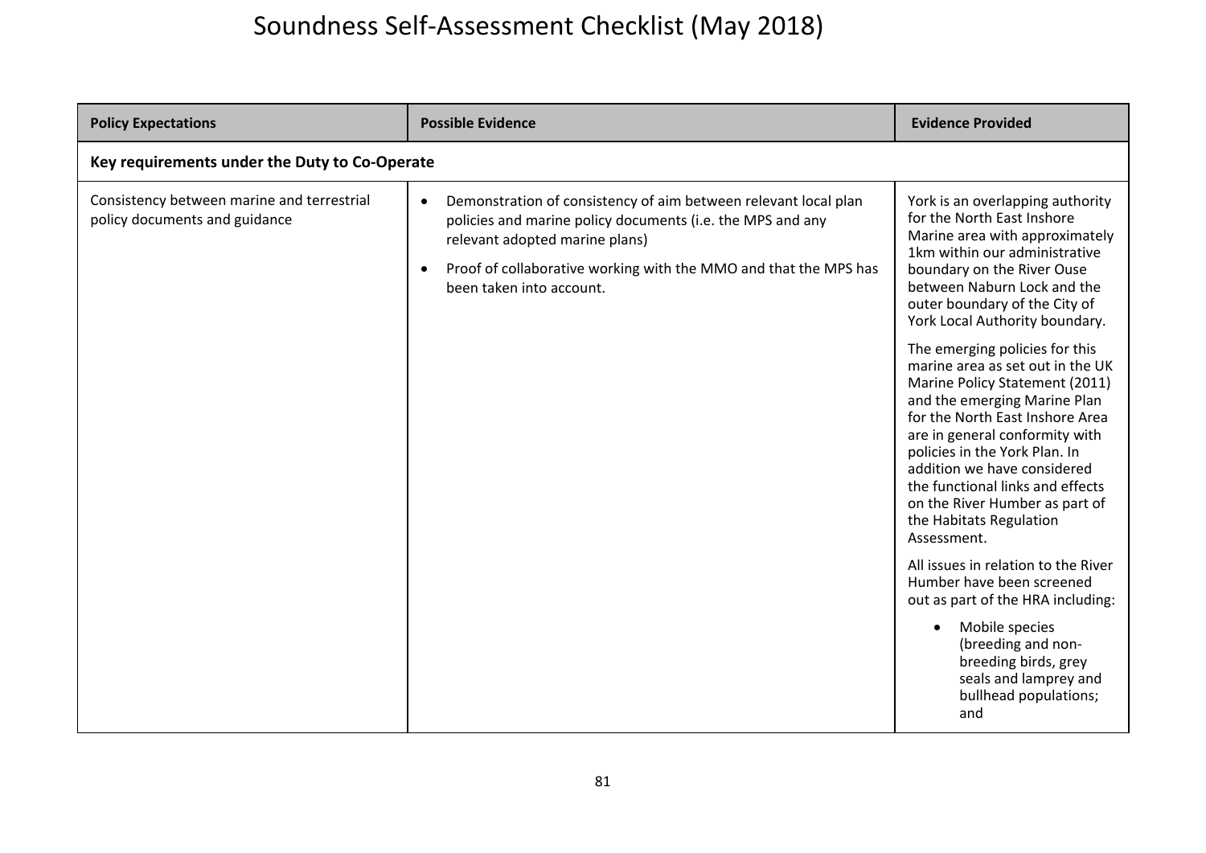# Soundness Self-Assessment Checklist (May 2018)

| Policy Expectations | Possible Evidence | Evidence Provided |
|---|---|---|
| **Key requirements under the Duty to Co-Operate** | | |
| Consistency between marine and terrestrial policy documents and guidance | • Demonstration of consistency of aim between relevant local plan policies and marine policy documents (i.e. the MPS and any relevant adopted marine plans)<br>• Proof of collaborative working with the MMO and that the MPS has been taken into account. | York is an overlapping authority for the North East Inshore Marine area with approximately 1km within our administrative boundary on the River Ouse between Naburn Lock and the outer boundary of the City of York Local Authority boundary.<br><br>The emerging policies for this marine area as set out in the UK Marine Policy Statement (2011) and the emerging Marine Plan for the North East Inshore Area are in general conformity with policies in the York Plan. In addition we have considered the functional links and effects on the River Humber as part of the Habitats Regulation Assessment.<br><br>All issues in relation to the River Humber have been screened out as part of the HRA including:<br>• Mobile species (breeding and non-breeding birds, grey seals and lamprey and bullhead populations; and |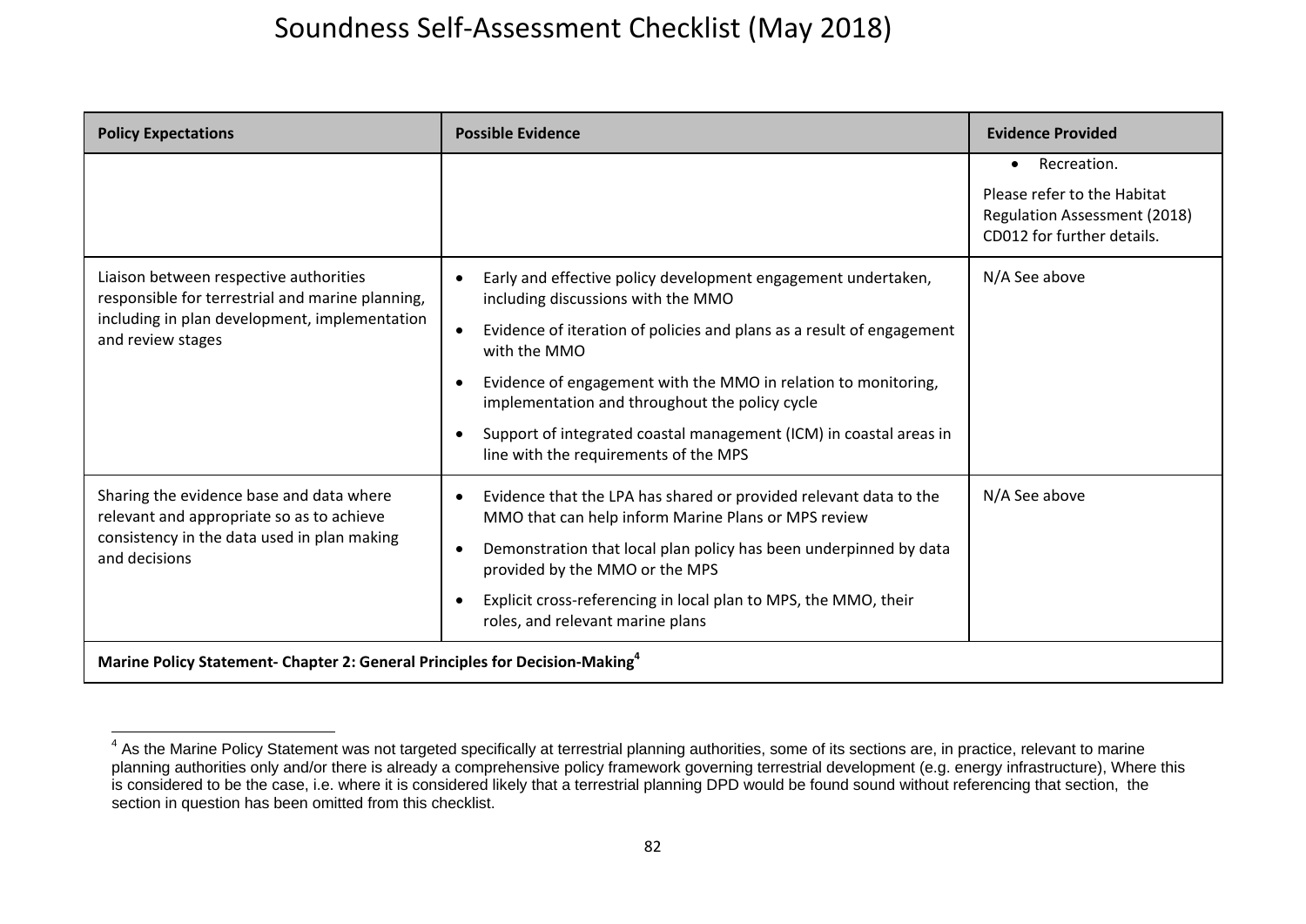# Soundness Self-Assessment Checklist (May 2018)

| Policy Expectations | Possible Evidence | Evidence Provided |
|---|---|---|
| | | • Recreation.<br><br>Please refer to the Habitat Regulation Assessment (2018) CD012 for further details. |
| Liaison between respective authorities responsible for terrestrial and marine planning, including in plan development, implementation and review stages | • Early and effective policy development engagement undertaken, including discussions with the MMO<br>• Evidence of iteration of policies and plans as a result of engagement with the MMO<br>• Evidence of engagement with the MMO in relation to monitoring, implementation and throughout the policy cycle<br>• Support of integrated coastal management (ICM) in coastal areas in line with the requirements of the MPS | N/A See above |
| Sharing the evidence base and data where relevant and appropriate so as to achieve consistency in the data used in plan making and decisions | • Evidence that the LPA has shared or provided relevant data to the MMO that can help inform Marine Plans or MPS review<br>• Demonstration that local plan policy has been underpinned by data provided by the MMO or the MPS<br>• Explicit cross-referencing in local plan to MPS, the MMO, their roles, and relevant marine plans | N/A See above |
| **Marine Policy Statement- Chapter 2: General Principles for Decision-Making[4]** | | |

[4] As the Marine Policy Statement was not targeted specifically at terrestrial planning authorities, some of its sections are, in practice, relevant to marine planning authorities only and/or there is already a comprehensive policy framework governing terrestrial development (e.g. energy infrastructure), Where this is considered to be the case, i.e. where it is considered likely that a terrestrial planning DPD would be found sound without referencing that section, the section in question has been omitted from this checklist.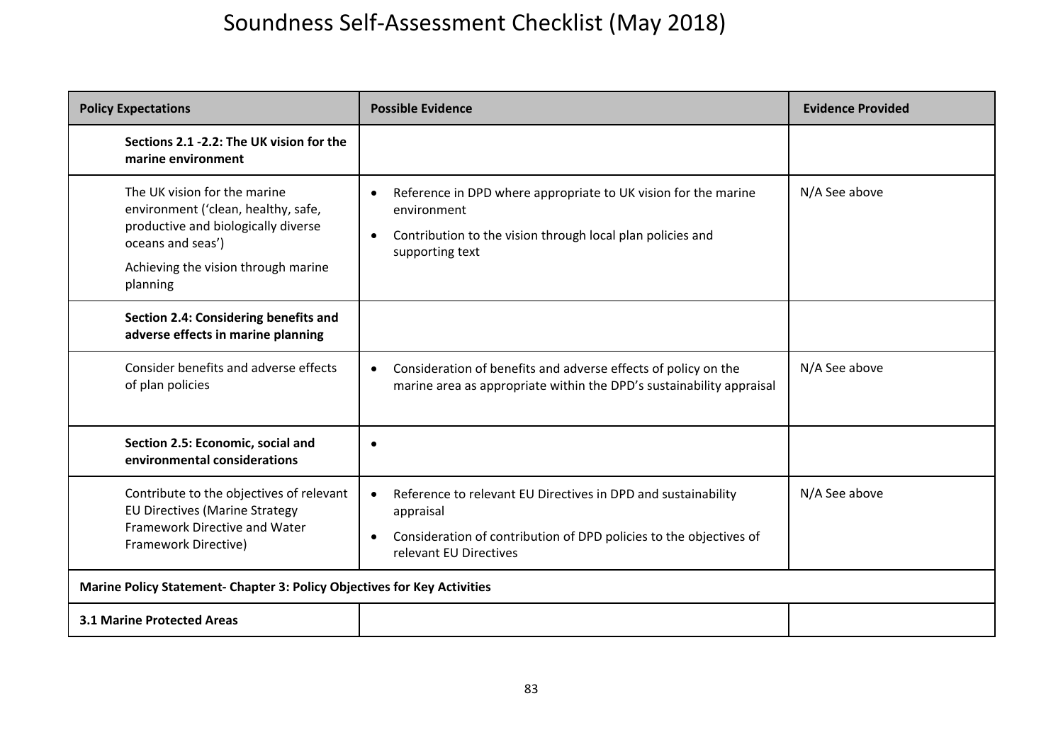# Soundness Self-Assessment Checklist (May 2018)

| Policy Expectations | Possible Evidence | Evidence Provided |
|---|---|---|
| **Sections 2.1 -2.2: The UK vision for the marine environment** | | |
| The UK vision for the marine environment ('clean, healthy, safe, productive and biologically diverse oceans and seas')<br><br>Achieving the vision through marine planning | • Reference in DPD where appropriate to UK vision for the marine environment<br>• Contribution to the vision through local plan policies and supporting text | N/A See above |
| **Section 2.4: Considering benefits and adverse effects in marine planning** | | |
| Consider benefits and adverse effects of plan policies | • Consideration of benefits and adverse effects of policy on the marine area as appropriate within the DPD's sustainability appraisal | N/A See above |
| **Section 2.5: Economic, social and environmental considerations** | • | |
| Contribute to the objectives of relevant EU Directives (Marine Strategy Framework Directive and Water Framework Directive) | • Reference to relevant EU Directives in DPD and sustainability appraisal<br>• Consideration of contribution of DPD policies to the objectives of relevant EU Directives | N/A See above |
| **Marine Policy Statement- Chapter 3: Policy Objectives for Key Activities** | | |
| **3.1 Marine Protected Areas** | | |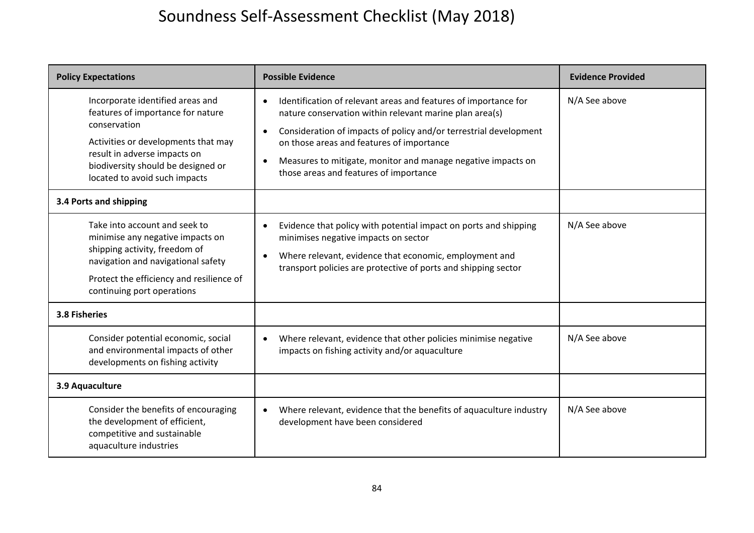# Soundness Self-Assessment Checklist (May 2018)

| Policy Expectations | Possible Evidence | Evidence Provided |
|---|---|---|
| Incorporate identified areas and features of importance for nature conservation<br><br>Activities or developments that may result in adverse impacts on biodiversity should be designed or located to avoid such impacts | • Identification of relevant areas and features of importance for nature conservation within relevant marine plan area(s)<br>• Consideration of impacts of policy and/or terrestrial development on those areas and features of importance<br>• Measures to mitigate, monitor and manage negative impacts on those areas and features of importance | N/A See above |
| **3.4 Ports and shipping** | | |
| Take into account and seek to minimise any negative impacts on shipping activity, freedom of navigation and navigational safety<br><br>Protect the efficiency and resilience of continuing port operations | • Evidence that policy with potential impact on ports and shipping minimises negative impacts on sector<br>• Where relevant, evidence that economic, employment and transport policies are protective of ports and shipping sector | N/A See above |
| **3.8 Fisheries** | | |
| Consider potential economic, social and environmental impacts of other developments on fishing activity | • Where relevant, evidence that other policies minimise negative impacts on fishing activity and/or aquaculture | N/A See above |
| **3.9 Aquaculture** | | |
| Consider the benefits of encouraging the development of efficient, competitive and sustainable aquaculture industries | • Where relevant, evidence that the benefits of aquaculture industry development have been considered | N/A See above |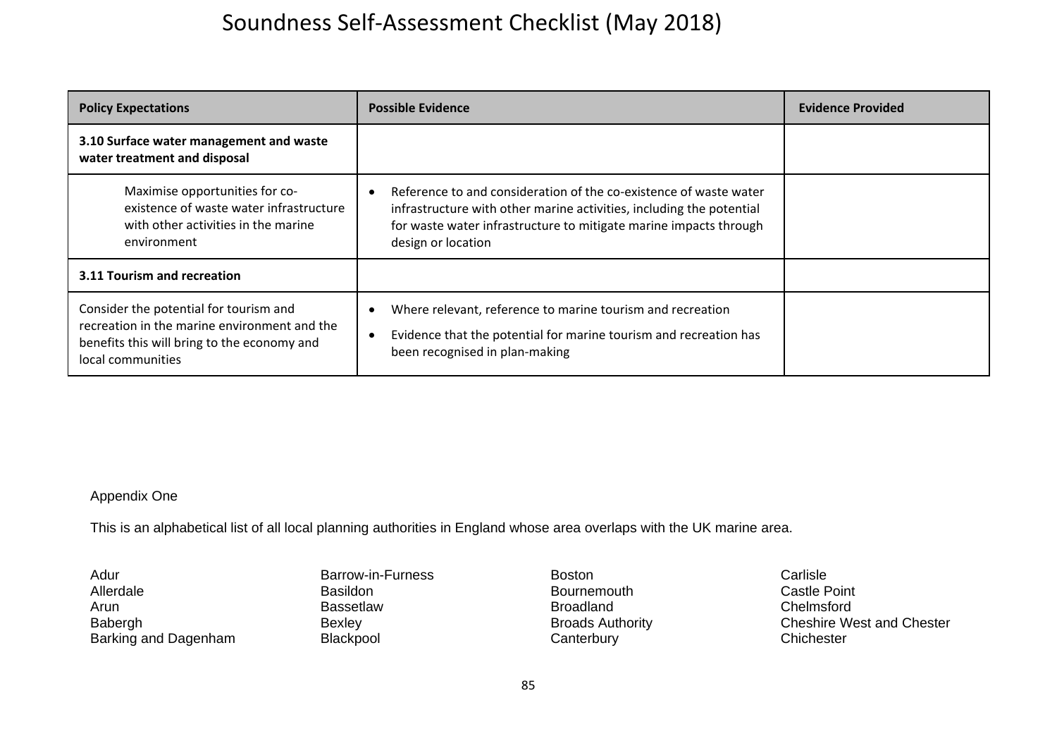# Soundness Self-Assessment Checklist (May 2018)

| Policy Expectations | Possible Evidence | Evidence Provided |
|---|---|---|
| **3.10 Surface water management and waste water treatment and disposal** | | |
| Maximise opportunities for co-existence of waste water infrastructure with other activities in the marine environment | • Reference to and consideration of the co-existence of waste water infrastructure with other marine activities, including the potential for waste water infrastructure to mitigate marine impacts through design or location | |
| **3.11 Tourism and recreation** | | |
| Consider the potential for tourism and recreation in the marine environment and the benefits this will bring to the economy and local communities | • Where relevant, reference to marine tourism and recreation<br>• Evidence that the potential for marine tourism and recreation has been recognised in plan-making | |

Appendix One

This is an alphabetical list of all local planning authorities in England whose area overlaps with the UK marine area.

Adur
Allerdale
Arun
Babergh
Barking and Dagenham
Barrow-in-Furness
Basildon
Bassetlaw
Bexley
Blackpool
Boston
Bournemouth
Broadland
Broads Authority
Canterbury
Carlisle
Castle Point
Chelmsford
Cheshire West and Chester
Chichester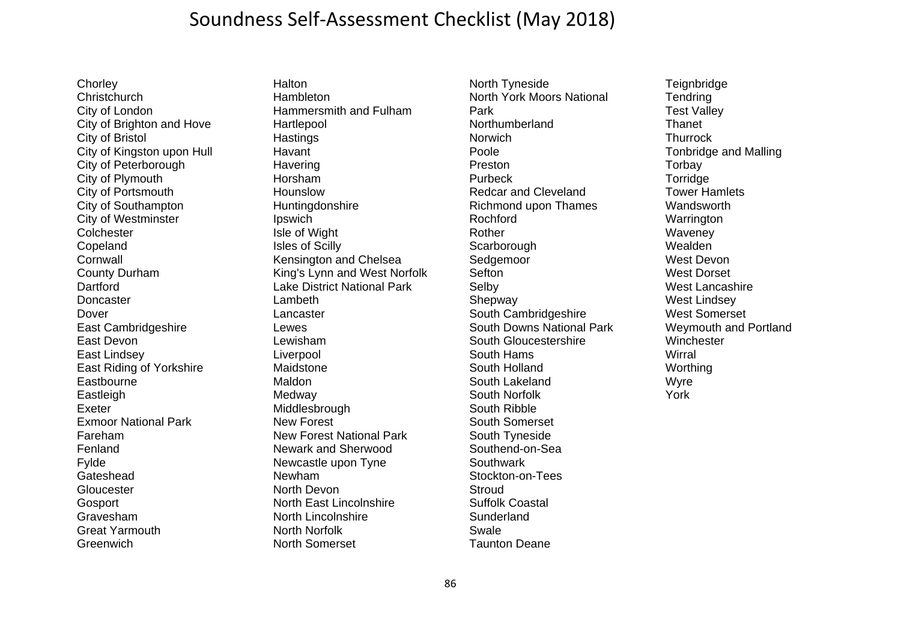Chorley
Christchurch
City of London
City of Brighton and Hove
City of Bristol
City of Kingston upon Hull
City of Peterborough
City of Plymouth
City of Portsmouth
City of Southampton
City of Westminster
Colchester
Copeland
Cornwall
County Durham
Dartford
Doncaster
Dover
East Cambridgeshire
East Devon
East Lindsey
East Riding of Yorkshire
Eastbourne
Eastleigh
Exeter
Exmoor National Park
Fareham
Fenland
Fylde
Gateshead
Gloucester
Gosport
Gravesham
Great Yarmouth
Greenwich
Halton
Hambleton
Hammersmith and Fulham
Hartlepool
Hastings
Havant
Havering
Horsham
Hounslow
Huntingdonshire
Ipswich
Isle of Wight
Isles of Scilly
Kensington and Chelsea
King's Lynn and West Norfolk
Lake District National Park
Lambeth
Lancaster
Lewes
Lewisham
Liverpool
Maidstone
Maldon
Medway
Middlesbrough
New Forest
New Forest National Park
Newark and Sherwood
Newcastle upon Tyne
Newham
North Devon
North East Lincolnshire
North Lincolnshire
North Norfolk
North Somerset
North Tyneside
North York Moors National Park
Northumberland
Norwich
Poole
Preston
Purbeck
Redcar and Cleveland
Richmond upon Thames
Rochford
Rother
Scarborough
Sedgemoor
Sefton
Selby
Shepway
South Cambridgeshire
South Downs National Park
South Gloucestershire
South Hams
South Holland
South Lakeland
South Norfolk
South Ribble
South Somerset
South Tyneside
Southend-on-Sea
Southwark
Stockton-on-Tees
Stroud
Suffolk Coastal
Sunderland
Swale
Taunton Deane
Teignbridge
Tendring
Test Valley
Thanet
Thurrock
Tonbridge and Malling
Torbay
Torridge
Tower Hamlets
Wandsworth
Warrington
Waveney
Wealden
West Devon
West Dorset
West Lancashire
West Lindsey
West Somerset
Weymouth and Portland
Winchester
Wirral
Worthing
Wyre
York